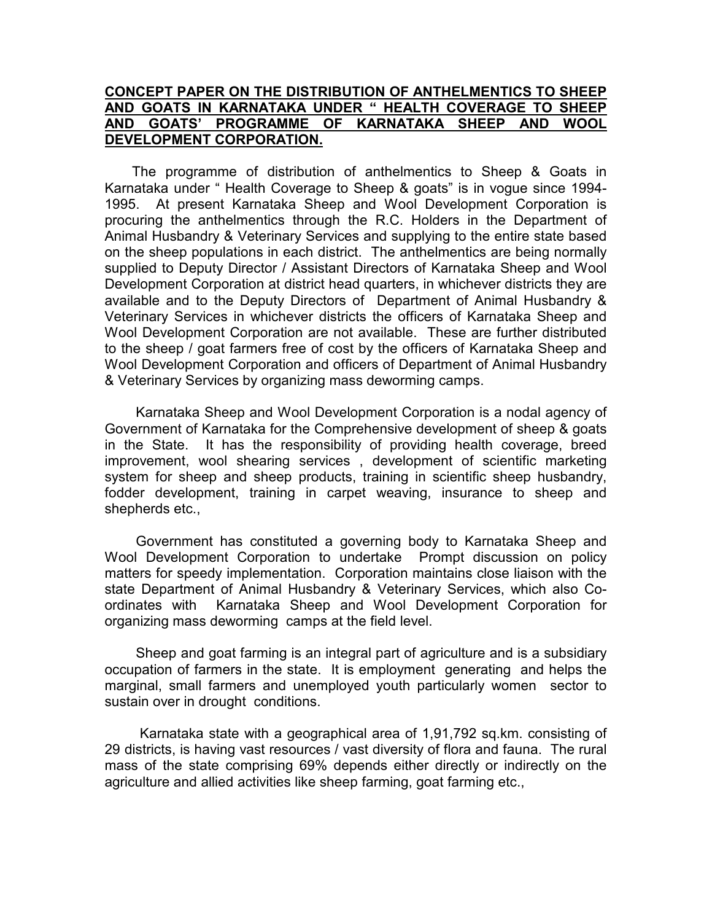**CONCEPT PAPER ON THE DISTRIBUTION OF ANTHELMENTICS TO SHEEP AND GOATS IN KARNATAKA UNDER " HEALTH COVERAGE TO SHEEP AND GOATS' PROGRAMME OF KARNATAKA SHEEP AND WOOL DEVELOPMENT CORPORATION.**

The programme of distribution of anthelmentics to Sheep & Goats in Karnataka under " Health Coverage to Sheep & goats" is in vogue since 1994-1995. At present Karnataka Sheep and Wool Development Corporation is procuring the anthelmentics through the R.C. Holders in the Department of Animal Husbandry & Veterinary Services and supplying to the entire state based on the sheep populations in each district. The anthelmentics are being normally supplied to Deputy Director / Assistant Directors of Karnataka Sheep and Wool Development Corporation at district head quarters, in whichever districts they are available and to the Deputy Directors of Department of Animal Husbandry & Veterinary Services in whichever districts the officers of Karnataka Sheep and Wool Development Corporation are not available. These are further distributed to the sheep / goat farmers free of cost by the officers of Karnataka Sheep and Wool Development Corporation and officers of Department of Animal Husbandry & Veterinary Services by organizing mass deworming camps.

Karnataka Sheep and Wool Development Corporation is a nodal agency of Government of Karnataka for the Comprehensive development of sheep & goats in the State. It has the responsibility of providing health coverage, breed improvement, wool shearing services , development of scientific marketing system for sheep and sheep products, training in scientific sheep husbandry, fodder development, training in carpet weaving, insurance to sheep and shepherds etc.,

Government has constituted a governing body to Karnataka Sheep and Wool Development Corporation to undertake Prompt discussion on policy matters for speedy implementation. Corporation maintains close liaison with the state Department of Animal Husbandry & Veterinary Services, which also Co-ordinates with Karnataka Sheep and Wool Development Corporation for organizing mass deworming camps at the field level.

Sheep and goat farming is an integral part of agriculture and is a subsidiary occupation of farmers in the state. It is employment generating and helps the marginal, small farmers and unemployed youth particularly women sector to sustain over in drought conditions.

Karnataka state with a geographical area of 1,91,792 sq.km. consisting of 29 districts, is having vast resources / vast diversity of flora and fauna. The rural mass of the state comprising 69% depends either directly or indirectly on the agriculture and allied activities like sheep farming, goat farming etc.,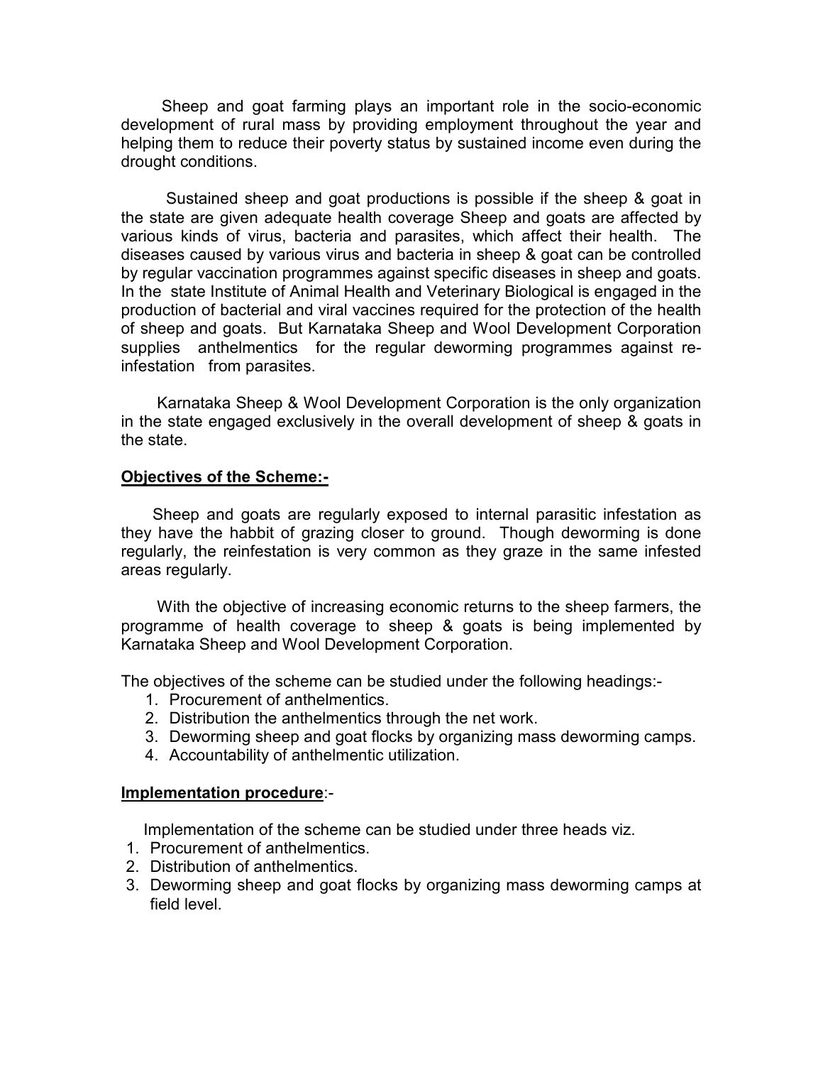Sheep and goat farming plays an important role in the socio-economic development of rural mass by providing employment throughout the year and helping them to reduce their poverty status by sustained income even during the drought conditions.

Sustained sheep and goat productions is possible if the sheep & goat in the state are given adequate health coverage Sheep and goats are affected by various kinds of virus, bacteria and parasites, which affect their health. The diseases caused by various virus and bacteria in sheep & goat can be controlled by regular vaccination programmes against specific diseases in sheep and goats. In the state Institute of Animal Health and Veterinary Biological is engaged in the production of bacterial and viral vaccines required for the protection of the health of sheep and goats. But Karnataka Sheep and Wool Development Corporation supplies anthelmentics for the regular deworming programmes against re-infestation from parasites.

Karnataka Sheep & Wool Development Corporation is the only organization in the state engaged exclusively in the overall development of sheep & goats in the state.

**<u>Objectives of the Scheme:-</u>**

Sheep and goats are regularly exposed to internal parasitic infestation as they have the habbit of grazing closer to ground. Though deworming is done regularly, the reinfestation is very common as they graze in the same infested areas regularly.

With the objective of increasing economic returns to the sheep farmers, the programme of health coverage to sheep & goats is being implemented by Karnataka Sheep and Wool Development Corporation.

The objectives of the scheme can be studied under the following headings:-

1. Procurement of anthelmentics.
2. Distribution the anthelmentics through the net work.
3. Deworming sheep and goat flocks by organizing mass deworming camps.
4. Accountability of anthelmentic utilization.

**<u>Implementation procedure</u>**:-

Implementation of the scheme can be studied under three heads viz.

1. Procurement of anthelmentics.
2. Distribution of anthelmentics.
3. Deworming sheep and goat flocks by organizing mass deworming camps at field level.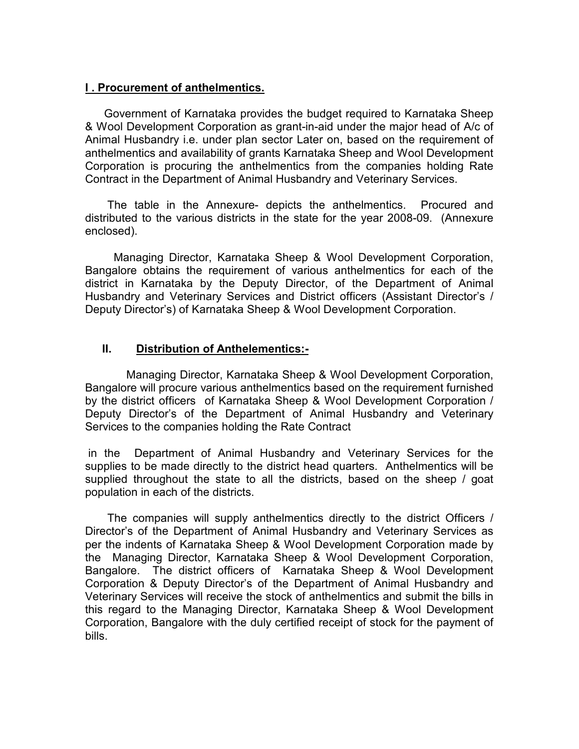## **I . Procurement of anthelmentics.**

Government of Karnataka provides the budget required to Karnataka Sheep & Wool Development Corporation as grant-in-aid under the major head of A/c of Animal Husbandry i.e. under plan sector Later on, based on the requirement of anthelmentics and availability of grants Karnataka Sheep and Wool Development Corporation is procuring the anthelmentics from the companies holding Rate Contract in the Department of Animal Husbandry and Veterinary Services.

The table in the Annexure- depicts the anthelmentics. Procured and distributed to the various districts in the state for the year 2008-09. (Annexure enclosed).

Managing Director, Karnataka Sheep & Wool Development Corporation, Bangalore obtains the requirement of various anthelmentics for each of the district in Karnataka by the Deputy Director, of the Department of Animal Husbandry and Veterinary Services and District officers (Assistant Director's / Deputy Director's) of Karnataka Sheep & Wool Development Corporation.

## **II. Distribution of Anthelementics:-**

Managing Director, Karnataka Sheep & Wool Development Corporation, Bangalore will procure various anthelmentics based on the requirement furnished by the district officers of Karnataka Sheep & Wool Development Corporation / Deputy Director's of the Department of Animal Husbandry and Veterinary Services to the companies holding the Rate Contract

in the Department of Animal Husbandry and Veterinary Services for the supplies to be made directly to the district head quarters. Anthelmentics will be supplied throughout the state to all the districts, based on the sheep / goat population in each of the districts.

The companies will supply anthelmentics directly to the district Officers / Director's of the Department of Animal Husbandry and Veterinary Services as per the indents of Karnataka Sheep & Wool Development Corporation made by the Managing Director, Karnataka Sheep & Wool Development Corporation, Bangalore. The district officers of Karnataka Sheep & Wool Development Corporation & Deputy Director's of the Department of Animal Husbandry and Veterinary Services will receive the stock of anthelmentics and submit the bills in this regard to the Managing Director, Karnataka Sheep & Wool Development Corporation, Bangalore with the duly certified receipt of stock for the payment of bills.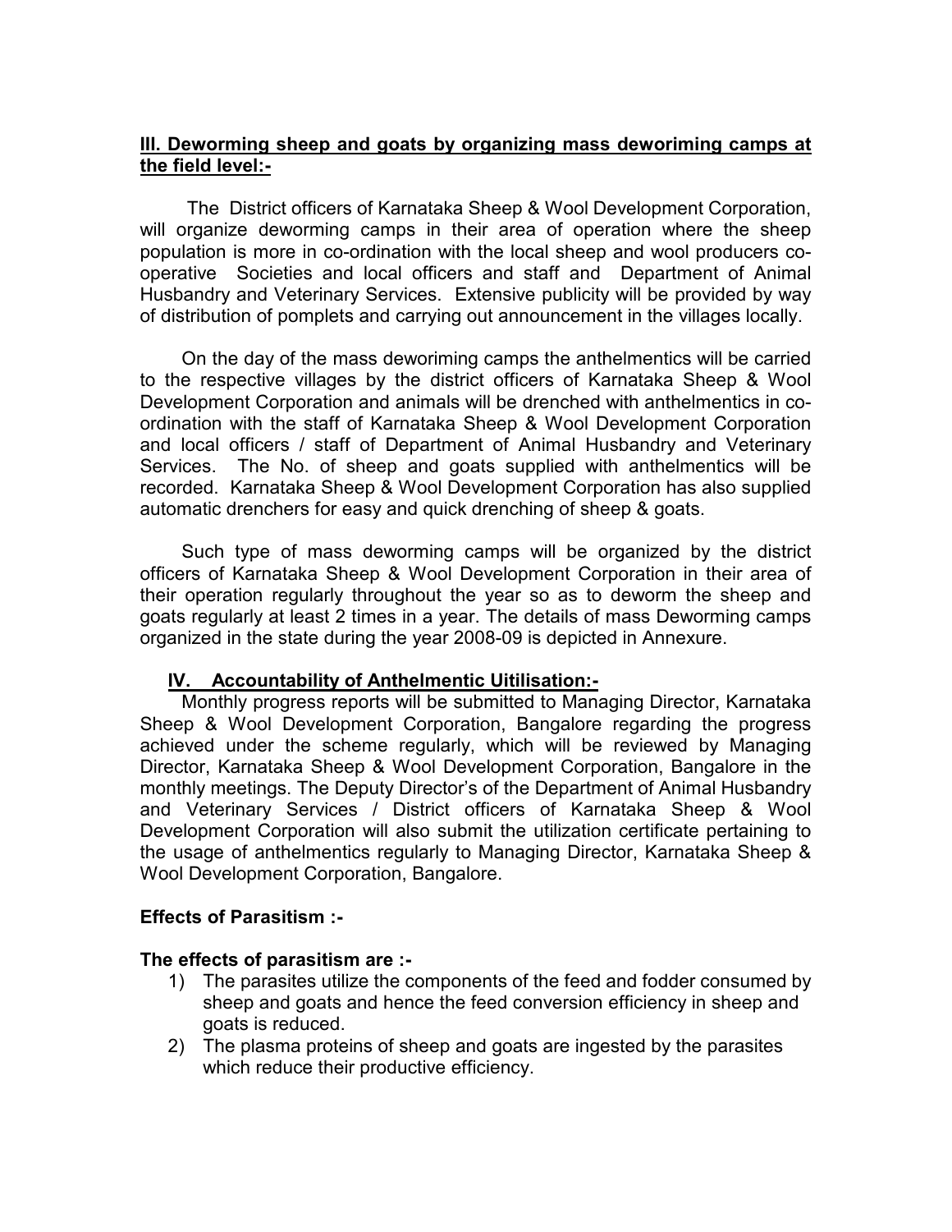**<u>III. Deworming sheep and goats by organizing mass deworiming camps at the field level:-</u>**

The District officers of Karnataka Sheep & Wool Development Corporation, will organize deworming camps in their area of operation where the sheep population is more in co-ordination with the local sheep and wool producers co-operative Societies and local officers and staff and Department of Animal Husbandry and Veterinary Services. Extensive publicity will be provided by way of distribution of pomplets and carrying out announcement in the villages locally.

On the day of the mass deworiming camps the anthelmentics will be carried to the respective villages by the district officers of Karnataka Sheep & Wool Development Corporation and animals will be drenched with anthelmentics in co-ordination with the staff of Karnataka Sheep & Wool Development Corporation and local officers / staff of Department of Animal Husbandry and Veterinary Services. The No. of sheep and goats supplied with anthelmentics will be recorded. Karnataka Sheep & Wool Development Corporation has also supplied automatic drenchers for easy and quick drenching of sheep & goats.

Such type of mass deworming camps will be organized by the district officers of Karnataka Sheep & Wool Development Corporation in their area of their operation regularly throughout the year so as to deworm the sheep and goats regularly at least 2 times in a year. The details of mass Deworming camps organized in the state during the year 2008-09 is depicted in Annexure.

**<u>IV. Accountability of Anthelmentic Uitilisation:-</u>**

Monthly progress reports will be submitted to Managing Director, Karnataka Sheep & Wool Development Corporation, Bangalore regarding the progress achieved under the scheme regularly, which will be reviewed by Managing Director, Karnataka Sheep & Wool Development Corporation, Bangalore in the monthly meetings. The Deputy Director's of the Department of Animal Husbandry and Veterinary Services / District officers of Karnataka Sheep & Wool Development Corporation will also submit the utilization certificate pertaining to the usage of anthelmentics regularly to Managing Director, Karnataka Sheep & Wool Development Corporation, Bangalore.

**Effects of Parasitism :-**

**The effects of parasitism are :-**

1) The parasites utilize the components of the feed and fodder consumed by sheep and goats and hence the feed conversion efficiency in sheep and goats is reduced.
2) The plasma proteins of sheep and goats are ingested by the parasites which reduce their productive efficiency.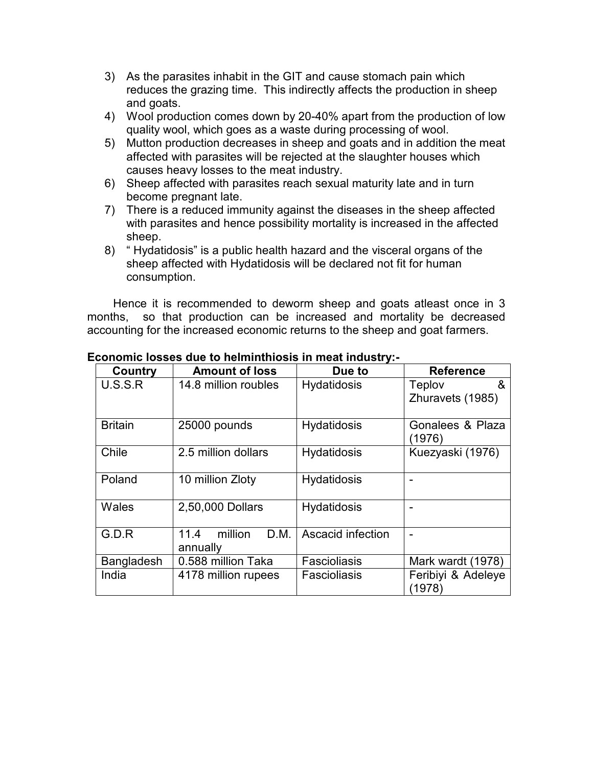3) As the parasites inhabit in the GIT and cause stomach pain which reduces the grazing time. This indirectly affects the production in sheep and goats.
4) Wool production comes down by 20-40% apart from the production of low quality wool, which goes as a waste during processing of wool.
5) Mutton production decreases in sheep and goats and in addition the meat affected with parasites will be rejected at the slaughter houses which causes heavy losses to the meat industry.
6) Sheep affected with parasites reach sexual maturity late and in turn become pregnant late.
7) There is a reduced immunity against the diseases in the sheep affected with parasites and hence possibility mortality is increased in the affected sheep.
8) " Hydatidosis" is a public health hazard and the visceral organs of the sheep affected with Hydatidosis will be declared not fit for human consumption.

Hence it is recommended to deworm sheep and goats atleast once in 3 months, so that production can be increased and mortality be decreased accounting for the increased economic returns to the sheep and goat farmers.

**Economic losses due to helminthiosis in meat industry:-**

| Country | Amount of loss | Due to | Reference |
|---|---|---|---|
| U.S.S.R | 14.8 million roubles | Hydatidosis | Teplov & Zhuravets (1985) |
| Britain | 25000 pounds | Hydatidosis | Gonalees & Plaza (1976) |
| Chile | 2.5 million dollars | Hydatidosis | Kuezyaski (1976) |
| Poland | 10 million Zloty | Hydatidosis | - |
| Wales | 2,50,000 Dollars | Hydatidosis | - |
| G.D.R | 11.4 million D.M. annually | Ascacid infection | - |
| Bangladesh | 0.588 million Taka | Fascioliasis | Mark wardt (1978) |
| India | 4178 million rupees | Fascioliasis | Feribiyi & Adeleye (1978) |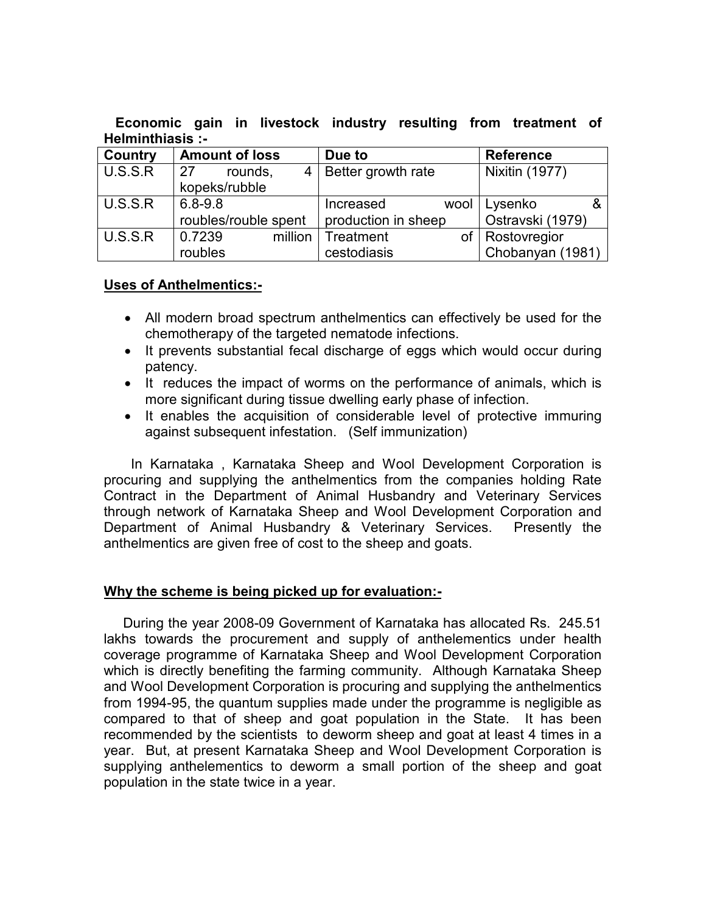**Economic gain in livestock industry resulting from treatment of Helminthiasis :-**

| Country | Amount of loss | Due to | Reference |
|---|---|---|---|
| U.S.S.R | 27 rounds, 4 kopeks/rubble | Better growth rate | Nixitin (1977) |
| U.S.S.R | 6.8-9.8 roubles/rouble spent | Increased wool production in sheep | Lysenko & Ostravski (1979) |
| U.S.S.R | 0.7239 million roubles | Treatment of cestodiasis | Rostovregior Chobanyan (1981) |

## Uses of Anthelmentics:-

- All modern broad spectrum anthelmentics can effectively be used for the chemotherapy of the targeted nematode infections.
- It prevents substantial fecal discharge of eggs which would occur during patency.
- It reduces the impact of worms on the performance of animals, which is more significant during tissue dwelling early phase of infection.
- It enables the acquisition of considerable level of protective immuring against subsequent infestation. (Self immunization)

In Karnataka , Karnataka Sheep and Wool Development Corporation is procuring and supplying the anthelmentics from the companies holding Rate Contract in the Department of Animal Husbandry and Veterinary Services through network of Karnataka Sheep and Wool Development Corporation and Department of Animal Husbandry & Veterinary Services. Presently the anthelmentics are given free of cost to the sheep and goats.

## Why the scheme is being picked up for evaluation:-

During the year 2008-09 Government of Karnataka has allocated Rs. 245.51 lakhs towards the procurement and supply of anthelementics under health coverage programme of Karnataka Sheep and Wool Development Corporation which is directly benefiting the farming community. Although Karnataka Sheep and Wool Development Corporation is procuring and supplying the anthelmentics from 1994-95, the quantum supplies made under the programme is negligible as compared to that of sheep and goat population in the State. It has been recommended by the scientists to deworm sheep and goat at least 4 times in a year. But, at present Karnataka Sheep and Wool Development Corporation is supplying anthelementics to deworm a small portion of the sheep and goat population in the state twice in a year.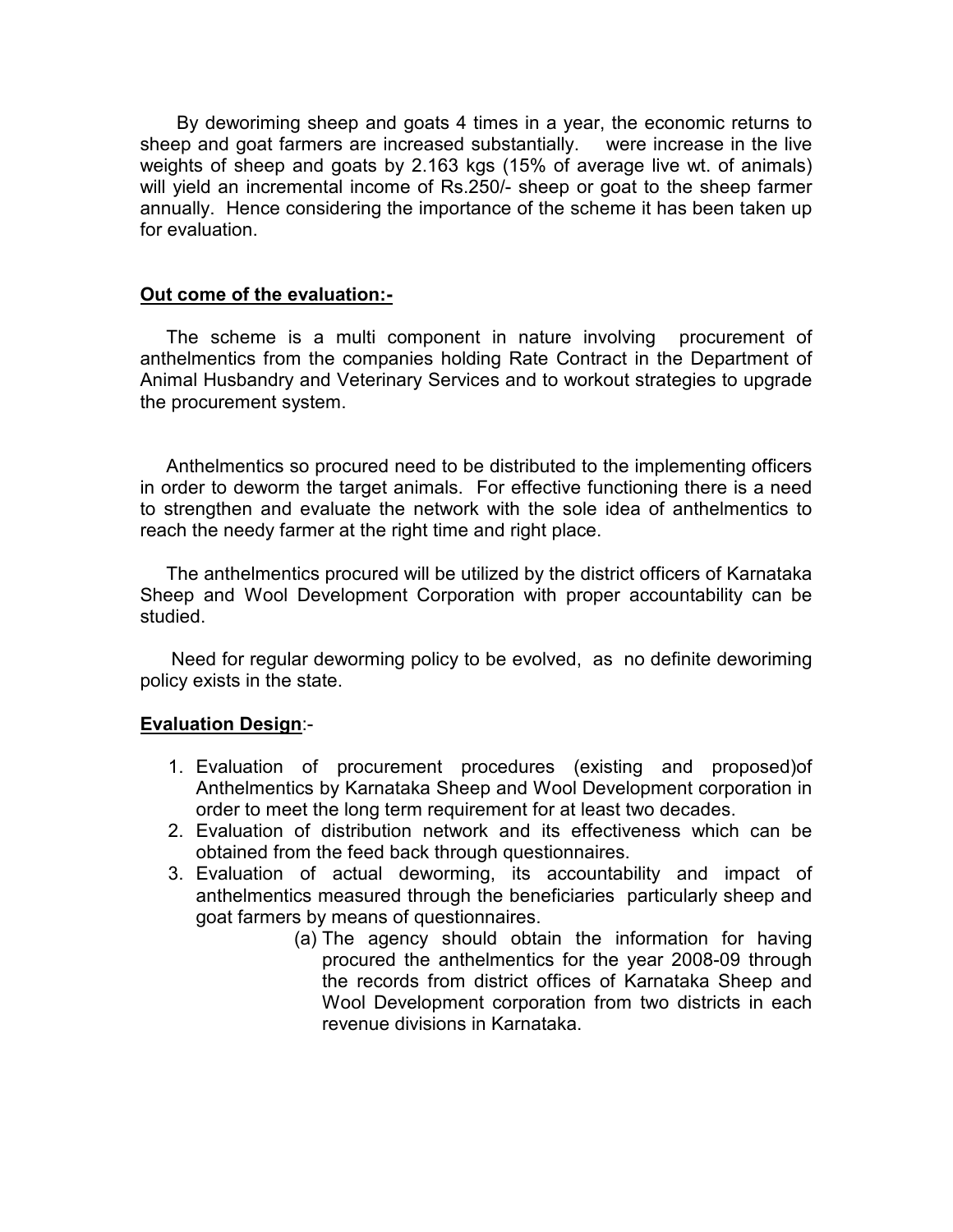By deworiming sheep and goats 4 times in a year, the economic returns to sheep and goat farmers are increased substantially. were increase in the live weights of sheep and goats by 2.163 kgs (15% of average live wt. of animals) will yield an incremental income of Rs.250/- sheep or goat to the sheep farmer annually. Hence considering the importance of the scheme it has been taken up for evaluation.

**<u>Out come of the evaluation:-</u>**

The scheme is a multi component in nature involving procurement of anthelmentics from the companies holding Rate Contract in the Department of Animal Husbandry and Veterinary Services and to workout strategies to upgrade the procurement system.

Anthelmentics so procured need to be distributed to the implementing officers in order to deworm the target animals. For effective functioning there is a need to strengthen and evaluate the network with the sole idea of anthelmentics to reach the needy farmer at the right time and right place.

The anthelmentics procured will be utilized by the district officers of Karnataka Sheep and Wool Development Corporation with proper accountability can be studied.

Need for regular deworming policy to be evolved, as no definite deworiming policy exists in the state.

**<u>Evaluation Design</u>**:-

1. Evaluation of procurement procedures (existing and proposed)of Anthelmentics by Karnataka Sheep and Wool Development corporation in order to meet the long term requirement for at least two decades.
2. Evaluation of distribution network and its effectiveness which can be obtained from the feed back through questionnaires.
3. Evaluation of actual deworming, its accountability and impact of anthelmentics measured through the beneficiaries particularly sheep and goat farmers by means of questionnaires.
    - (a) The agency should obtain the information for having procured the anthelmentics for the year 2008-09 through the records from district offices of Karnataka Sheep and Wool Development corporation from two districts in each revenue divisions in Karnataka.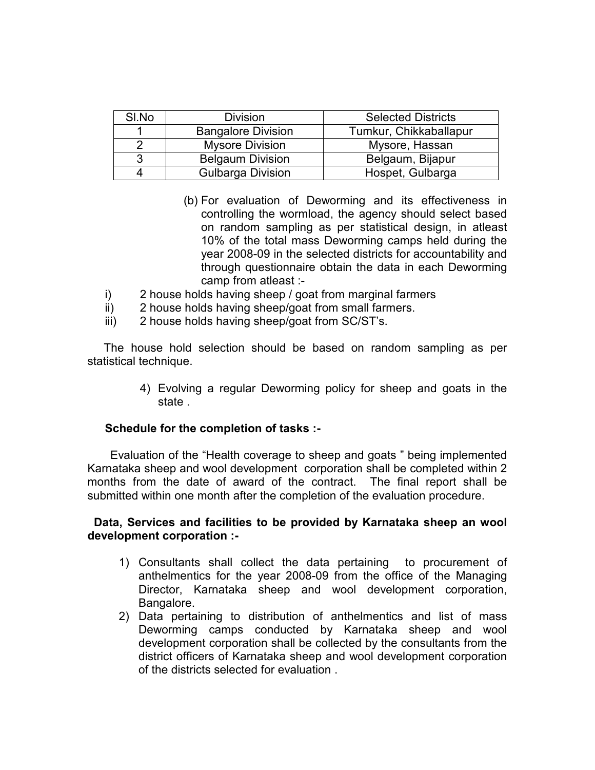| Sl.No | Division | Selected Districts |
|---|---|---|
| 1 | Bangalore Division | Tumkur, Chikkaballapur |
| 2 | Mysore Division | Mysore, Hassan |
| 3 | Belgaum Division | Belgaum, Bijapur |
| 4 | Gulbarga Division | Hospet, Gulbarga |

(b) For evaluation of Deworming and its effectiveness in controlling the wormload, the agency should select based on random sampling as per statistical design, in atleast 10% of the total mass Deworming camps held during the year 2008-09 in the selected districts for accountability and through questionnaire obtain the data in each Deworming camp from atleast :-

i) 2 house holds having sheep / goat from marginal farmers
ii) 2 house holds having sheep/goat from small farmers.
iii) 2 house holds having sheep/goat from SC/ST's.

The house hold selection should be based on random sampling as per statistical technique.

4) Evolving a regular Deworming policy for sheep and goats in the state .

**Schedule for the completion of tasks :-**

Evaluation of the "Health coverage to sheep and goats " being implemented Karnataka sheep and wool development corporation shall be completed within 2 months from the date of award of the contract. The final report shall be submitted within one month after the completion of the evaluation procedure.

**Data, Services and facilities to be provided by Karnataka sheep an wool development corporation :-**

1) Consultants shall collect the data pertaining to procurement of anthelmentics for the year 2008-09 from the office of the Managing Director, Karnataka sheep and wool development corporation, Bangalore.
2) Data pertaining to distribution of anthelmentics and list of mass Deworming camps conducted by Karnataka sheep and wool development corporation shall be collected by the consultants from the district officers of Karnataka sheep and wool development corporation of the districts selected for evaluation .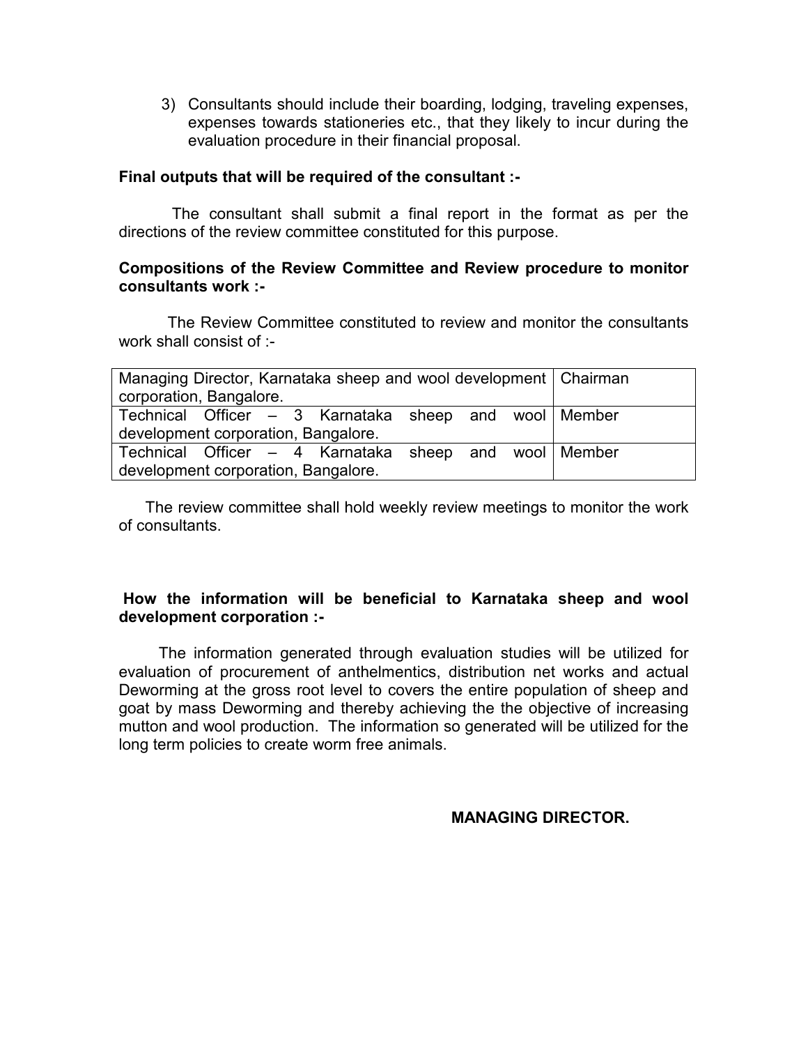3) Consultants should include their boarding, lodging, traveling expenses, expenses towards stationeries etc., that they likely to incur during the evaluation procedure in their financial proposal.

**Final outputs that will be required of the consultant :-**

The consultant shall submit a final report in the format as per the directions of the review committee constituted for this purpose.

**Compositions of the Review Committee and Review procedure to monitor consultants work :-**

The Review Committee constituted to review and monitor the consultants work shall consist of :-

| | |
|---|---|
| Managing Director, Karnataka sheep and wool development corporation, Bangalore. | Chairman |
| Technical Officer – 3 Karnataka sheep and wool development corporation, Bangalore. | Member |
| Technical Officer – 4 Karnataka sheep and wool development corporation, Bangalore. | Member |

The review committee shall hold weekly review meetings to monitor the work of consultants.

**How the information will be beneficial to Karnataka sheep and wool development corporation :-**

The information generated through evaluation studies will be utilized for evaluation of procurement of anthelmentics, distribution net works and actual Deworming at the gross root level to covers the entire population of sheep and goat by mass Deworming and thereby achieving the the objective of increasing mutton and wool production. The information so generated will be utilized for the long term policies to create worm free animals.

**MANAGING DIRECTOR.**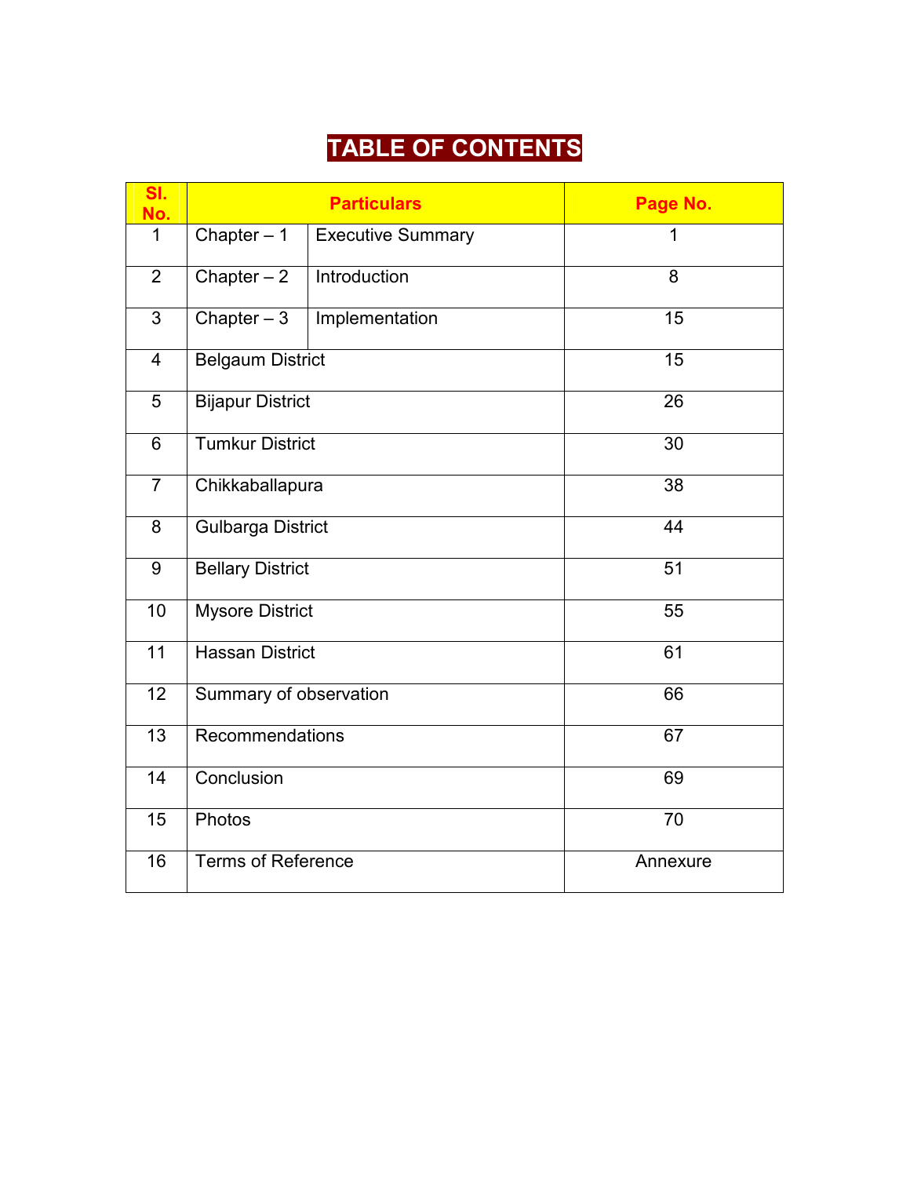# TABLE OF CONTENTS

| Sl. No. | Particulars | | Page No. |
|---|---|---|---|
| 1 | Chapter – 1 | Executive Summary | 1 |
| 2 | Chapter – 2 | Introduction | 8 |
| 3 | Chapter – 3 | Implementation | 15 |
| 4 | Belgaum District | | 15 |
| 5 | Bijapur District | | 26 |
| 6 | Tumkur District | | 30 |
| 7 | Chikkaballapura | | 38 |
| 8 | Gulbarga District | | 44 |
| 9 | Bellary District | | 51 |
| 10 | Mysore District | | 55 |
| 11 | Hassan District | | 61 |
| 12 | Summary of observation | | 66 |
| 13 | Recommendations | | 67 |
| 14 | Conclusion | | 69 |
| 15 | Photos | | 70 |
| 16 | Terms of Reference | | Annexure |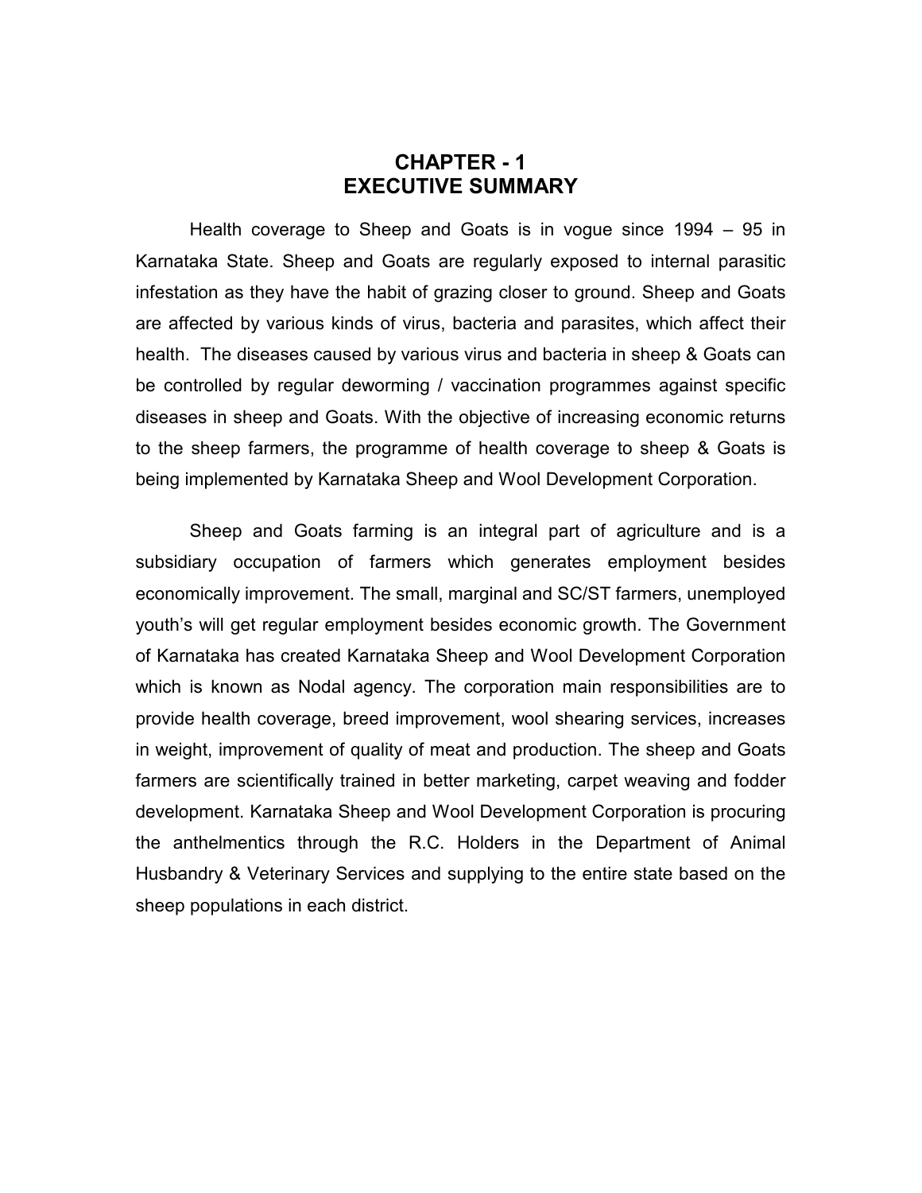# CHAPTER - 1
# EXECUTIVE SUMMARY

Health coverage to Sheep and Goats is in vogue since 1994 – 95 in Karnataka State. Sheep and Goats are regularly exposed to internal parasitic infestation as they have the habit of grazing closer to ground. Sheep and Goats are affected by various kinds of virus, bacteria and parasites, which affect their health. The diseases caused by various virus and bacteria in sheep & Goats can be controlled by regular deworming / vaccination programmes against specific diseases in sheep and Goats. With the objective of increasing economic returns to the sheep farmers, the programme of health coverage to sheep & Goats is being implemented by Karnataka Sheep and Wool Development Corporation.

Sheep and Goats farming is an integral part of agriculture and is a subsidiary occupation of farmers which generates employment besides economically improvement. The small, marginal and SC/ST farmers, unemployed youth's will get regular employment besides economic growth. The Government of Karnataka has created Karnataka Sheep and Wool Development Corporation which is known as Nodal agency. The corporation main responsibilities are to provide health coverage, breed improvement, wool shearing services, increases in weight, improvement of quality of meat and production. The sheep and Goats farmers are scientifically trained in better marketing, carpet weaving and fodder development. Karnataka Sheep and Wool Development Corporation is procuring the anthelmentics through the R.C. Holders in the Department of Animal Husbandry & Veterinary Services and supplying to the entire state based on the sheep populations in each district.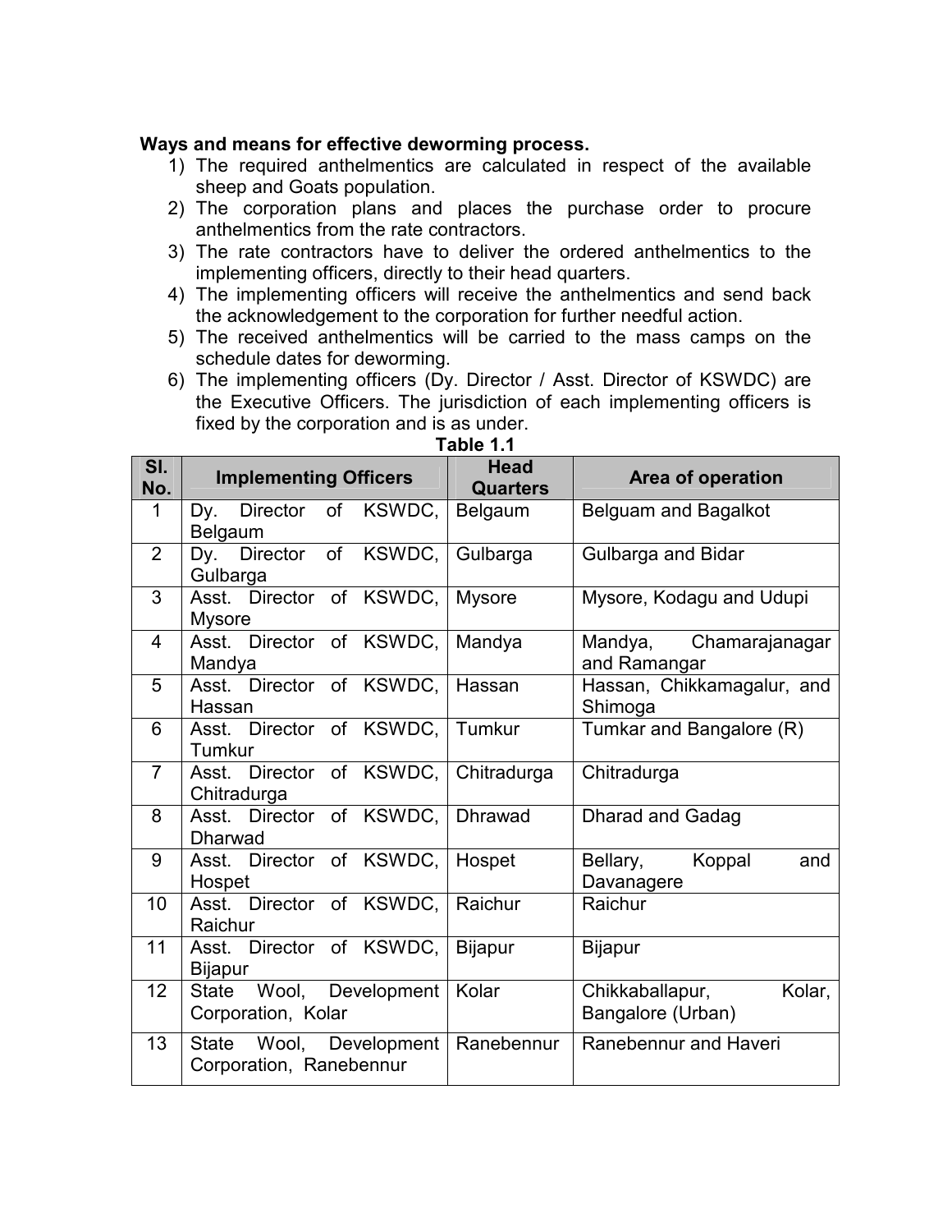**Ways and means for effective deworming process.**

1) The required anthelmentics are calculated in respect of the available sheep and Goats population.
2) The corporation plans and places the purchase order to procure anthelmentics from the rate contractors.
3) The rate contractors have to deliver the ordered anthelmentics to the implementing officers, directly to their head quarters.
4) The implementing officers will receive the anthelmentics and send back the acknowledgement to the corporation for further needful action.
5) The received anthelmentics will be carried to the mass camps on the schedule dates for deworming.
6) The implementing officers (Dy. Director / Asst. Director of KSWDC) are the Executive Officers. The jurisdiction of each implementing officers is fixed by the corporation and is as under.

**Table 1.1**

| Sl. No. | Implementing Officers | Head Quarters | Area of operation |
|---|---|---|---|
| 1 | Dy. Director of KSWDC, Belgaum | Belgaum | Belguam and Bagalkot |
| 2 | Dy. Director of KSWDC, Gulbarga | Gulbarga | Gulbarga and Bidar |
| 3 | Asst. Director of KSWDC, Mysore | Mysore | Mysore, Kodagu and Udupi |
| 4 | Asst. Director of KSWDC, Mandya | Mandya | Mandya, Chamarajanagar and Ramangar |
| 5 | Asst. Director of KSWDC, Hassan | Hassan | Hassan, Chikkamagalur, and Shimoga |
| 6 | Asst. Director of KSWDC, Tumkur | Tumkur | Tumkar and Bangalore (R) |
| 7 | Asst. Director of KSWDC, Chitradurga | Chitradurga | Chitradurga |
| 8 | Asst. Director of KSWDC, Dharwad | Dhrawad | Dharad and Gadag |
| 9 | Asst. Director of KSWDC, Hospet | Hospet | Bellary, Koppal and Davanagere |
| 10 | Asst. Director of KSWDC, Raichur | Raichur | Raichur |
| 11 | Asst. Director of KSWDC, Bijapur | Bijapur | Bijapur |
| 12 | State Wool, Development Corporation, Kolar | Kolar | Chikkaballapur, Kolar, Bangalore (Urban) |
| 13 | State Wool, Development Corporation, Ranebennur | Ranebennur | Ranebennur and Haveri |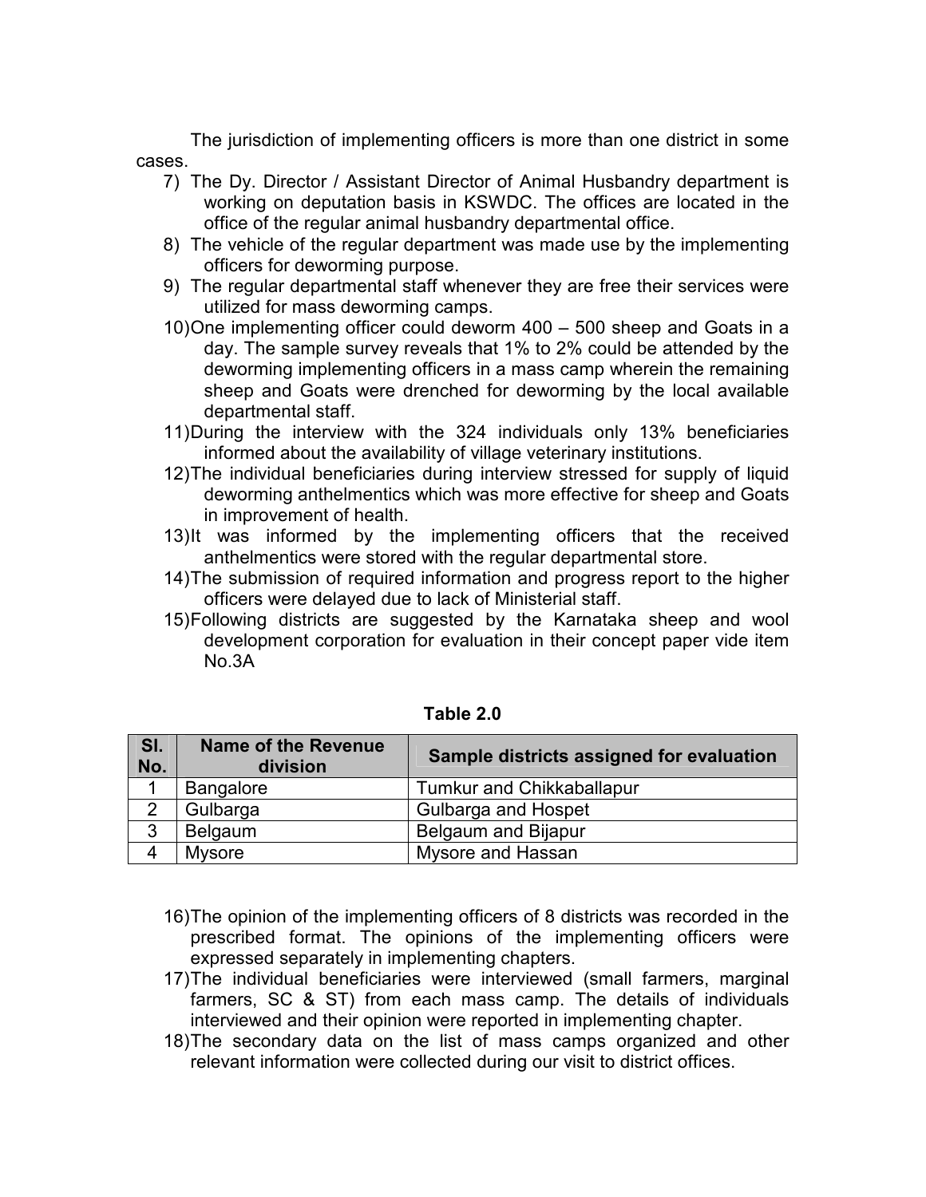The jurisdiction of implementing officers is more than one district in some cases.

7) The Dy. Director / Assistant Director of Animal Husbandry department is working on deputation basis in KSWDC. The offices are located in the office of the regular animal husbandry departmental office.
8) The vehicle of the regular department was made use by the implementing officers for deworming purpose.
9) The regular departmental staff whenever they are free their services were utilized for mass deworming camps.
10) One implementing officer could deworm 400 – 500 sheep and Goats in a day. The sample survey reveals that 1% to 2% could be attended by the deworming implementing officers in a mass camp wherein the remaining sheep and Goats were drenched for deworming by the local available departmental staff.
11) During the interview with the 324 individuals only 13% beneficiaries informed about the availability of village veterinary institutions.
12) The individual beneficiaries during interview stressed for supply of liquid deworming anthelmentics which was more effective for sheep and Goats in improvement of health.
13) It was informed by the implementing officers that the received anthelmentics were stored with the regular departmental store.
14) The submission of required information and progress report to the higher officers were delayed due to lack of Ministerial staff.
15) Following districts are suggested by the Karnataka sheep and wool development corporation for evaluation in their concept paper vide item No.3A

**Table 2.0**

| Sl. No. | Name of the Revenue division | Sample districts assigned for evaluation |
|---|---|---|
| 1 | Bangalore | Tumkur and Chikkaballapur |
| 2 | Gulbarga | Gulbarga and Hospet |
| 3 | Belgaum | Belgaum and Bijapur |
| 4 | Mysore | Mysore and Hassan |

16) The opinion of the implementing officers of 8 districts was recorded in the prescribed format. The opinions of the implementing officers were expressed separately in implementing chapters.
17) The individual beneficiaries were interviewed (small farmers, marginal farmers, SC & ST) from each mass camp. The details of individuals interviewed and their opinion were reported in implementing chapter.
18) The secondary data on the list of mass camps organized and other relevant information were collected during our visit to district offices.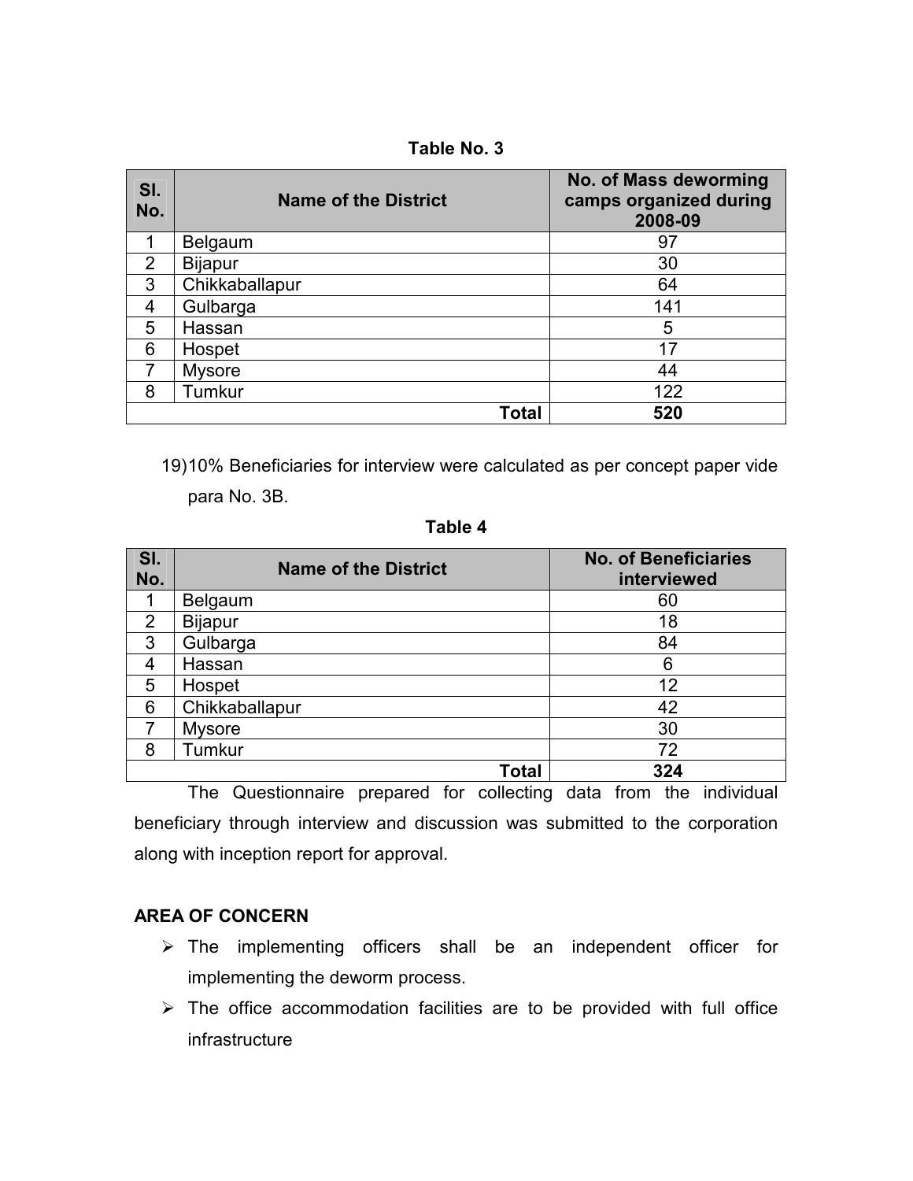**Table No. 3**

| Sl. No. | Name of the District | No. of Mass deworming camps organized during 2008-09 |
|---|---|---|
| 1 | Belgaum | 97 |
| 2 | Bijapur | 30 |
| 3 | Chikkaballapur | 64 |
| 4 | Gulbarga | 141 |
| 5 | Hassan | 5 |
| 6 | Hospet | 17 |
| 7 | Mysore | 44 |
| 8 | Tumkur | 122 |
| | **Total** | **520** |

19) 10% Beneficiaries for interview were calculated as per concept paper vide para No. 3B.

**Table 4**

| Sl. No. | Name of the District | No. of Beneficiaries interviewed |
|---|---|---|
| 1 | Belgaum | 60 |
| 2 | Bijapur | 18 |
| 3 | Gulbarga | 84 |
| 4 | Hassan | 6 |
| 5 | Hospet | 12 |
| 6 | Chikkaballapur | 42 |
| 7 | Mysore | 30 |
| 8 | Tumkur | 72 |
| | **Total** | **324** |

The Questionnaire prepared for collecting data from the individual beneficiary through interview and discussion was submitted to the corporation along with inception report for approval.

**AREA OF CONCERN**

- The implementing officers shall be an independent officer for implementing the deworm process.
- The office accommodation facilities are to be provided with full office infrastructure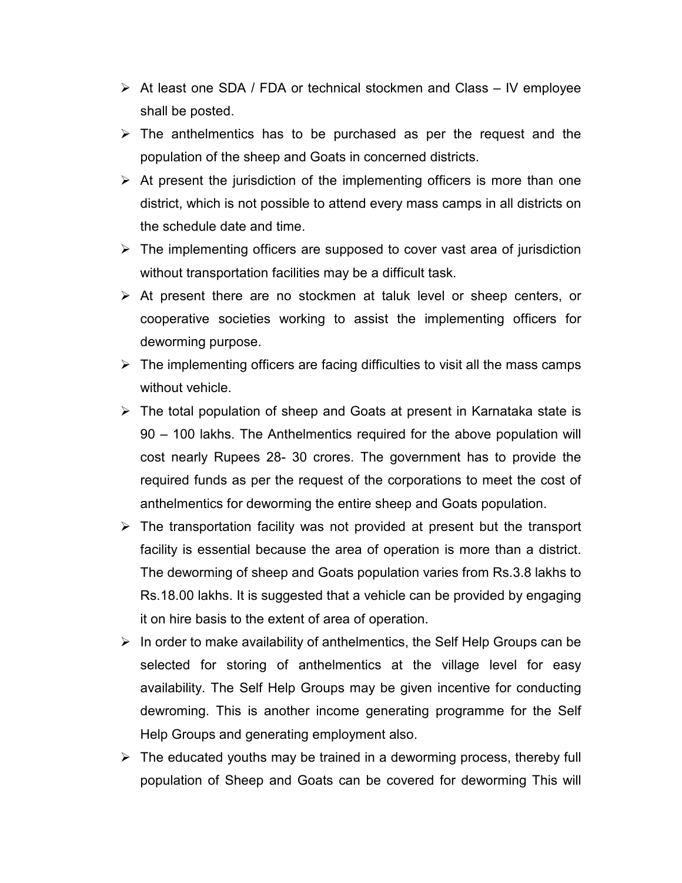- At least one SDA / FDA or technical stockmen and Class – IV employee shall be posted.
- The anthelmentics has to be purchased as per the request and the population of the sheep and Goats in concerned districts.
- At present the jurisdiction of the implementing officers is more than one district, which is not possible to attend every mass camps in all districts on the schedule date and time.
- The implementing officers are supposed to cover vast area of jurisdiction without transportation facilities may be a difficult task.
- At present there are no stockmen at taluk level or sheep centers, or cooperative societies working to assist the implementing officers for deworming purpose.
- The implementing officers are facing difficulties to visit all the mass camps without vehicle.
- The total population of sheep and Goats at present in Karnataka state is 90 – 100 lakhs. The Anthelmentics required for the above population will cost nearly Rupees 28- 30 crores. The government has to provide the required funds as per the request of the corporations to meet the cost of anthelmentics for deworming the entire sheep and Goats population.
- The transportation facility was not provided at present but the transport facility is essential because the area of operation is more than a district. The deworming of sheep and Goats population varies from Rs.3.8 lakhs to Rs.18.00 lakhs. It is suggested that a vehicle can be provided by engaging it on hire basis to the extent of area of operation.
- In order to make availability of anthelmentics, the Self Help Groups can be selected for storing of anthelmentics at the village level for easy availability. The Self Help Groups may be given incentive for conducting dewroming. This is another income generating programme for the Self Help Groups and generating employment also.
- The educated youths may be trained in a deworming process, thereby full population of Sheep and Goats can be covered for deworming This will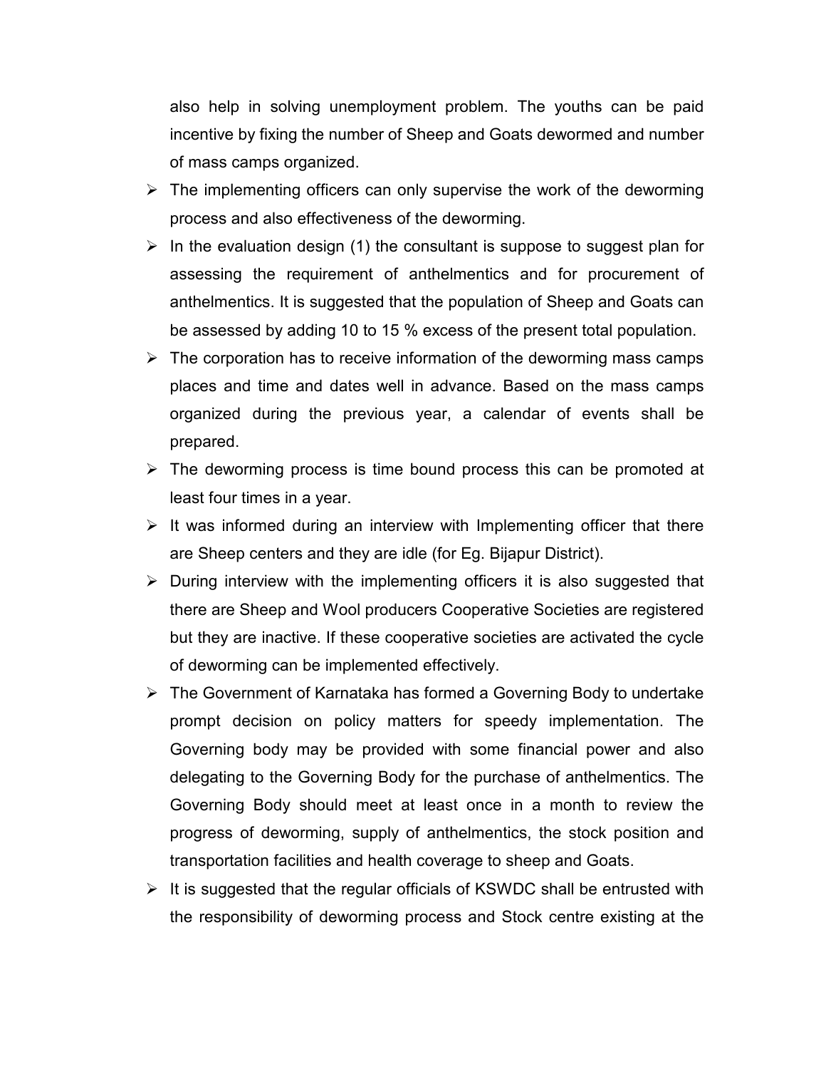also help in solving unemployment problem. The youths can be paid incentive by fixing the number of Sheep and Goats dewormed and number of mass camps organized.

- The implementing officers can only supervise the work of the deworming process and also effectiveness of the deworming.
- In the evaluation design (1) the consultant is suppose to suggest plan for assessing the requirement of anthelmentics and for procurement of anthelmentics. It is suggested that the population of Sheep and Goats can be assessed by adding 10 to 15 % excess of the present total population.
- The corporation has to receive information of the deworming mass camps places and time and dates well in advance. Based on the mass camps organized during the previous year, a calendar of events shall be prepared.
- The deworming process is time bound process this can be promoted at least four times in a year.
- It was informed during an interview with Implementing officer that there are Sheep centers and they are idle (for Eg. Bijapur District).
- During interview with the implementing officers it is also suggested that there are Sheep and Wool producers Cooperative Societies are registered but they are inactive. If these cooperative societies are activated the cycle of deworming can be implemented effectively.
- The Government of Karnataka has formed a Governing Body to undertake prompt decision on policy matters for speedy implementation. The Governing body may be provided with some financial power and also delegating to the Governing Body for the purchase of anthelmentics. The Governing Body should meet at least once in a month to review the progress of deworming, supply of anthelmentics, the stock position and transportation facilities and health coverage to sheep and Goats.
- It is suggested that the regular officials of KSWDC shall be entrusted with the responsibility of deworming process and Stock centre existing at the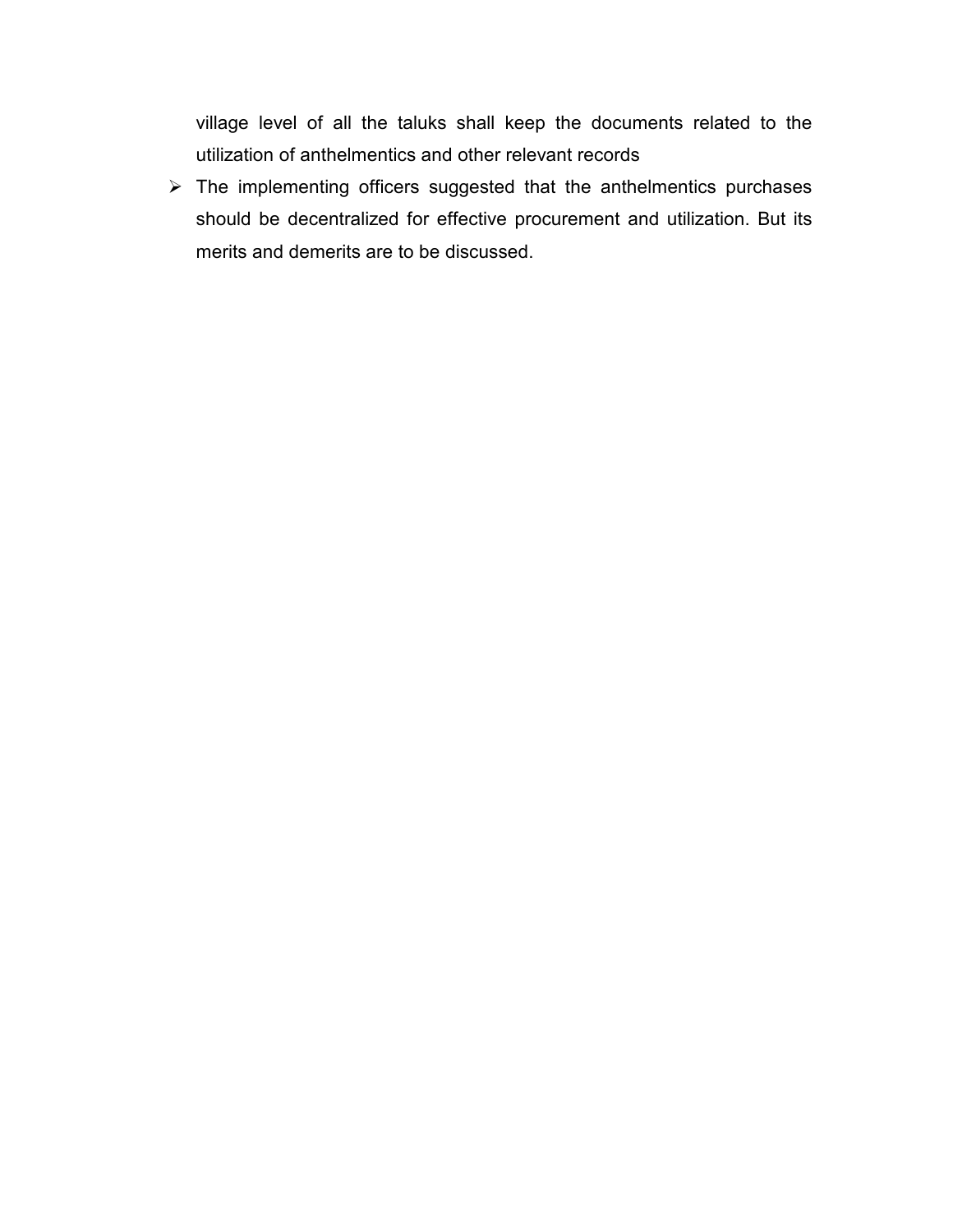village level of all the taluks shall keep the documents related to the utilization of anthelmentics and other relevant records

- The implementing officers suggested that the anthelmentics purchases should be decentralized for effective procurement and utilization. But its merits and demerits are to be discussed.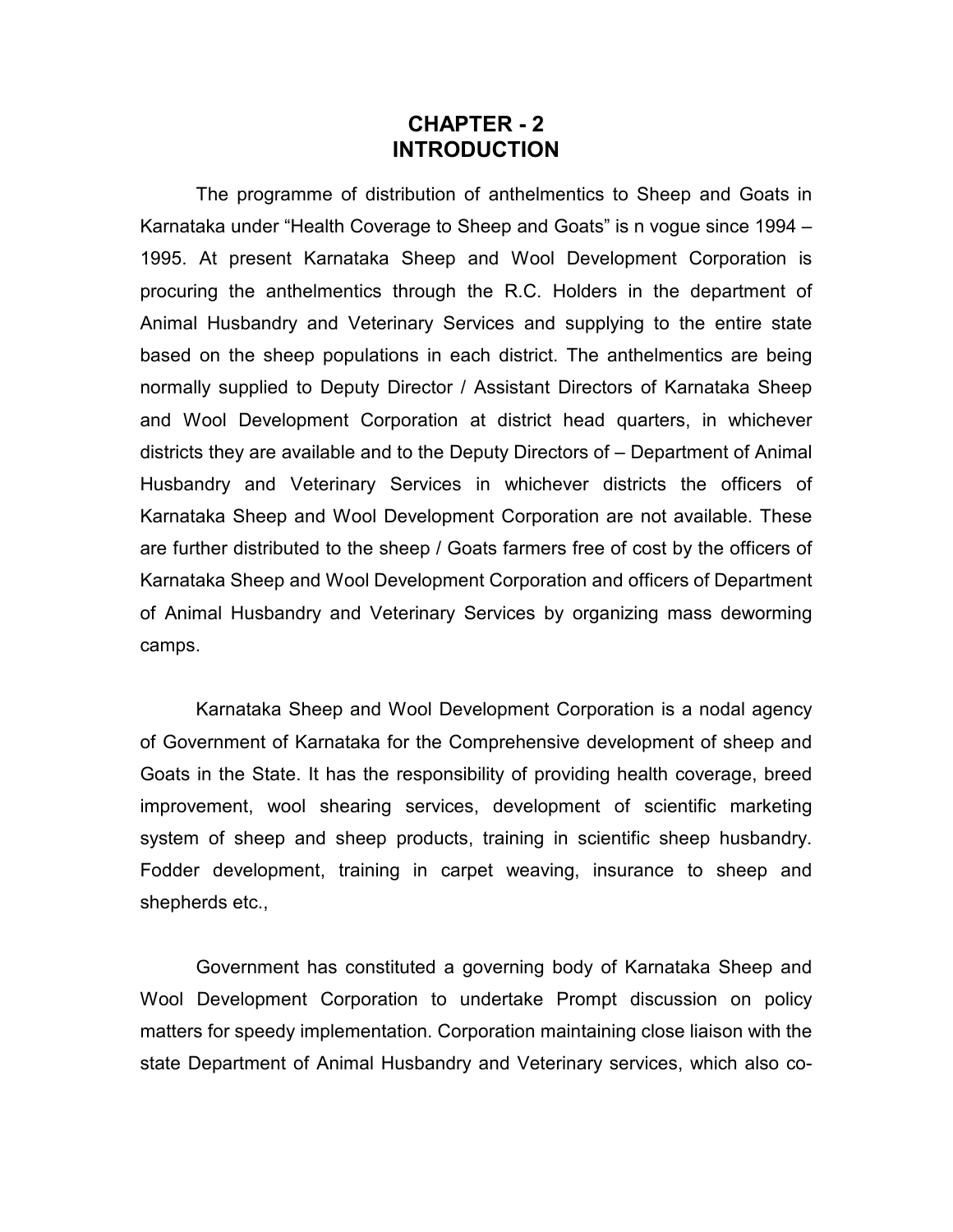# CHAPTER - 2
# INTRODUCTION

The programme of distribution of anthelmentics to Sheep and Goats in Karnataka under "Health Coverage to Sheep and Goats" is n vogue since 1994 – 1995. At present Karnataka Sheep and Wool Development Corporation is procuring the anthelmentics through the R.C. Holders in the department of Animal Husbandry and Veterinary Services and supplying to the entire state based on the sheep populations in each district. The anthelmentics are being normally supplied to Deputy Director / Assistant Directors of Karnataka Sheep and Wool Development Corporation at district head quarters, in whichever districts they are available and to the Deputy Directors of – Department of Animal Husbandry and Veterinary Services in whichever districts the officers of Karnataka Sheep and Wool Development Corporation are not available. These are further distributed to the sheep / Goats farmers free of cost by the officers of Karnataka Sheep and Wool Development Corporation and officers of Department of Animal Husbandry and Veterinary Services by organizing mass deworming camps.

Karnataka Sheep and Wool Development Corporation is a nodal agency of Government of Karnataka for the Comprehensive development of sheep and Goats in the State. It has the responsibility of providing health coverage, breed improvement, wool shearing services, development of scientific marketing system of sheep and sheep products, training in scientific sheep husbandry. Fodder development, training in carpet weaving, insurance to sheep and shepherds etc.,

Government has constituted a governing body of Karnataka Sheep and Wool Development Corporation to undertake Prompt discussion on policy matters for speedy implementation. Corporation maintaining close liaison with the state Department of Animal Husbandry and Veterinary services, which also co-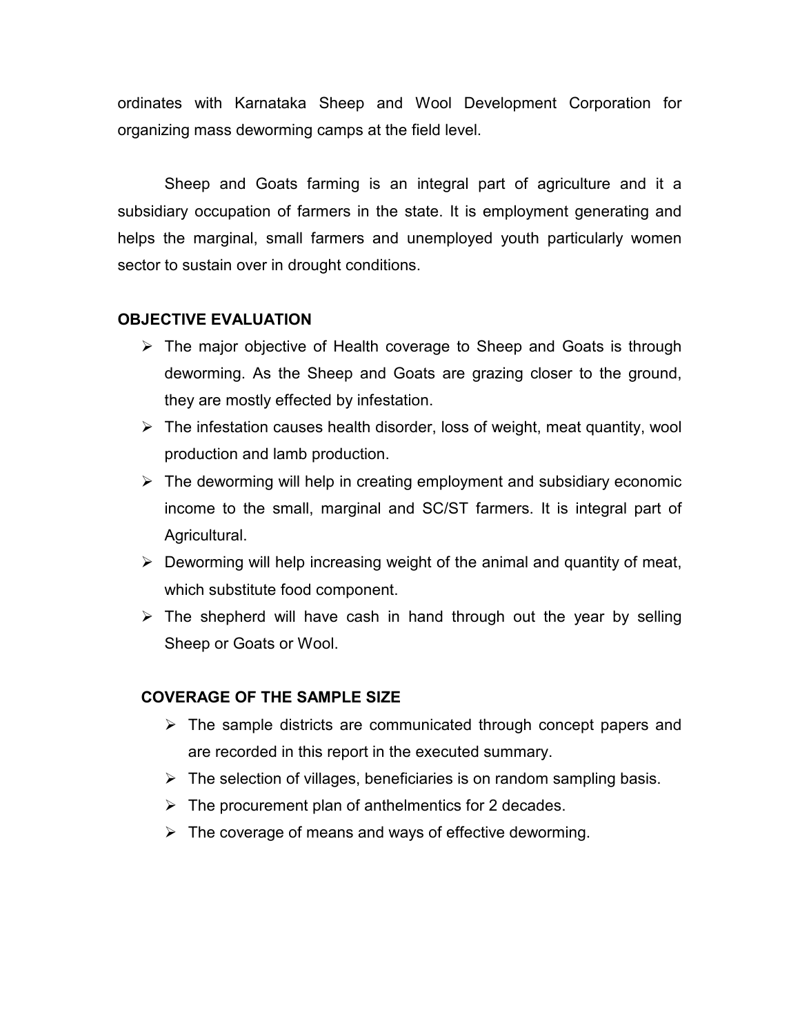ordinates with Karnataka Sheep and Wool Development Corporation for organizing mass deworming camps at the field level.

Sheep and Goats farming is an integral part of agriculture and it a subsidiary occupation of farmers in the state. It is employment generating and helps the marginal, small farmers and unemployed youth particularly women sector to sustain over in drought conditions.

**OBJECTIVE EVALUATION**

- The major objective of Health coverage to Sheep and Goats is through deworming. As the Sheep and Goats are grazing closer to the ground, they are mostly effected by infestation.
- The infestation causes health disorder, loss of weight, meat quantity, wool production and lamb production.
- The deworming will help in creating employment and subsidiary economic income to the small, marginal and SC/ST farmers. It is integral part of Agricultural.
- Deworming will help increasing weight of the animal and quantity of meat, which substitute food component.
- The shepherd will have cash in hand through out the year by selling Sheep or Goats or Wool.

**COVERAGE OF THE SAMPLE SIZE**

- The sample districts are communicated through concept papers and are recorded in this report in the executed summary.
- The selection of villages, beneficiaries is on random sampling basis.
- The procurement plan of anthelmentics for 2 decades.
- The coverage of means and ways of effective deworming.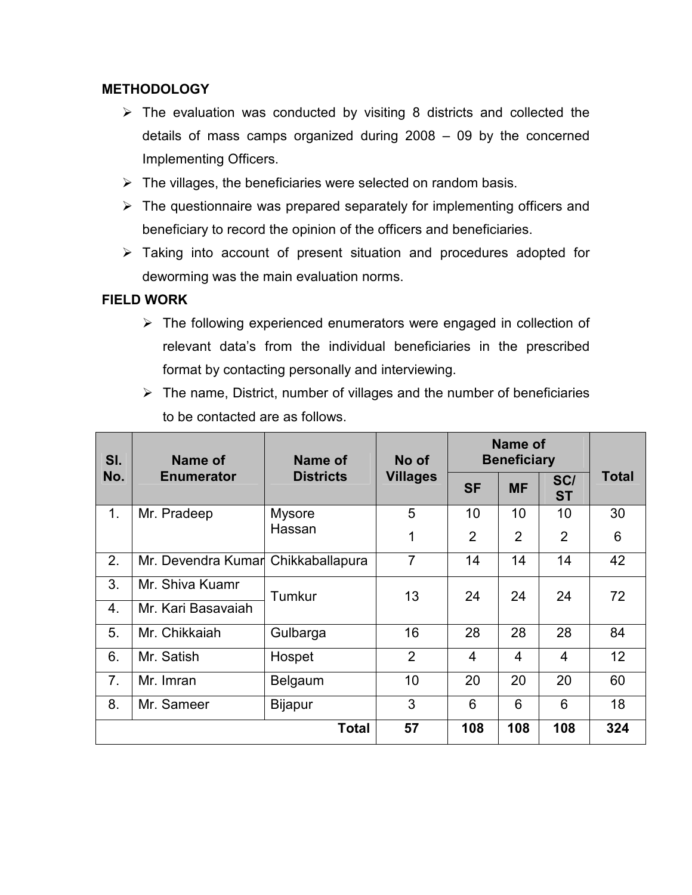**METHODOLOGY**

- The evaluation was conducted by visiting 8 districts and collected the details of mass camps organized during 2008 – 09 by the concerned Implementing Officers.
- The villages, the beneficiaries were selected on random basis.
- The questionnaire was prepared separately for implementing officers and beneficiary to record the opinion of the officers and beneficiaries.
- Taking into account of present situation and procedures adopted for deworming was the main evaluation norms.

**FIELD WORK**

- The following experienced enumerators were engaged in collection of relevant data's from the individual beneficiaries in the prescribed format by contacting personally and interviewing.
- The name, District, number of villages and the number of beneficiaries to be contacted are as follows.

| Sl. No. | Name of Enumerator | Name of Districts | No of Villages | Name of Beneficiary | | | Total |
|---|---|---|---|---|---|---|---|
| | | | | SF | MF | SC/ ST | |
| 1. | Mr. Pradeep | Mysore | 5 | 10 | 10 | 10 | 30 |
| | | Hassan | 1 | 2 | 2 | 2 | 6 |
| 2. | Mr. Devendra Kumar | Chikkaballapura | 7 | 14 | 14 | 14 | 42 |
| 3. | Mr. Shiva Kuamr | Tumkur | 13 | 24 | 24 | 24 | 72 |
| 4. | Mr. Kari Basavaiah | | | | | | |
| 5. | Mr. Chikkaiah | Gulbarga | 16 | 28 | 28 | 28 | 84 |
| 6. | Mr. Satish | Hospet | 2 | 4 | 4 | 4 | 12 |
| 7. | Mr. Imran | Belgaum | 10 | 20 | 20 | 20 | 60 |
| 8. | Mr. Sameer | Bijapur | 3 | 6 | 6 | 6 | 18 |
| | | **Total** | **57** | **108** | **108** | **108** | **324** |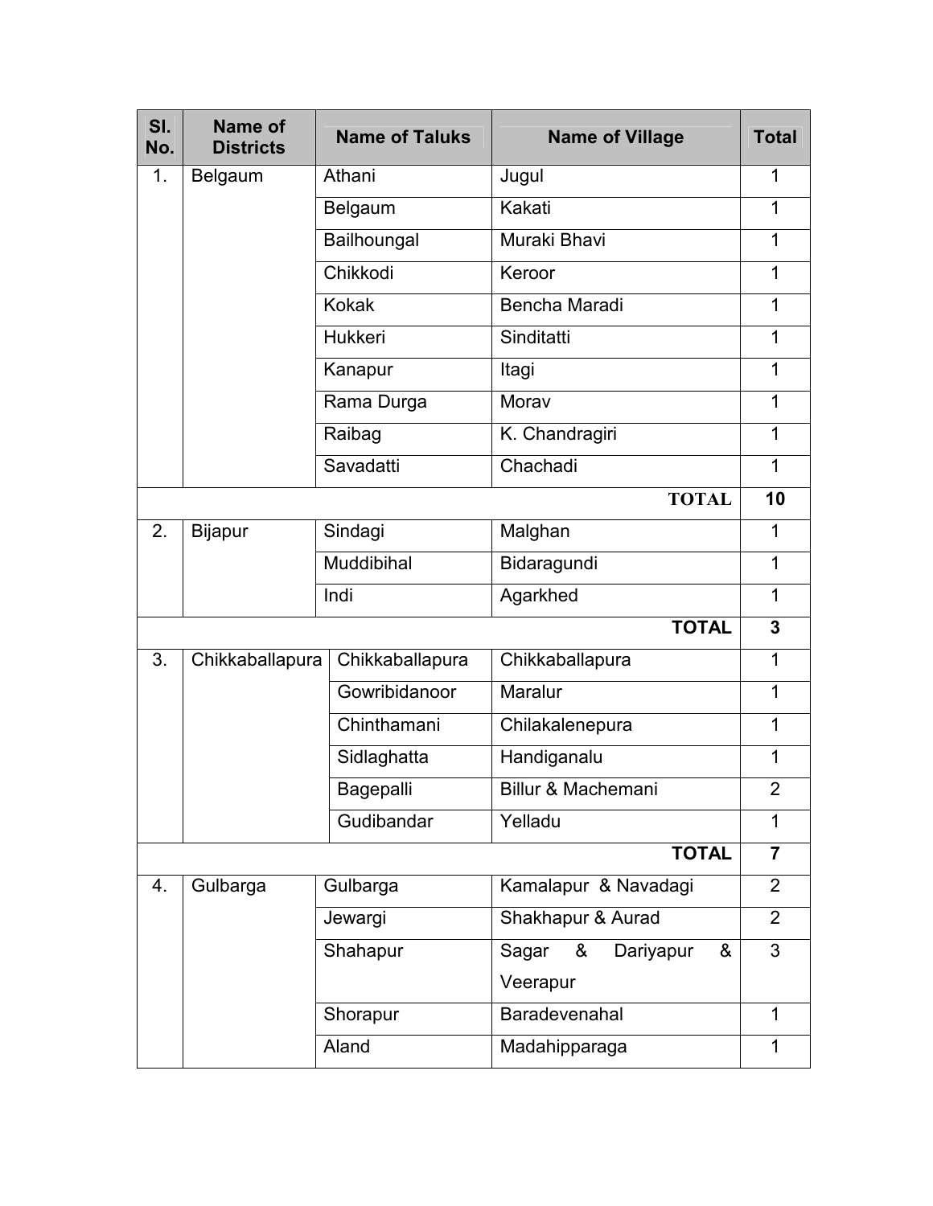| Sl. No. | Name of Districts | Name of Taluks | Name of Village | Total |
|---|---|---|---|---|
| 1. | Belgaum | Athani | Jugul | 1 |
| | | Belgaum | Kakati | 1 |
| | | Bailhoungal | Muraki Bhavi | 1 |
| | | Chikkodi | Keroor | 1 |
| | | Kokak | Bencha Maradi | 1 |
| | | Hukkeri | Sinditatti | 1 |
| | | Kanapur | Itagi | 1 |
| | | Rama Durga | Morav | 1 |
| | | Raibag | K. Chandragiri | 1 |
| | | Savadatti | Chachadi | 1 |
| | | | **TOTAL** | **10** |
| 2. | Bijapur | Sindagi | Malghan | 1 |
| | | Muddibihal | Bidaragundi | 1 |
| | | Indi | Agarkhed | 1 |
| | | | **TOTAL** | **3** |
| 3. | Chikkaballapura | Chikkaballapura | Chikkaballapura | 1 |
| | | Gowribidanoor | Maralur | 1 |
| | | Chinthamani | Chilakalenepura | 1 |
| | | Sidlaghatta | Handiganalu | 1 |
| | | Bagepalli | Billur & Machemani | 2 |
| | | Gudibandar | Yelladu | 1 |
| | | | **TOTAL** | **7** |
| 4. | Gulbarga | Gulbarga | Kamalapur & Navadagi | 2 |
| | | Jewargi | Shakhapur & Aurad | 2 |
| | | Shahapur | Sagar & Dariyapur & Veerapur | 3 |
| | | Shorapur | Baradevenahal | 1 |
| | | Aland | Madahipparaga | 1 |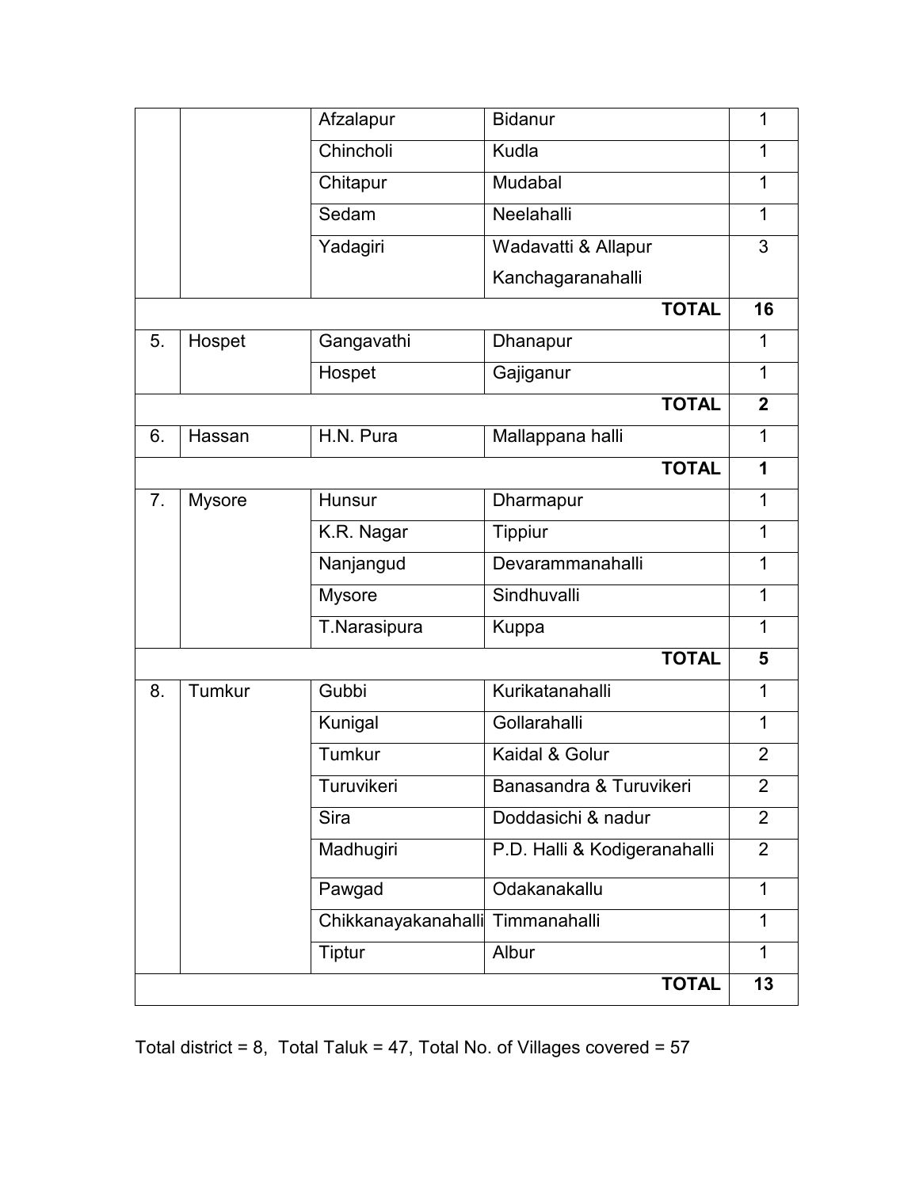| | | | | |
|---|---|---|---|---|
| | | Afzalapur | Bidanur | 1 |
| | | Chincholi | Kudla | 1 |
| | | Chitapur | Mudabal | 1 |
| | | Sedam | Neelahalli | 1 |
| | | Yadagiri | Wadavatti & Allapur Kanchagaranahalli | 3 |
| | | | **TOTAL** | **16** |
| 5. | Hospet | Gangavathi | Dhanapur | 1 |
| | | Hospet | Gajiganur | 1 |
| | | | **TOTAL** | **2** |
| 6. | Hassan | H.N. Pura | Mallappana halli | 1 |
| | | | **TOTAL** | **1** |
| 7. | Mysore | Hunsur | Dharmapur | 1 |
| | | K.R. Nagar | Tippiur | 1 |
| | | Nanjangud | Devarammanahalli | 1 |
| | | Mysore | Sindhuvalli | 1 |
| | | T.Narasipura | Kuppa | 1 |
| | | | **TOTAL** | **5** |
| 8. | Tumkur | Gubbi | Kurikatanahalli | 1 |
| | | Kunigal | Gollarahalli | 1 |
| | | Tumkur | Kaidal & Golur | 2 |
| | | Turuvikeri | Banasandra & Turuvikeri | 2 |
| | | Sira | Doddasichi & nadur | 2 |
| | | Madhugiri | P.D. Halli & Kodigeranahalli | 2 |
| | | Pawgad | Odakanakallu | 1 |
| | | Chikkanayakanahalli | Timmanahalli | 1 |
| | | Tiptur | Albur | 1 |
| | | | **TOTAL** | **13** |

Total district = 8, Total Taluk = 47, Total No. of Villages covered = 57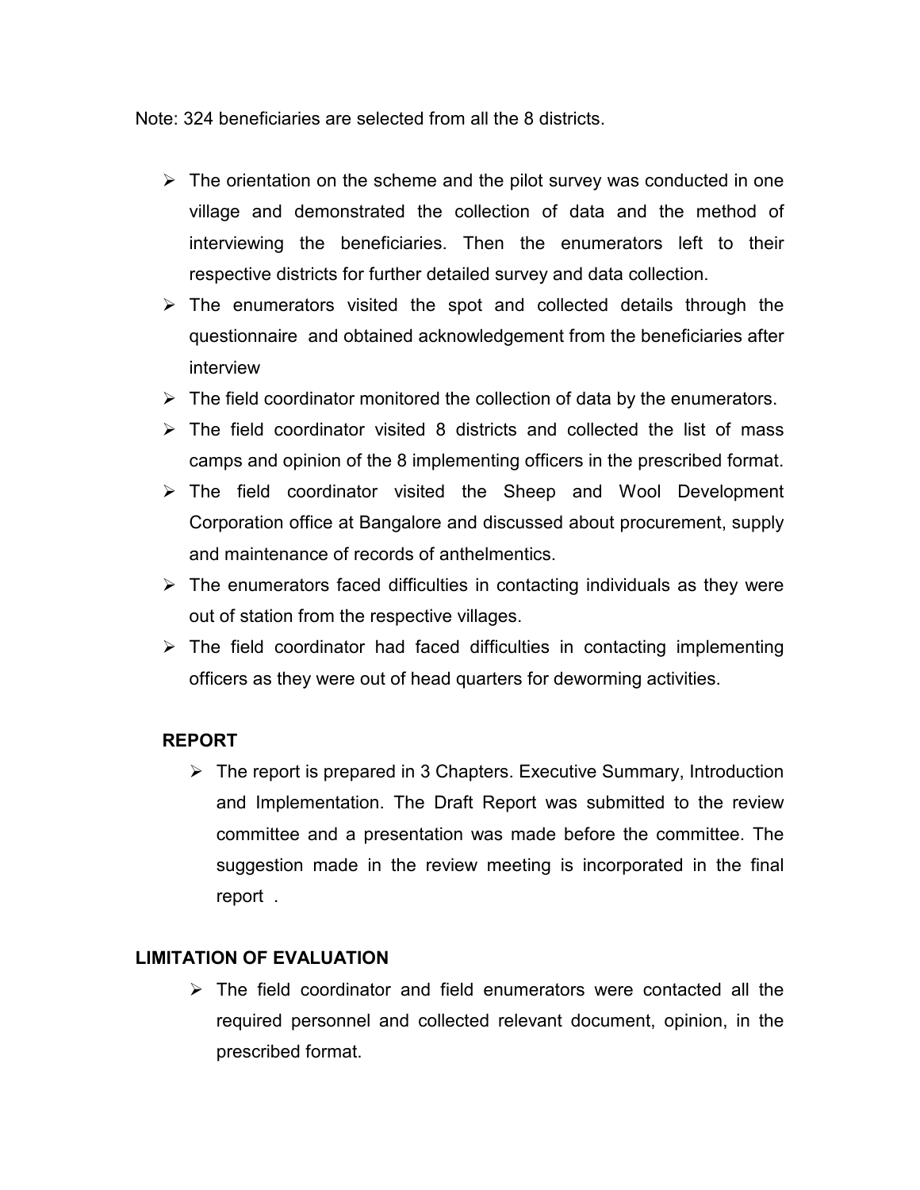Note: 324 beneficiaries are selected from all the 8 districts.

- The orientation on the scheme and the pilot survey was conducted in one village and demonstrated the collection of data and the method of interviewing the beneficiaries. Then the enumerators left to their respective districts for further detailed survey and data collection.
- The enumerators visited the spot and collected details through the questionnaire and obtained acknowledgement from the beneficiaries after interview
- The field coordinator monitored the collection of data by the enumerators.
- The field coordinator visited 8 districts and collected the list of mass camps and opinion of the 8 implementing officers in the prescribed format.
- The field coordinator visited the Sheep and Wool Development Corporation office at Bangalore and discussed about procurement, supply and maintenance of records of anthelmentics.
- The enumerators faced difficulties in contacting individuals as they were out of station from the respective villages.
- The field coordinator had faced difficulties in contacting implementing officers as they were out of head quarters for deworming activities.

**REPORT**

- The report is prepared in 3 Chapters. Executive Summary, Introduction and Implementation. The Draft Report was submitted to the review committee and a presentation was made before the committee. The suggestion made in the review meeting is incorporated in the final report .

**LIMITATION OF EVALUATION**

- The field coordinator and field enumerators were contacted all the required personnel and collected relevant document, opinion, in the prescribed format.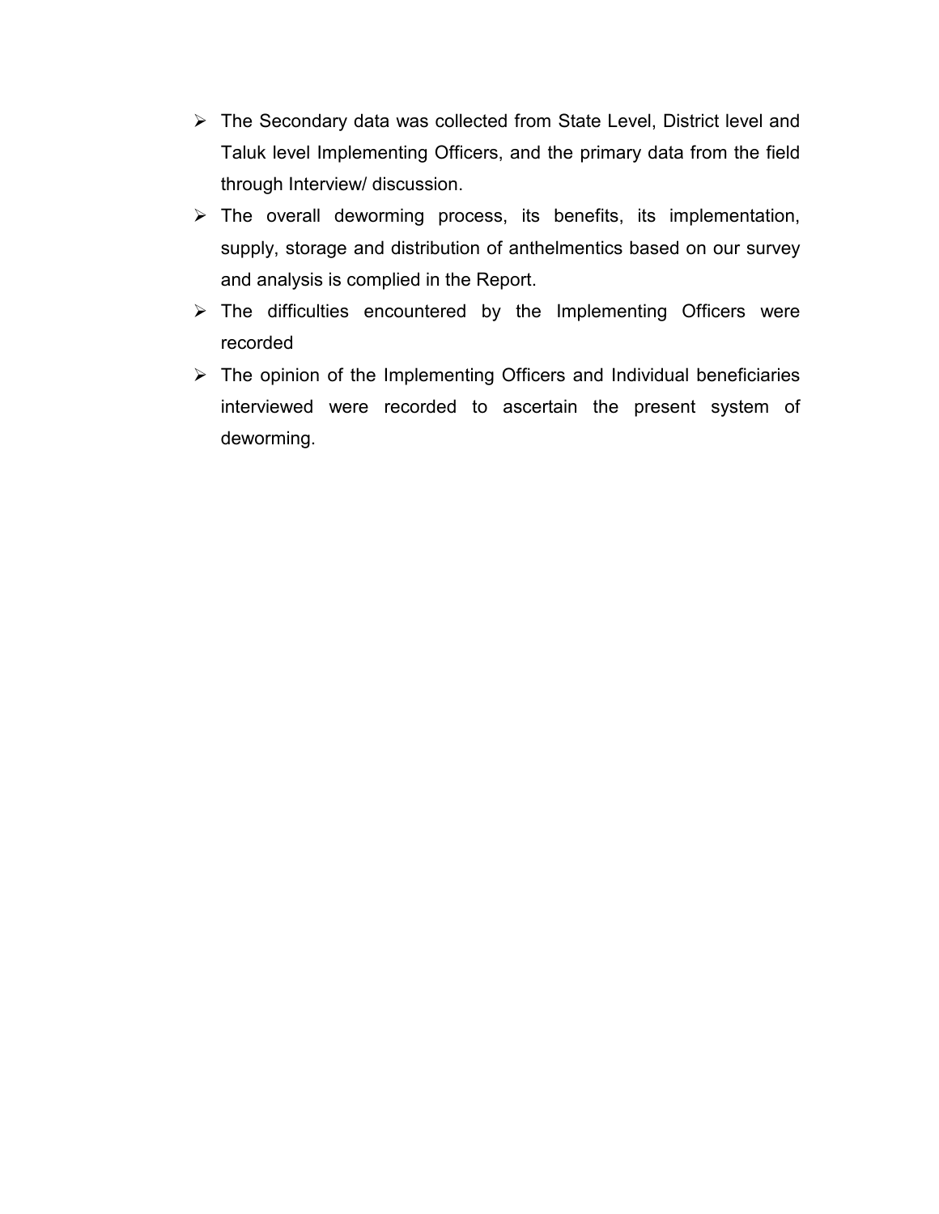- The Secondary data was collected from State Level, District level and Taluk level Implementing Officers, and the primary data from the field through Interview/ discussion.
- The overall deworming process, its benefits, its implementation, supply, storage and distribution of anthelmentics based on our survey and analysis is complied in the Report.
- The difficulties encountered by the Implementing Officers were recorded
- The opinion of the Implementing Officers and Individual beneficiaries interviewed were recorded to ascertain the present system of deworming.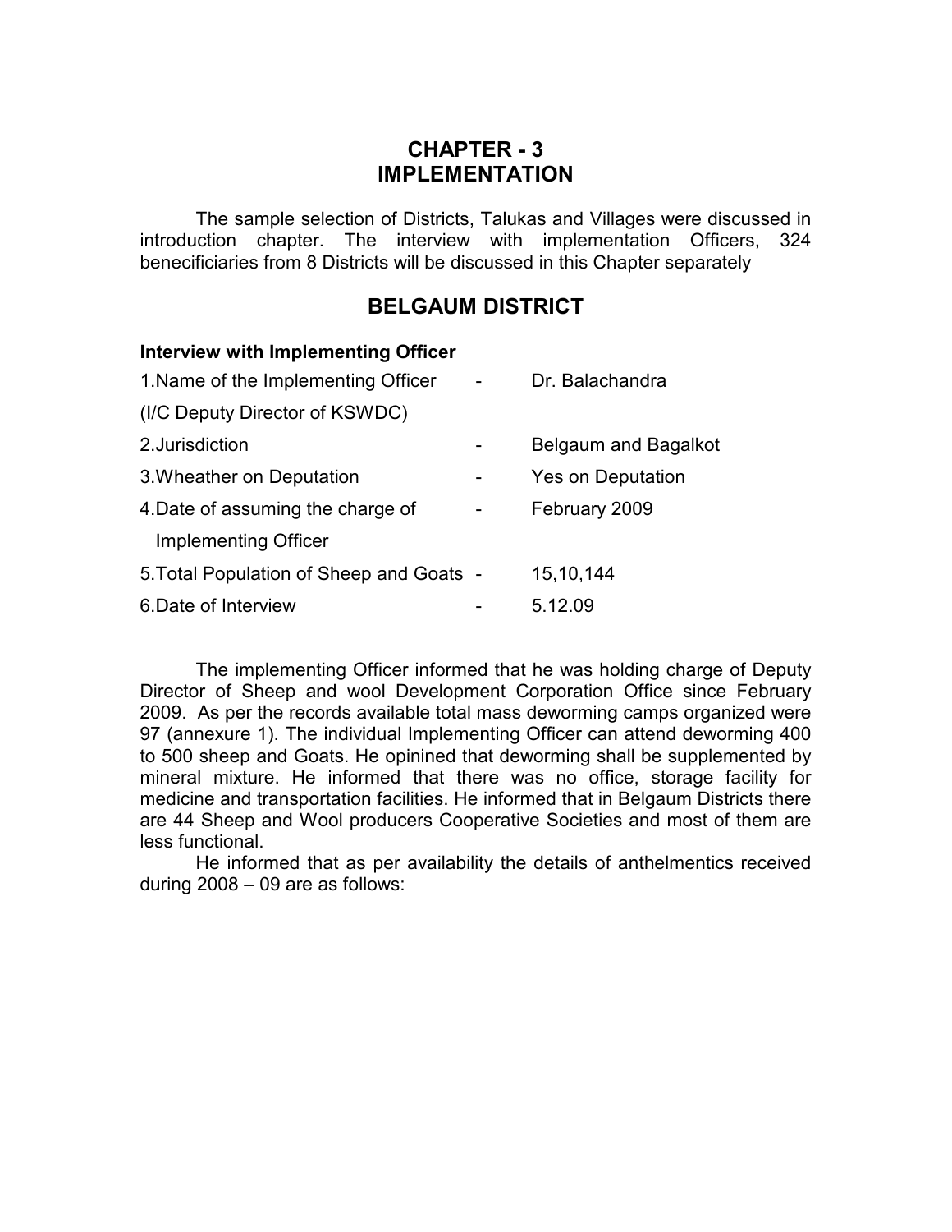# CHAPTER - 3
# IMPLEMENTATION

The sample selection of Districts, Talukas and Villages were discussed in introduction chapter. The interview with implementation Officers, 324 benecificiaries from 8 Districts will be discussed in this Chapter separately

## BELGAUM DISTRICT

**Interview with Implementing Officer**

| | | |
|---|---|---|
| 1.Name of the Implementing Officer (I/C Deputy Director of KSWDC) | - | Dr. Balachandra |
| 2.Jurisdiction | - | Belgaum and Bagalkot |
| 3.Wheather on Deputation | - | Yes on Deputation |
| 4.Date of assuming the charge of Implementing Officer | - | February 2009 |
| 5.Total Population of Sheep and Goats | - | 15,10,144 |
| 6.Date of Interview | - | 5.12.09 |

The implementing Officer informed that he was holding charge of Deputy Director of Sheep and wool Development Corporation Office since February 2009. As per the records available total mass deworming camps organized were 97 (annexure 1). The individual Implementing Officer can attend deworming 400 to 500 sheep and Goats. He opinined that deworming shall be supplemented by mineral mixture. He informed that there was no office, storage facility for medicine and transportation facilities. He informed that in Belgaum Districts there are 44 Sheep and Wool producers Cooperative Societies and most of them are less functional.

He informed that as per availability the details of anthelmentics received during 2008 – 09 are as follows: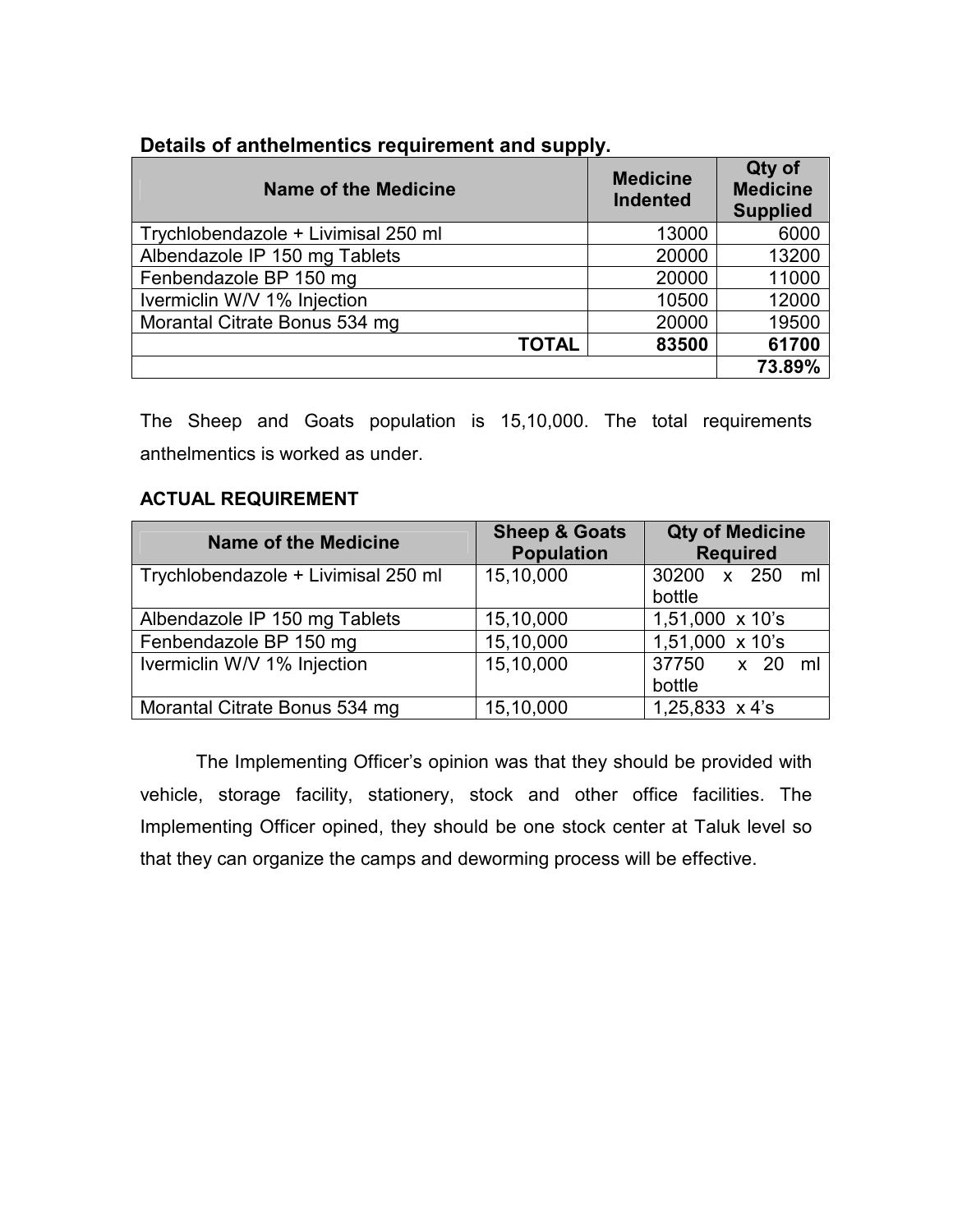**Details of anthelmentics requirement and supply.**

| Name of the Medicine | Medicine Indented | Qty of Medicine Supplied |
|---|---|---|
| Trychlobendazole + Livimisal 250 ml | 13000 | 6000 |
| Albendazole IP 150 mg Tablets | 20000 | 13200 |
| Fenbendazole BP 150 mg | 20000 | 11000 |
| Ivermiclin W/V 1% Injection | 10500 | 12000 |
| Morantal Citrate Bonus 534 mg | 20000 | 19500 |
| **TOTAL** | **83500** | **61700** |
| | | **73.89%** |

The Sheep and Goats population is 15,10,000. The total requirements anthelmentics is worked as under.

**ACTUAL REQUIREMENT**

| Name of the Medicine | Sheep & Goats Population | Qty of Medicine Required |
|---|---|---|
| Trychlobendazole + Livimisal 250 ml | 15,10,000 | 30200 x 250 ml bottle |
| Albendazole IP 150 mg Tablets | 15,10,000 | 1,51,000 x 10's |
| Fenbendazole BP 150 mg | 15,10,000 | 1,51,000 x 10's |
| Ivermiclin W/V 1% Injection | 15,10,000 | 37750 x 20 ml bottle |
| Morantal Citrate Bonus 534 mg | 15,10,000 | 1,25,833 x 4's |

The Implementing Officer's opinion was that they should be provided with vehicle, storage facility, stationery, stock and other office facilities. The Implementing Officer opined, they should be one stock center at Taluk level so that they can organize the camps and deworming process will be effective.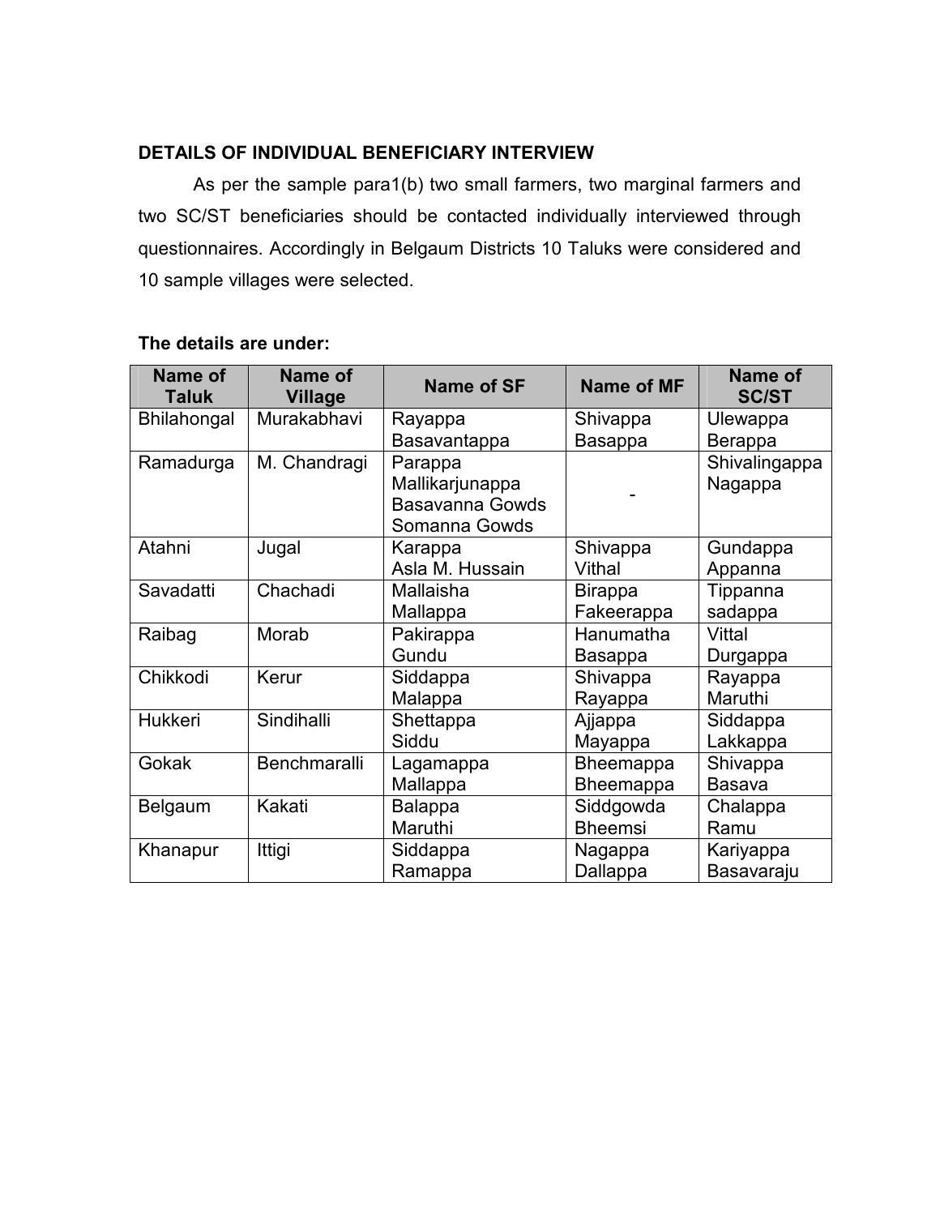**DETAILS OF INDIVIDUAL BENEFICIARY INTERVIEW**

As per the sample para1(b) two small farmers, two marginal farmers and two SC/ST beneficiaries should be contacted individually interviewed through questionnaires. Accordingly in Belgaum Districts 10 Taluks were considered and 10 sample villages were selected.

**The details are under:**

| Name of Taluk | Name of Village | Name of SF | Name of MF | Name of SC/ST |
|---|---|---|---|---|
| Bhilahongal | Murakabhavi | Rayappa<br>Basavantappa | Shivappa<br>Basappa | Ulewappa<br>Berappa |
| Ramadurga | M. Chandragi | Parappa<br>Mallikarjunappa<br>Basavanna Gowds<br>Somanna Gowds | - | Shivalingappa<br>Nagappa |
| Atahni | Jugal | Karappa<br>Asla M. Hussain | Shivappa<br>Vithal | Gundappa<br>Appanna |
| Savadatti | Chachadi | Mallaisha<br>Mallappa | Birappa<br>Fakeerappa | Tippanna<br>sadappa |
| Raibag | Morab | Pakirappa<br>Gundu | Hanumatha<br>Basappa | Vittal<br>Durgappa |
| Chikkodi | Kerur | Siddappa<br>Malappa | Shivappa<br>Rayappa | Rayappa<br>Maruthi |
| Hukkeri | Sindihalli | Shettappa<br>Siddu | Ajjappa<br>Mayappa | Siddappa<br>Lakkappa |
| Gokak | Benchmaralli | Lagamappa<br>Mallappa | Bheemappa<br>Bheemappa | Shivappa<br>Basava |
| Belgaum | Kakati | Balappa<br>Maruthi | Siddgowda<br>Bheemsi | Chalappa<br>Ramu |
| Khanapur | Ittigi | Siddappa<br>Ramappa | Nagappa<br>Dallappa | Kariyappa<br>Basavaraju |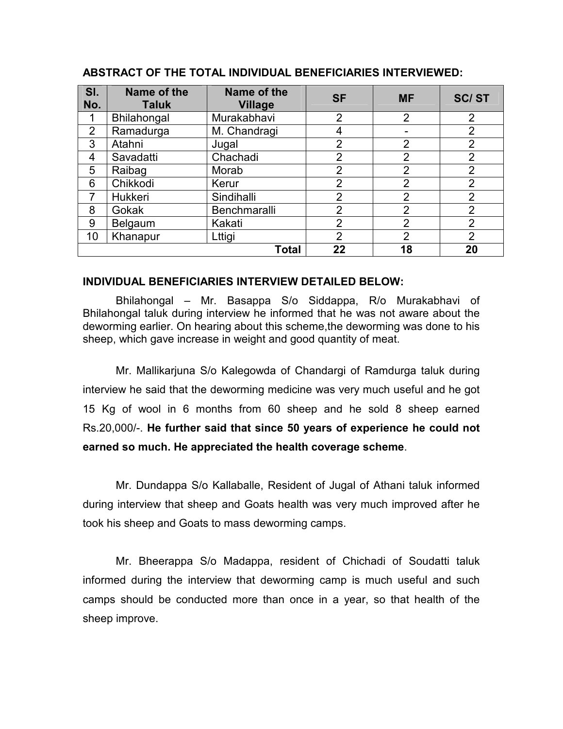**ABSTRACT OF THE TOTAL INDIVIDUAL BENEFICIARIES INTERVIEWED:**

| Sl. No. | Name of the Taluk | Name of the Village | SF | MF | SC/ ST |
|---|---|---|---|---|---|
| 1 | Bhilahongal | Murakabhavi | 2 | 2 | 2 |
| 2 | Ramadurga | M. Chandragi | 4 | - | 2 |
| 3 | Atahni | Jugal | 2 | 2 | 2 |
| 4 | Savadatti | Chachadi | 2 | 2 | 2 |
| 5 | Raibag | Morab | 2 | 2 | 2 |
| 6 | Chikkodi | Kerur | 2 | 2 | 2 |
| 7 | Hukkeri | Sindihalli | 2 | 2 | 2 |
| 8 | Gokak | Benchmaralli | 2 | 2 | 2 |
| 9 | Belgaum | Kakati | 2 | 2 | 2 |
| 10 | Khanapur | Lttigi | 2 | 2 | 2 |
| | | **Total** | **22** | **18** | **20** |

**INDIVIDUAL BENEFICIARIES INTERVIEW DETAILED BELOW:**

Bhilahongal – Mr. Basappa S/o Siddappa, R/o Murakabhavi of Bhilahongal taluk during interview he informed that he was not aware about the deworming earlier. On hearing about this scheme,the deworming was done to his sheep, which gave increase in weight and good quantity of meat.

Mr. Mallikarjuna S/o Kalegowda of Chandargi of Ramdurga taluk during interview he said that the deworming medicine was very much useful and he got 15 Kg of wool in 6 months from 60 sheep and he sold 8 sheep earned Rs.20,000/-. **He further said that since 50 years of experience he could not earned so much. He appreciated the health coverage scheme**.

Mr. Dundappa S/o Kallaballe, Resident of Jugal of Athani taluk informed during interview that sheep and Goats health was very much improved after he took his sheep and Goats to mass deworming camps.

Mr. Bheerappa S/o Madappa, resident of Chichadi of Soudatti taluk informed during the interview that deworming camp is much useful and such camps should be conducted more than once in a year, so that health of the sheep improve.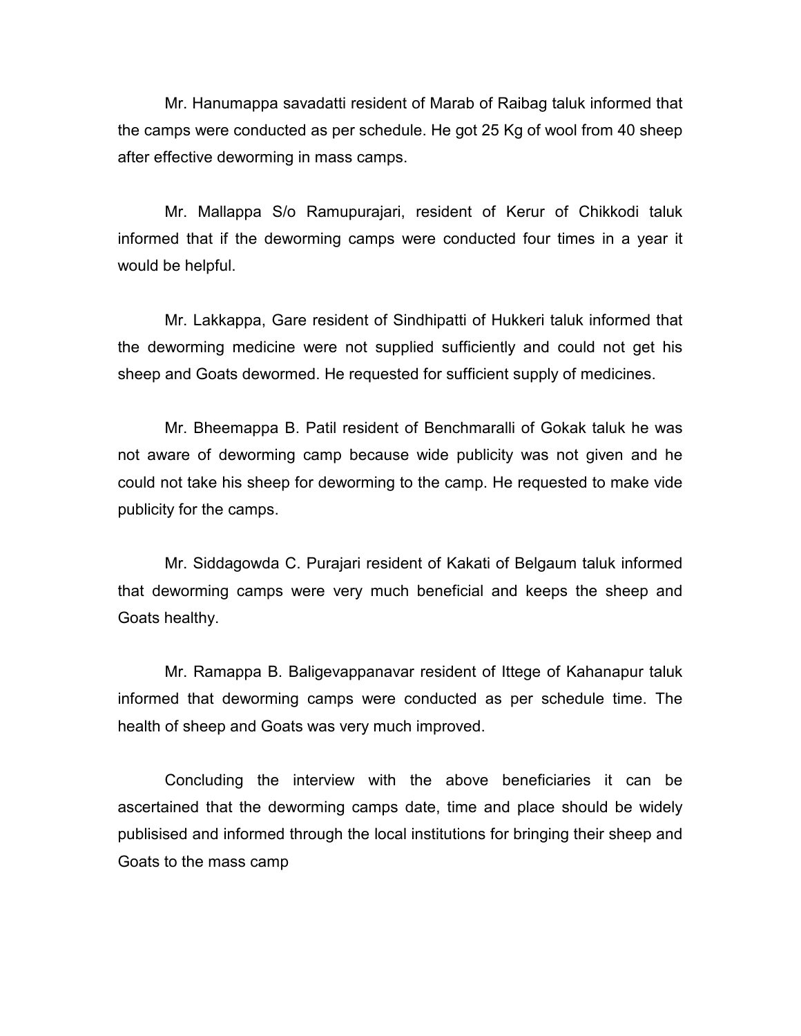Mr. Hanumappa savadatti resident of Marab of Raibag taluk informed that the camps were conducted as per schedule. He got 25 Kg of wool from 40 sheep after effective deworming in mass camps.

Mr. Mallappa S/o Ramupurajari, resident of Kerur of Chikkodi taluk informed that if the deworming camps were conducted four times in a year it would be helpful.

Mr. Lakkappa, Gare resident of Sindhipatti of Hukkeri taluk informed that the deworming medicine were not supplied sufficiently and could not get his sheep and Goats dewormed. He requested for sufficient supply of medicines.

Mr. Bheemappa B. Patil resident of Benchmaralli of Gokak taluk he was not aware of deworming camp because wide publicity was not given and he could not take his sheep for deworming to the camp. He requested to make vide publicity for the camps.

Mr. Siddagowda C. Purajari resident of Kakati of Belgaum taluk informed that deworming camps were very much beneficial and keeps the sheep and Goats healthy.

Mr. Ramappa B. Baligevappanavar resident of Ittege of Kahanapur taluk informed that deworming camps were conducted as per schedule time. The health of sheep and Goats was very much improved.

Concluding the interview with the above beneficiaries it can be ascertained that the deworming camps date, time and place should be widely publisised and informed through the local institutions for bringing their sheep and Goats to the mass camp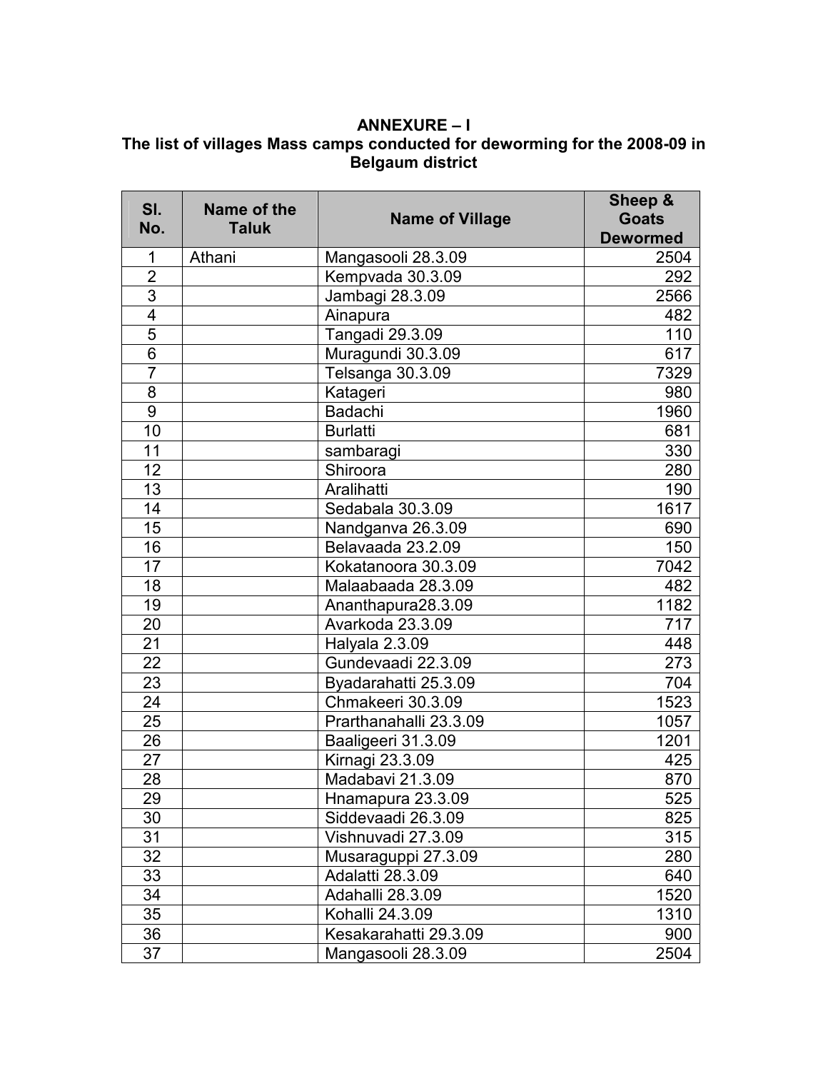**ANNEXURE – I**
**The list of villages Mass camps conducted for deworming for the 2008-09 in Belgaum district**

| Sl. No. | Name of the Taluk | Name of Village | Sheep & Goats Dewormed |
|---|---|---|---|
| 1 | Athani | Mangasooli 28.3.09 | 2504 |
| 2 | | Kempvada 30.3.09 | 292 |
| 3 | | Jambagi 28.3.09 | 2566 |
| 4 | | Ainapura | 482 |
| 5 | | Tangadi 29.3.09 | 110 |
| 6 | | Muragundi 30.3.09 | 617 |
| 7 | | Telsanga 30.3.09 | 7329 |
| 8 | | Katageri | 980 |
| 9 | | Badachi | 1960 |
| 10 | | Burlatti | 681 |
| 11 | | sambaragi | 330 |
| 12 | | Shiroora | 280 |
| 13 | | Aralihatti | 190 |
| 14 | | Sedabala 30.3.09 | 1617 |
| 15 | | Nandganva 26.3.09 | 690 |
| 16 | | Belavaada 23.2.09 | 150 |
| 17 | | Kokatanoora 30.3.09 | 7042 |
| 18 | | Malaabaada 28.3.09 | 482 |
| 19 | | Ananthapura28.3.09 | 1182 |
| 20 | | Avarkoda 23.3.09 | 717 |
| 21 | | Halyala 2.3.09 | 448 |
| 22 | | Gundevaadi 22.3.09 | 273 |
| 23 | | Byadarahatti 25.3.09 | 704 |
| 24 | | Chmakeeri 30.3.09 | 1523 |
| 25 | | Prarthanahalli 23.3.09 | 1057 |
| 26 | | Baaligeeri 31.3.09 | 1201 |
| 27 | | Kirnagi 23.3.09 | 425 |
| 28 | | Madabavi 21.3.09 | 870 |
| 29 | | Hnamapura 23.3.09 | 525 |
| 30 | | Siddevaadi 26.3.09 | 825 |
| 31 | | Vishnuvadi 27.3.09 | 315 |
| 32 | | Musaraguppi 27.3.09 | 280 |
| 33 | | Adalatti 28.3.09 | 640 |
| 34 | | Adahalli 28.3.09 | 1520 |
| 35 | | Kohalli 24.3.09 | 1310 |
| 36 | | Kesakarahatti 29.3.09 | 900 |
| 37 | | Mangasooli 28.3.09 | 2504 |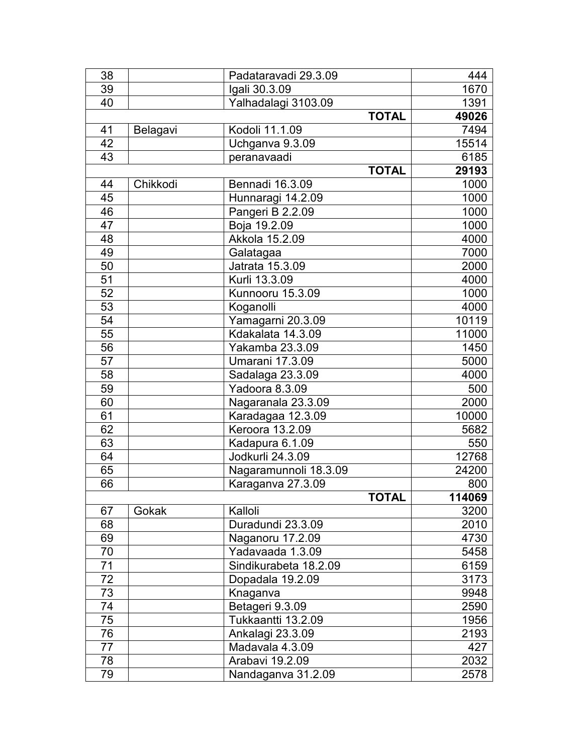| 38 | | Padataravadi 29.3.09 | 444 |
|---|---|---|---|
| 39 | | Igali 30.3.09 | 1670 |
| 40 | | Yalhadalagi 3103.09 | 1391 |
| | | **TOTAL** | **49026** |
| 41 | Belagavi | Kodoli 11.1.09 | 7494 |
| 42 | | Uchganva 9.3.09 | 15514 |
| 43 | | peranavaadi | 6185 |
| | | **TOTAL** | **29193** |
| 44 | Chikkodi | Bennadi 16.3.09 | 1000 |
| 45 | | Hunnaragi 14.2.09 | 1000 |
| 46 | | Pangeri B 2.2.09 | 1000 |
| 47 | | Boja 19.2.09 | 1000 |
| 48 | | Akkola 15.2.09 | 4000 |
| 49 | | Galatagaa | 7000 |
| 50 | | Jatrata 15.3.09 | 2000 |
| 51 | | Kurli 13.3.09 | 4000 |
| 52 | | Kunnooru 15.3.09 | 1000 |
| 53 | | Koganolli | 4000 |
| 54 | | Yamagarni 20.3.09 | 10119 |
| 55 | | Kdakalata 14.3.09 | 11000 |
| 56 | | Yakamba 23.3.09 | 1450 |
| 57 | | Umarani 17.3.09 | 5000 |
| 58 | | Sadalaga 23.3.09 | 4000 |
| 59 | | Yadoora 8.3.09 | 500 |
| 60 | | Nagaranala 23.3.09 | 2000 |
| 61 | | Karadagaa 12.3.09 | 10000 |
| 62 | | Keroora 13.2.09 | 5682 |
| 63 | | Kadapura 6.1.09 | 550 |
| 64 | | Jodkurli 24.3.09 | 12768 |
| 65 | | Nagaramunnoli 18.3.09 | 24200 |
| 66 | | Karaganva 27.3.09 | 800 |
| | | **TOTAL** | **114069** |
| 67 | Gokak | Kalloli | 3200 |
| 68 | | Duradundi 23.3.09 | 2010 |
| 69 | | Naganoru 17.2.09 | 4730 |
| 70 | | Yadavaada 1.3.09 | 5458 |
| 71 | | Sindikurabeta 18.2.09 | 6159 |
| 72 | | Dopadala 19.2.09 | 3173 |
| 73 | | Knaganva | 9948 |
| 74 | | Betageri 9.3.09 | 2590 |
| 75 | | Tukkaantti 13.2.09 | 1956 |
| 76 | | Ankalagi 23.3.09 | 2193 |
| 77 | | Madavala 4.3.09 | 427 |
| 78 | | Arabavi 19.2.09 | 2032 |
| 79 | | Nandaganva 31.2.09 | 2578 |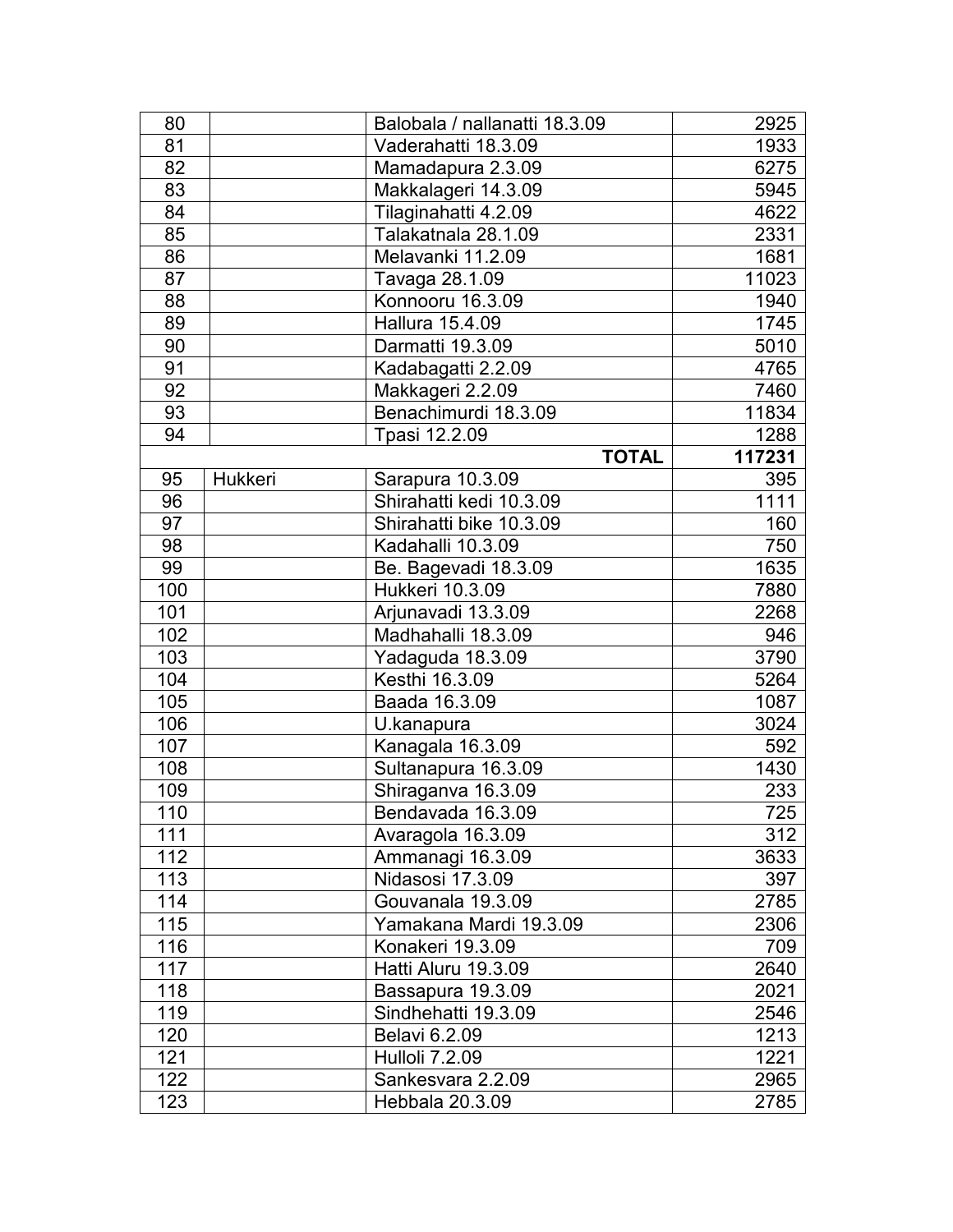| | | | |
|---|---|---|---|
| 80 | | Balobala / nallanatti 18.3.09 | 2925 |
| 81 | | Vaderahatti 18.3.09 | 1933 |
| 82 | | Mamadapura 2.3.09 | 6275 |
| 83 | | Makkalageri 14.3.09 | 5945 |
| 84 | | Tilaginahatti 4.2.09 | 4622 |
| 85 | | Talakatnala 28.1.09 | 2331 |
| 86 | | Melavanki 11.2.09 | 1681 |
| 87 | | Tavaga 28.1.09 | 11023 |
| 88 | | Konnooru 16.3.09 | 1940 |
| 89 | | Hallura 15.4.09 | 1745 |
| 90 | | Darmatti 19.3.09 | 5010 |
| 91 | | Kadabagatti 2.2.09 | 4765 |
| 92 | | Makkageri 2.2.09 | 7460 |
| 93 | | Benachimurdi 18.3.09 | 11834 |
| 94 | | Tpasi 12.2.09 | 1288 |
| | | **TOTAL** | **117231** |
| 95 | Hukkeri | Sarapura 10.3.09 | 395 |
| 96 | | Shirahatti kedi 10.3.09 | 1111 |
| 97 | | Shirahatti bike 10.3.09 | 160 |
| 98 | | Kadahalli 10.3.09 | 750 |
| 99 | | Be. Bagevadi 18.3.09 | 1635 |
| 100 | | Hukkeri 10.3.09 | 7880 |
| 101 | | Arjunavadi 13.3.09 | 2268 |
| 102 | | Madhahalli 18.3.09 | 946 |
| 103 | | Yadaguda 18.3.09 | 3790 |
| 104 | | Kesthi 16.3.09 | 5264 |
| 105 | | Baada 16.3.09 | 1087 |
| 106 | | U.kanapura | 3024 |
| 107 | | Kanagala 16.3.09 | 592 |
| 108 | | Sultanapura 16.3.09 | 1430 |
| 109 | | Shiraganva 16.3.09 | 233 |
| 110 | | Bendavada 16.3.09 | 725 |
| 111 | | Avaragola 16.3.09 | 312 |
| 112 | | Ammanagi 16.3.09 | 3633 |
| 113 | | Nidasosi 17.3.09 | 397 |
| 114 | | Gouvanala 19.3.09 | 2785 |
| 115 | | Yamakana Mardi 19.3.09 | 2306 |
| 116 | | Konakeri 19.3.09 | 709 |
| 117 | | Hatti Aluru 19.3.09 | 2640 |
| 118 | | Bassapura 19.3.09 | 2021 |
| 119 | | Sindhehatti 19.3.09 | 2546 |
| 120 | | Belavi 6.2.09 | 1213 |
| 121 | | Hulloli 7.2.09 | 1221 |
| 122 | | Sankesvara 2.2.09 | 2965 |
| 123 | | Hebbala 20.3.09 | 2785 |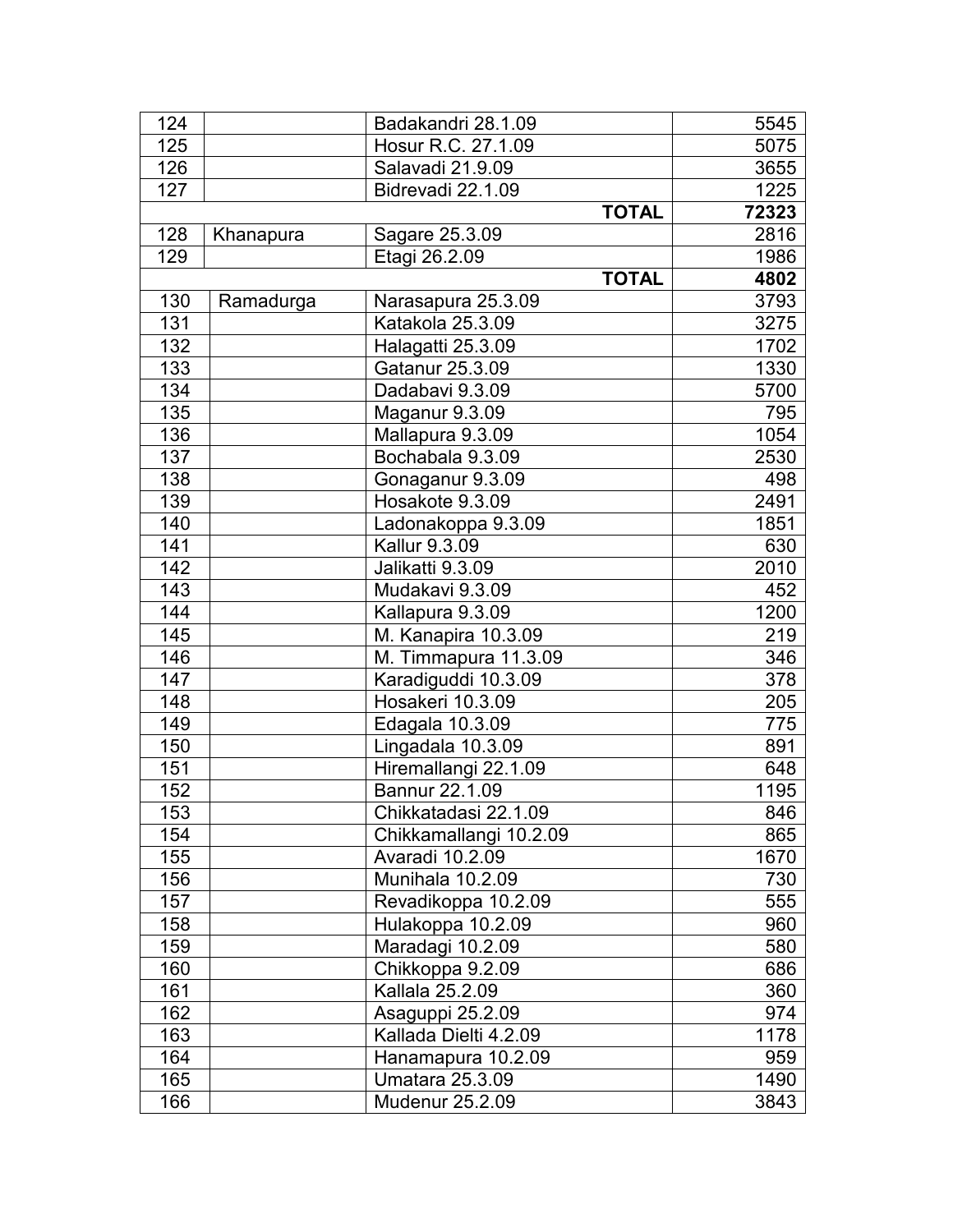| 124 | | Badakandri 28.1.09 | 5545 |
|---|---|---|---|
| 125 | | Hosur R.C. 27.1.09 | 5075 |
| 126 | | Salavadi 21.9.09 | 3655 |
| 127 | | Bidrevadi 22.1.09 | 1225 |
| | | **TOTAL** | **72323** |
| 128 | Khanapura | Sagare 25.3.09 | 2816 |
| 129 | | Etagi 26.2.09 | 1986 |
| | | **TOTAL** | **4802** |
| 130 | Ramadurga | Narasapura 25.3.09 | 3793 |
| 131 | | Katakola 25.3.09 | 3275 |
| 132 | | Halagatti 25.3.09 | 1702 |
| 133 | | Gatanur 25.3.09 | 1330 |
| 134 | | Dadabavi 9.3.09 | 5700 |
| 135 | | Maganur 9.3.09 | 795 |
| 136 | | Mallapura 9.3.09 | 1054 |
| 137 | | Bochabala 9.3.09 | 2530 |
| 138 | | Gonaganur 9.3.09 | 498 |
| 139 | | Hosakote 9.3.09 | 2491 |
| 140 | | Ladonakoppa 9.3.09 | 1851 |
| 141 | | Kallur 9.3.09 | 630 |
| 142 | | Jalikatti 9.3.09 | 2010 |
| 143 | | Mudakavi 9.3.09 | 452 |
| 144 | | Kallapura 9.3.09 | 1200 |
| 145 | | M. Kanapira 10.3.09 | 219 |
| 146 | | M. Timmapura 11.3.09 | 346 |
| 147 | | Karadiguddi 10.3.09 | 378 |
| 148 | | Hosakeri 10.3.09 | 205 |
| 149 | | Edagala 10.3.09 | 775 |
| 150 | | Lingadala 10.3.09 | 891 |
| 151 | | Hiremallangi 22.1.09 | 648 |
| 152 | | Bannur 22.1.09 | 1195 |
| 153 | | Chikkatadasi 22.1.09 | 846 |
| 154 | | Chikkamallangi 10.2.09 | 865 |
| 155 | | Avaradi 10.2.09 | 1670 |
| 156 | | Munihala 10.2.09 | 730 |
| 157 | | Revadikoppa 10.2.09 | 555 |
| 158 | | Hulakoppa 10.2.09 | 960 |
| 159 | | Maradagi 10.2.09 | 580 |
| 160 | | Chikkoppa 9.2.09 | 686 |
| 161 | | Kallala 25.2.09 | 360 |
| 162 | | Asaguppi 25.2.09 | 974 |
| 163 | | Kallada Dielti 4.2.09 | 1178 |
| 164 | | Hanamapura 10.2.09 | 959 |
| 165 | | Umatara 25.3.09 | 1490 |
| 166 | | Mudenur 25.2.09 | 3843 |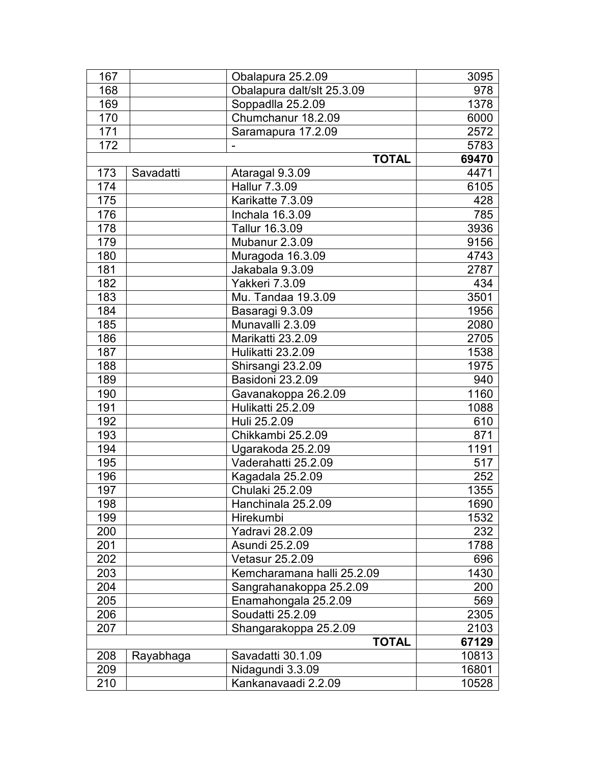| 167 | | Obalapura 25.2.09 | 3095 |
|---|---|---|---|
| 168 | | Obalapura dalt/slt 25.3.09 | 978 |
| 169 | | Soppadlla 25.2.09 | 1378 |
| 170 | | Chumchanur 18.2.09 | 6000 |
| 171 | | Saramapura 17.2.09 | 2572 |
| 172 | | - | 5783 |
| | | **TOTAL** | **69470** |
| 173 | Savadatti | Ataragal 9.3.09 | 4471 |
| 174 | | Hallur 7.3.09 | 6105 |
| 175 | | Karikatte 7.3.09 | 428 |
| 176 | | Inchala 16.3.09 | 785 |
| 178 | | Tallur 16.3.09 | 3936 |
| 179 | | Mubanur 2.3.09 | 9156 |
| 180 | | Muragoda 16.3.09 | 4743 |
| 181 | | Jakabala 9.3.09 | 2787 |
| 182 | | Yakkeri 7.3.09 | 434 |
| 183 | | Mu. Tandaa 19.3.09 | 3501 |
| 184 | | Basaragi 9.3.09 | 1956 |
| 185 | | Munavalli 2.3.09 | 2080 |
| 186 | | Marikatti 23.2.09 | 2705 |
| 187 | | Hulikatti 23.2.09 | 1538 |
| 188 | | Shirsangi 23.2.09 | 1975 |
| 189 | | Basidoni 23.2.09 | 940 |
| 190 | | Gavanakoppa 26.2.09 | 1160 |
| 191 | | Hulikatti 25.2.09 | 1088 |
| 192 | | Huli 25.2.09 | 610 |
| 193 | | Chikkambi 25.2.09 | 871 |
| 194 | | Ugarakoda 25.2.09 | 1191 |
| 195 | | Vaderahatti 25.2.09 | 517 |
| 196 | | Kagadala 25.2.09 | 252 |
| 197 | | Chulaki 25.2.09 | 1355 |
| 198 | | Hanchinala 25.2.09 | 1690 |
| 199 | | Hirekumbi | 1532 |
| 200 | | Yadravi 28.2.09 | 232 |
| 201 | | Asundi 25.2.09 | 1788 |
| 202 | | Vetasur 25.2.09 | 696 |
| 203 | | Kemcharamana halli 25.2.09 | 1430 |
| 204 | | Sangrahanakoppa 25.2.09 | 200 |
| 205 | | Enamahongala 25.2.09 | 569 |
| 206 | | Soudatti 25.2.09 | 2305 |
| 207 | | Shangarakoppa 25.2.09 | 2103 |
| | | **TOTAL** | **67129** |
| 208 | Rayabhaga | Savadatti 30.1.09 | 10813 |
| 209 | | Nidagundi 3.3.09 | 16801 |
| 210 | | Kankanavaadi 2.2.09 | 10528 |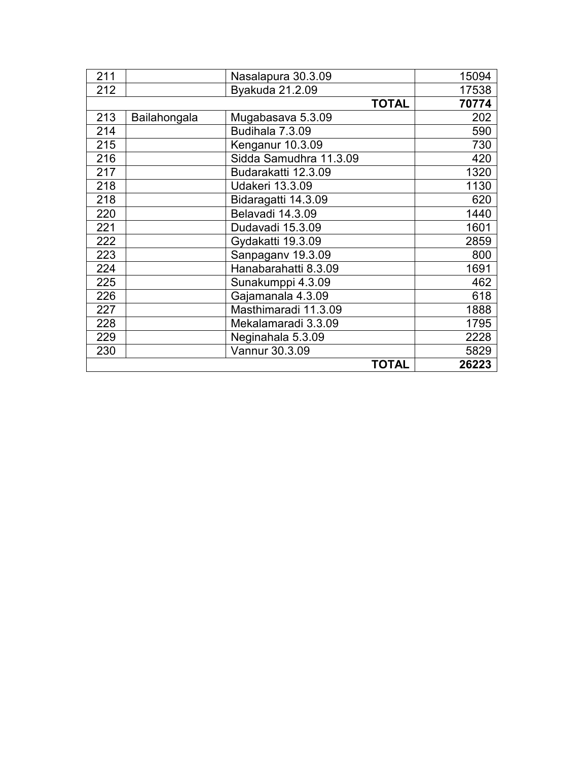| | | | |
|---|---|---|---|
| 211 | | Nasalapura 30.3.09 | 15094 |
| 212 | | Byakuda 21.2.09 | 17538 |
| | | **TOTAL** | **70774** |
| 213 | Bailahongala | Mugabasava 5.3.09 | 202 |
| 214 | | Budihala 7.3.09 | 590 |
| 215 | | Kenganur 10.3.09 | 730 |
| 216 | | Sidda Samudhra 11.3.09 | 420 |
| 217 | | Budarakatti 12.3.09 | 1320 |
| 218 | | Udakeri 13.3.09 | 1130 |
| 218 | | Bidaragatti 14.3.09 | 620 |
| 220 | | Belavadi 14.3.09 | 1440 |
| 221 | | Dudavadi 15.3.09 | 1601 |
| 222 | | Gydakatti 19.3.09 | 2859 |
| 223 | | Sanpaganv 19.3.09 | 800 |
| 224 | | Hanabarahatti 8.3.09 | 1691 |
| 225 | | Sunakumppi 4.3.09 | 462 |
| 226 | | Gajamanala 4.3.09 | 618 |
| 227 | | Masthimaradi 11.3.09 | 1888 |
| 228 | | Mekalamaradi 3.3.09 | 1795 |
| 229 | | Neginahala 5.3.09 | 2228 |
| 230 | | Vannur 30.3.09 | 5829 |
| | | **TOTAL** | **26223** |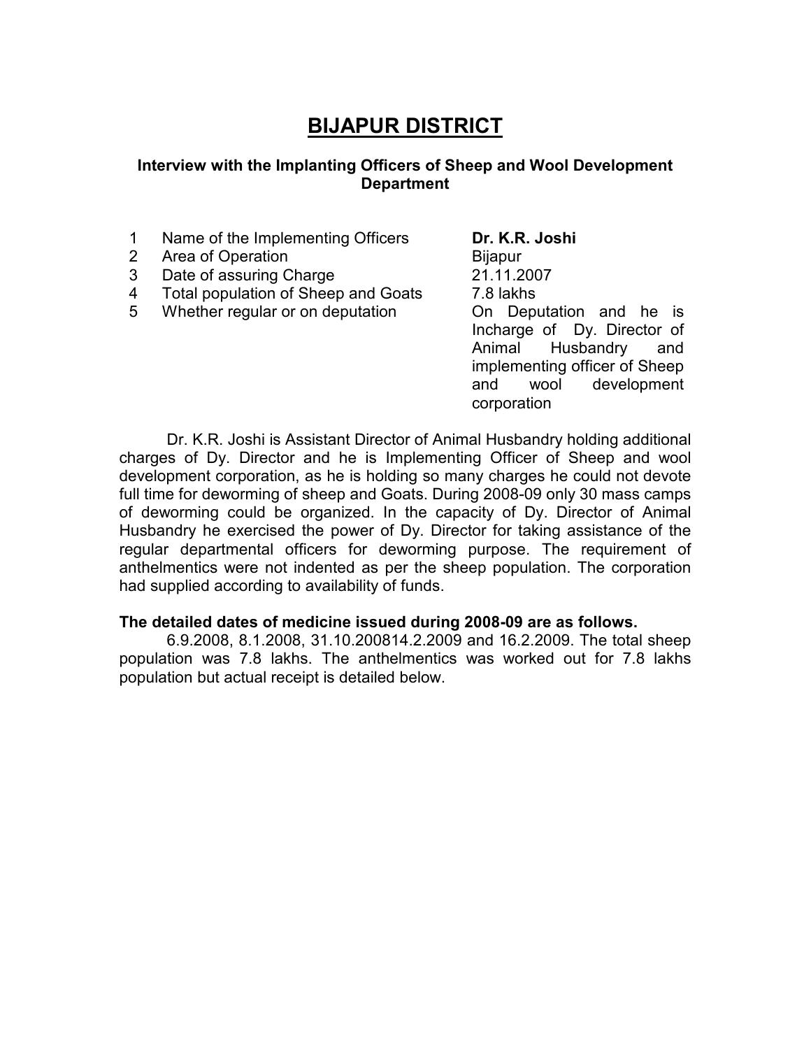# BIJAPUR DISTRICT

### Interview with the Implanting Officers of Sheep and Wool Development Department

| | | |
|---|---|---|
| 1 | Name of the Implementing Officers | **Dr. K.R. Joshi** |
| 2 | Area of Operation | Bijapur |
| 3 | Date of assuring Charge | 21.11.2007 |
| 4 | Total population of Sheep and Goats | 7.8 lakhs |
| 5 | Whether regular or on deputation | On Deputation and he is Incharge of Dy. Director of Animal Husbandry and implementing officer of Sheep and wool development corporation |

Dr. K.R. Joshi is Assistant Director of Animal Husbandry holding additional charges of Dy. Director and he is Implementing Officer of Sheep and wool development corporation, as he is holding so many charges he could not devote full time for deworming of sheep and Goats. During 2008-09 only 30 mass camps of deworming could be organized. In the capacity of Dy. Director of Animal Husbandry he exercised the power of Dy. Director for taking assistance of the regular departmental officers for deworming purpose. The requirement of anthelmentics were not indented as per the sheep population. The corporation had supplied according to availability of funds.

**The detailed dates of medicine issued during 2008-09 are as follows.**

6.9.2008, 8.1.2008, 31.10.200814.2.2009 and 16.2.2009. The total sheep population was 7.8 lakhs. The anthelmentics was worked out for 7.8 lakhs population but actual receipt is detailed below.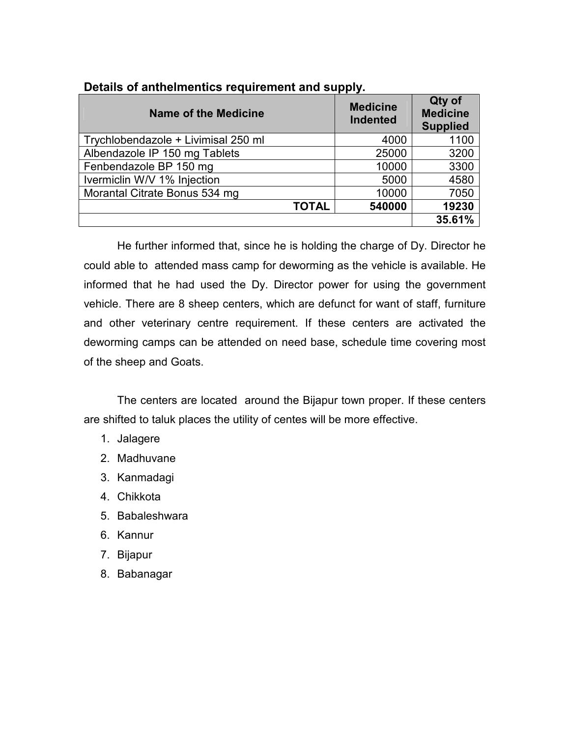**Details of anthelmentics requirement and supply.**

| Name of the Medicine | Medicine Indented | Qty of Medicine Supplied |
|---|---|---|
| Trychlobendazole + Livimisal 250 ml | 4000 | 1100 |
| Albendazole IP 150 mg Tablets | 25000 | 3200 |
| Fenbendazole BP 150 mg | 10000 | 3300 |
| Ivermiclin W/V 1% Injection | 5000 | 4580 |
| Morantal Citrate Bonus 534 mg | 10000 | 7050 |
| **TOTAL** | **540000** | **19230** |
| | | **35.61%** |

He further informed that, since he is holding the charge of Dy. Director he could able to attended mass camp for deworming as the vehicle is available. He informed that he had used the Dy. Director power for using the government vehicle. There are 8 sheep centers, which are defunct for want of staff, furniture and other veterinary centre requirement. If these centers are activated the deworming camps can be attended on need base, schedule time covering most of the sheep and Goats.

The centers are located around the Bijapur town proper. If these centers are shifted to taluk places the utility of centes will be more effective.

1. Jalagere
2. Madhuvane
3. Kanmadagi
4. Chikkota
5. Babaleshwara
6. Kannur
7. Bijapur
8. Babanagar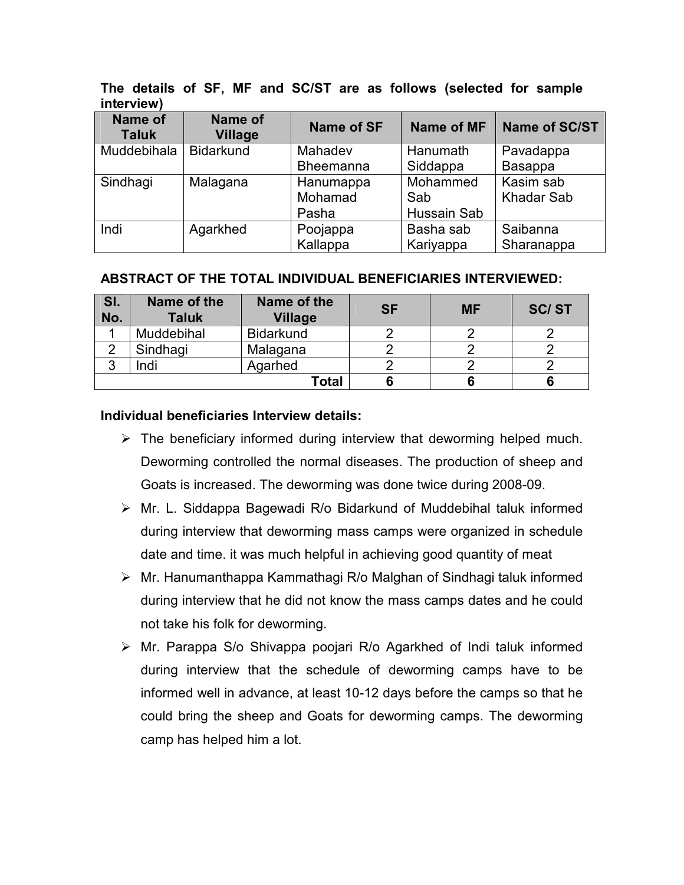**The details of SF, MF and SC/ST are as follows (selected for sample interview)**

| Name of Taluk | Name of Village | Name of SF | Name of MF | Name of SC/ST |
|---|---|---|---|---|
| Muddebihala | Bidarkund | Mahadev Bheemanna | Hanumath Siddappa | Pavadappa Basappa |
| Sindhagi | Malagana | Hanumappa Mohamad Pasha | Mohammed Sab Hussain Sab | Kasim sab Khadar Sab |
| Indi | Agarkhed | Poojappa Kallappa | Basha sab Kariyappa | Saibanna Sharanappa |

**ABSTRACT OF THE TOTAL INDIVIDUAL BENEFICIARIES INTERVIEWED:**

| Sl. No. | Name of the Taluk | Name of the Village | SF | MF | SC/ ST |
|---|---|---|---|---|---|
| 1 | Muddebihal | Bidarkund | 2 | 2 | 2 |
| 2 | Sindhagi | Malagana | 2 | 2 | 2 |
| 3 | Indi | Agarhed | 2 | 2 | 2 |
| | | **Total** | **6** | **6** | **6** |

**Individual beneficiaries Interview details:**

- The beneficiary informed during interview that deworming helped much. Deworming controlled the normal diseases. The production of sheep and Goats is increased. The deworming was done twice during 2008-09.
- Mr. L. Siddappa Bagewadi R/o Bidarkund of Muddebihal taluk informed during interview that deworming mass camps were organized in schedule date and time. it was much helpful in achieving good quantity of meat
- Mr. Hanumanthappa Kammathagi R/o Malghan of Sindhagi taluk informed during interview that he did not know the mass camps dates and he could not take his folk for deworming.
- Mr. Parappa S/o Shivappa poojari R/o Agarkhed of Indi taluk informed during interview that the schedule of deworming camps have to be informed well in advance, at least 10-12 days before the camps so that he could bring the sheep and Goats for deworming camps. The deworming camp has helped him a lot.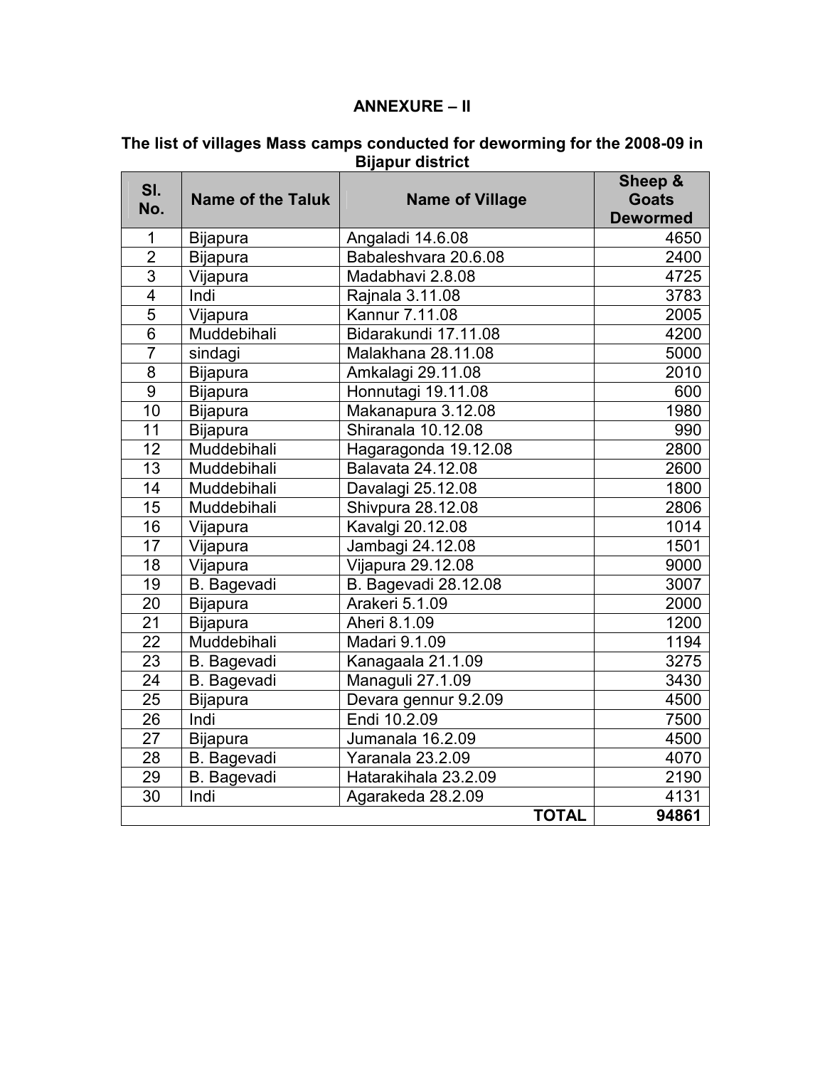## ANNEXURE – II

### The list of villages Mass camps conducted for deworming for the 2008-09 in Bijapur district

| Sl. No. | Name of the Taluk | Name of Village | Sheep & Goats Dewormed |
|---|---|---|---|
| 1 | Bijapura | Angaladi 14.6.08 | 4650 |
| 2 | Bijapura | Babaleshvara 20.6.08 | 2400 |
| 3 | Vijapura | Madabhavi 2.8.08 | 4725 |
| 4 | Indi | Rajnala 3.11.08 | 3783 |
| 5 | Vijapura | Kannur 7.11.08 | 2005 |
| 6 | Muddebihali | Bidarakundi 17.11.08 | 4200 |
| 7 | sindagi | Malakhana 28.11.08 | 5000 |
| 8 | Bijapura | Amkalagi 29.11.08 | 2010 |
| 9 | Bijapura | Honnutagi 19.11.08 | 600 |
| 10 | Bijapura | Makanapura 3.12.08 | 1980 |
| 11 | Bijapura | Shiranala 10.12.08 | 990 |
| 12 | Muddebihali | Hagaragonda 19.12.08 | 2800 |
| 13 | Muddebihali | Balavata 24.12.08 | 2600 |
| 14 | Muddebihali | Davalagi 25.12.08 | 1800 |
| 15 | Muddebihali | Shivpura 28.12.08 | 2806 |
| 16 | Vijapura | Kavalgi 20.12.08 | 1014 |
| 17 | Vijapura | Jambagi 24.12.08 | 1501 |
| 18 | Vijapura | Vijapura 29.12.08 | 9000 |
| 19 | B. Bagevadi | B. Bagevadi 28.12.08 | 3007 |
| 20 | Bijapura | Arakeri 5.1.09 | 2000 |
| 21 | Bijapura | Aheri 8.1.09 | 1200 |
| 22 | Muddebihali | Madari 9.1.09 | 1194 |
| 23 | B. Bagevadi | Kanagaala 21.1.09 | 3275 |
| 24 | B. Bagevadi | Managuli 27.1.09 | 3430 |
| 25 | Bijapura | Devara gennur 9.2.09 | 4500 |
| 26 | Indi | Endi 10.2.09 | 7500 |
| 27 | Bijapura | Jumanala 16.2.09 | 4500 |
| 28 | B. Bagevadi | Yaranala 23.2.09 | 4070 |
| 29 | B. Bagevadi | Hatarakihala 23.2.09 | 2190 |
| 30 | Indi | Agarakeda 28.2.09 | 4131 |
| | | **TOTAL** | **94861** |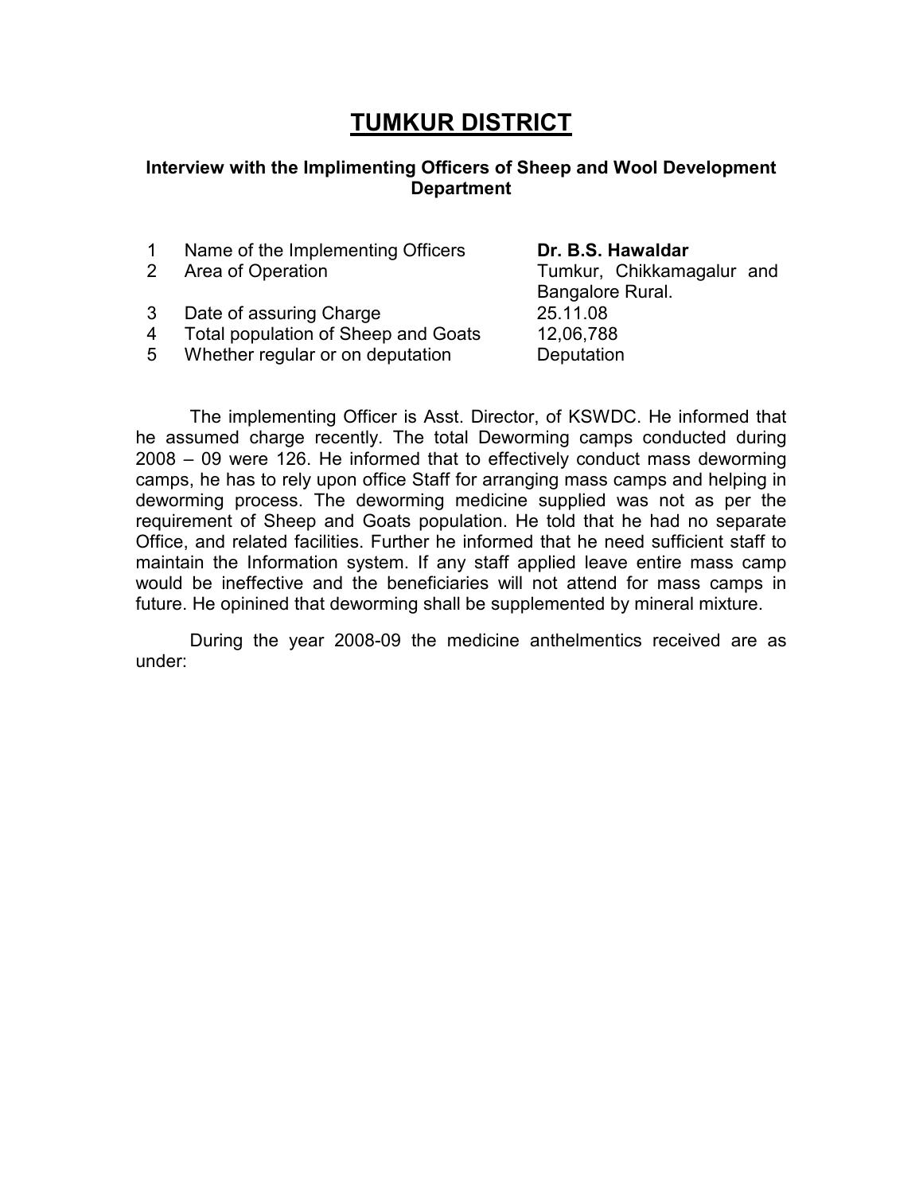# TUMKUR DISTRICT

### Interview with the Implimenting Officers of Sheep and Wool Development Department

| | | |
|---|---|---|
| 1 | Name of the Implementing Officers | **Dr. B.S. Hawaldar** |
| 2 | Area of Operation | Tumkur, Chikkamagalur and Bangalore Rural. |
| 3 | Date of assuring Charge | 25.11.08 |
| 4 | Total population of Sheep and Goats | 12,06,788 |
| 5 | Whether regular or on deputation | Deputation |

The implementing Officer is Asst. Director, of KSWDC. He informed that he assumed charge recently. The total Deworming camps conducted during 2008 – 09 were 126. He informed that to effectively conduct mass deworming camps, he has to rely upon office Staff for arranging mass camps and helping in deworming process. The deworming medicine supplied was not as per the requirement of Sheep and Goats population. He told that he had no separate Office, and related facilities. Further he informed that he need sufficient staff to maintain the Information system. If any staff applied leave entire mass camp would be ineffective and the beneficiaries will not attend for mass camps in future. He opinined that deworming shall be supplemented by mineral mixture.

During the year 2008-09 the medicine anthelmentics received are as under: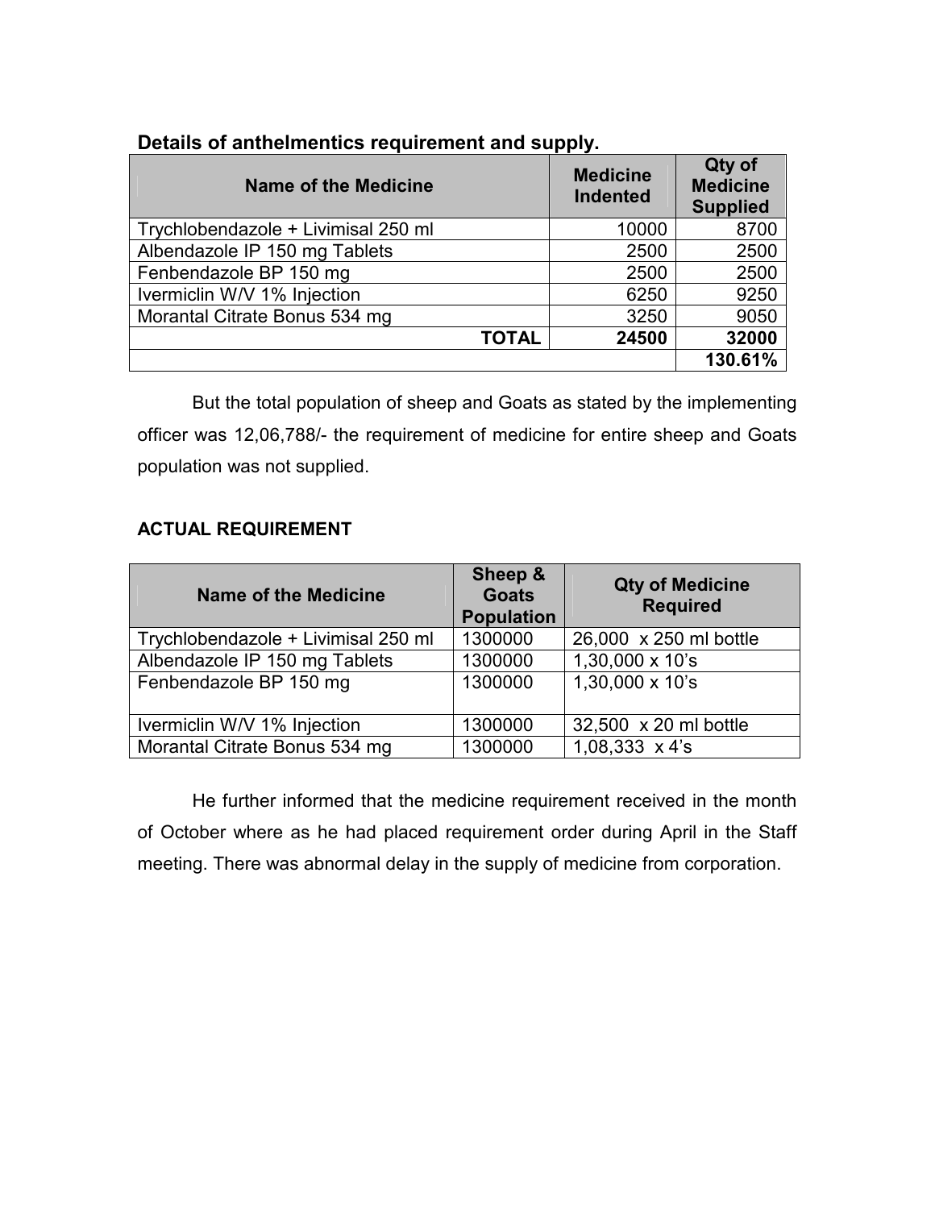**Details of anthelmentics requirement and supply.**

| Name of the Medicine | Medicine Indented | Qty of Medicine Supplied |
|---|---|---|
| Trychlobendazole + Livimisal 250 ml | 10000 | 8700 |
| Albendazole IP 150 mg Tablets | 2500 | 2500 |
| Fenbendazole BP 150 mg | 2500 | 2500 |
| Ivermiclin W/V 1% Injection | 6250 | 9250 |
| Morantal Citrate Bonus 534 mg | 3250 | 9050 |
| **TOTAL** | **24500** | **32000** |
| | | **130.61%** |

But the total population of sheep and Goats as stated by the implementing officer was 12,06,788/- the requirement of medicine for entire sheep and Goats population was not supplied.

**ACTUAL REQUIREMENT**

| Name of the Medicine | Sheep & Goats Population | Qty of Medicine Required |
|---|---|---|
| Trychlobendazole + Livimisal 250 ml | 1300000 | 26,000 x 250 ml bottle |
| Albendazole IP 150 mg Tablets | 1300000 | 1,30,000 x 10's |
| Fenbendazole BP 150 mg | 1300000 | 1,30,000 x 10's |
| Ivermiclin W/V 1% Injection | 1300000 | 32,500 x 20 ml bottle |
| Morantal Citrate Bonus 534 mg | 1300000 | 1,08,333 x 4's |

He further informed that the medicine requirement received in the month of October where as he had placed requirement order during April in the Staff meeting. There was abnormal delay in the supply of medicine from corporation.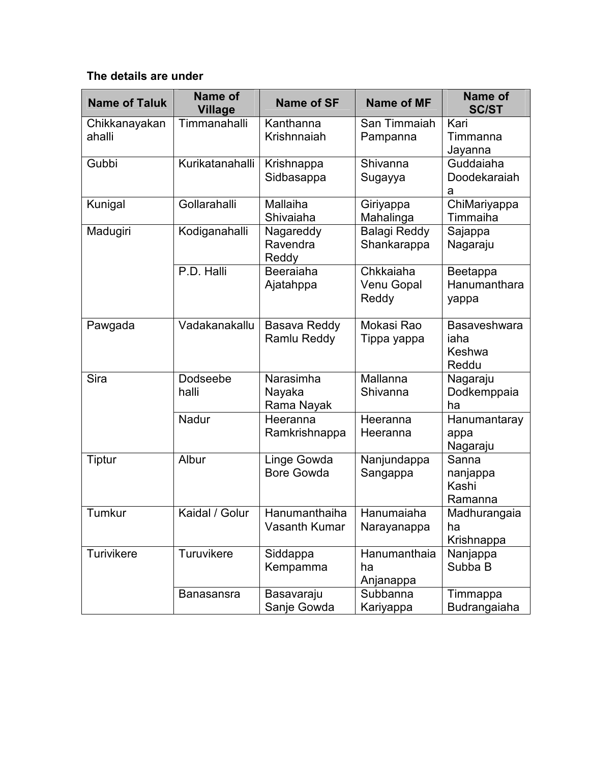**The details are under**

| Name of Taluk | Name of Village | Name of SF | Name of MF | Name of SC/ST |
|---|---|---|---|---|
| Chikkanayakanahalli | Timmanahalli | Kanthanna Krishnnaiah | San Timmaiah Pampanna | Kari Timmanna Jayanna |
| Gubbi | Kurikatanahalli | Krishnappa Sidbasappa | Shivanna Sugayya | Guddaiaha Doodekaraiaha |
| Kunigal | Gollarahalli | Mallaiha Shivaiaha | Giriyappa Mahalinga | ChiMariyappa Timmaiha |
| Madugiri | Kodiganahalli | Nagareddy Ravendra Reddy | Balagi Reddy Shankarappa | Sajappa Nagaraju |
| | P.D. Halli | Beeraiaha Ajatahppa | Chkkaiaha Venu Gopal Reddy | Beetappa Hanumantharayappa |
| Pawgada | Vadakanakallu | Basava Reddy Ramlu Reddy | Mokasi Rao Tippa yappa | Basaveshwaraiaha Keshwa Reddu |
| Sira | Dodseebe halli | Narasimha Nayaka Rama Nayak | Mallanna Shivanna | Nagaraju Dodkemppaiaha |
| | Nadur | Heeranna Ramkrishnappa | Heeranna Heeranna | Hanumantarayappa Nagaraju |
| Tiptur | Albur | Linge Gowda Bore Gowda | Nanjundappa Sangappa | Sanna nanjappa Kashi Ramanna |
| Tumkur | Kaidal / Golur | Hanumanthaiha Vasanth Kumar | Hanumaiaha Narayanappa | Madhurangaiaha Krishnappa |
| Turivikere | Turuvikere | Siddappa Kempamma | Hanumanthaiaha Anjanappa | Nanjappa Subba B |
| | Banasansra | Basavaraju Sanje Gowda | Subbanna Kariyappa | Timmappa Budrangaiaha |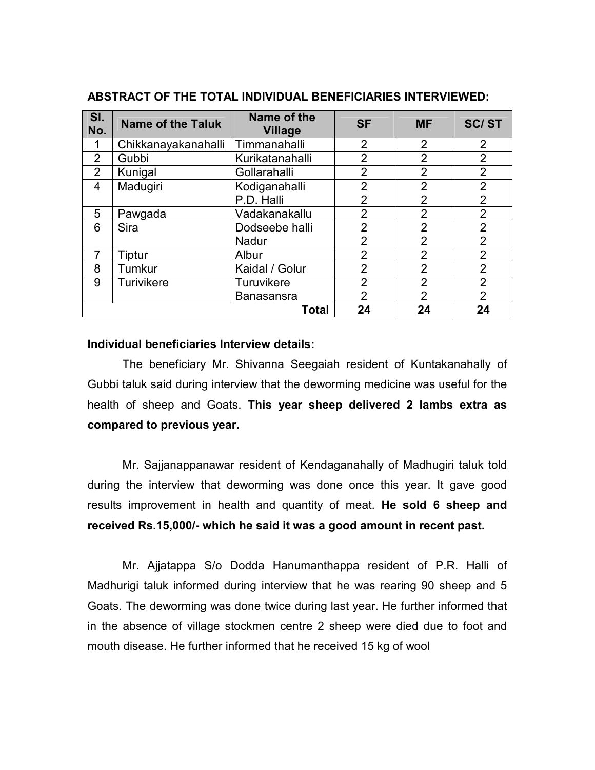**ABSTRACT OF THE TOTAL INDIVIDUAL BENEFICIARIES INTERVIEWED:**

| Sl. No. | Name of the Taluk | Name of the Village | SF | MF | SC/ ST |
|---|---|---|---|---|---|
| 1 | Chikkanayakanahalli | Timmanahalli | 2 | 2 | 2 |
| 2 | Gubbi | Kurikatanahalli | 2 | 2 | 2 |
| 2 | Kunigal | Gollarahalli | 2 | 2 | 2 |
| 4 | Madugiri | Kodiganahalli | 2 | 2 | 2 |
| | | P.D. Halli | 2 | 2 | 2 |
| 5 | Pawgada | Vadakanakallu | 2 | 2 | 2 |
| 6 | Sira | Dodseebe halli | 2 | 2 | 2 |
| | | Nadur | 2 | 2 | 2 |
| 7 | Tiptur | Albur | 2 | 2 | 2 |
| 8 | Tumkur | Kaidal / Golur | 2 | 2 | 2 |
| 9 | Turivikere | Turuvikere | 2 | 2 | 2 |
| | | Banasansra | 2 | 2 | 2 |
| | | **Total** | **24** | **24** | **24** |

**Individual beneficiaries Interview details:**

The beneficiary Mr. Shivanna Seegaiah resident of Kuntakanahally of Gubbi taluk said during interview that the deworming medicine was useful for the health of sheep and Goats. **This year sheep delivered 2 lambs extra as compared to previous year.**

Mr. Sajjanappanawar resident of Kendaganahally of Madhugiri taluk told during the interview that deworming was done once this year. It gave good results improvement in health and quantity of meat. **He sold 6 sheep and received Rs.15,000/- which he said it was a good amount in recent past.**

Mr. Ajjatappa S/o Dodda Hanumanthappa resident of P.R. Halli of Madhurigi taluk informed during interview that he was rearing 90 sheep and 5 Goats. The deworming was done twice during last year. He further informed that in the absence of village stockmen centre 2 sheep were died due to foot and mouth disease. He further informed that he received 15 kg of wool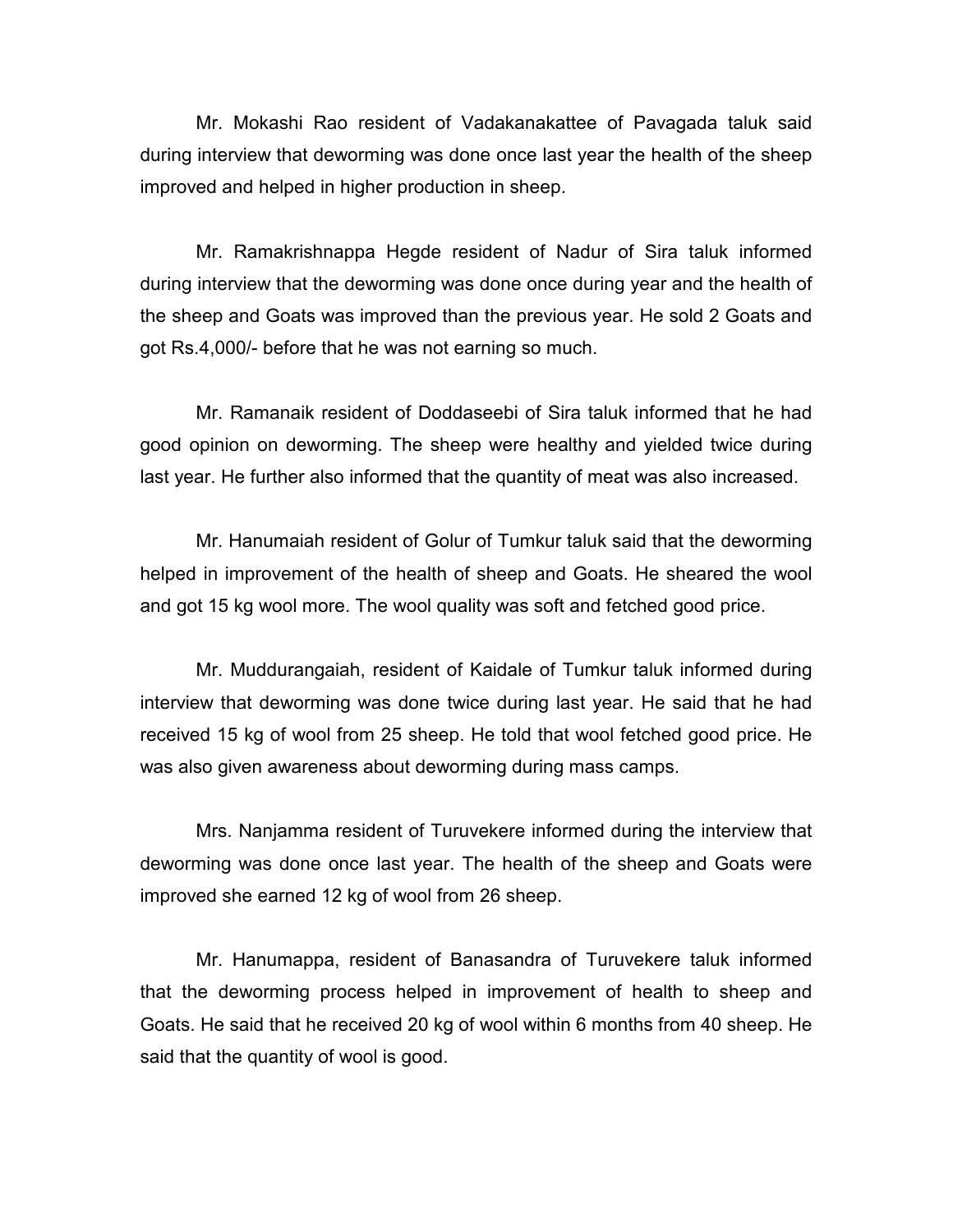Mr. Mokashi Rao resident of Vadakanakattee of Pavagada taluk said during interview that deworming was done once last year the health of the sheep improved and helped in higher production in sheep.

Mr. Ramakrishnappa Hegde resident of Nadur of Sira taluk informed during interview that the deworming was done once during year and the health of the sheep and Goats was improved than the previous year. He sold 2 Goats and got Rs.4,000/- before that he was not earning so much.

Mr. Ramanaik resident of Doddaseebi of Sira taluk informed that he had good opinion on deworming. The sheep were healthy and yielded twice during last year. He further also informed that the quantity of meat was also increased.

Mr. Hanumaiah resident of Golur of Tumkur taluk said that the deworming helped in improvement of the health of sheep and Goats. He sheared the wool and got 15 kg wool more. The wool quality was soft and fetched good price.

Mr. Muddurangaiah, resident of Kaidale of Tumkur taluk informed during interview that deworming was done twice during last year. He said that he had received 15 kg of wool from 25 sheep. He told that wool fetched good price. He was also given awareness about deworming during mass camps.

Mrs. Nanjamma resident of Turuvekere informed during the interview that deworming was done once last year. The health of the sheep and Goats were improved she earned 12 kg of wool from 26 sheep.

Mr. Hanumappa, resident of Banasandra of Turuvekere taluk informed that the deworming process helped in improvement of health to sheep and Goats. He said that he received 20 kg of wool within 6 months from 40 sheep. He said that the quantity of wool is good.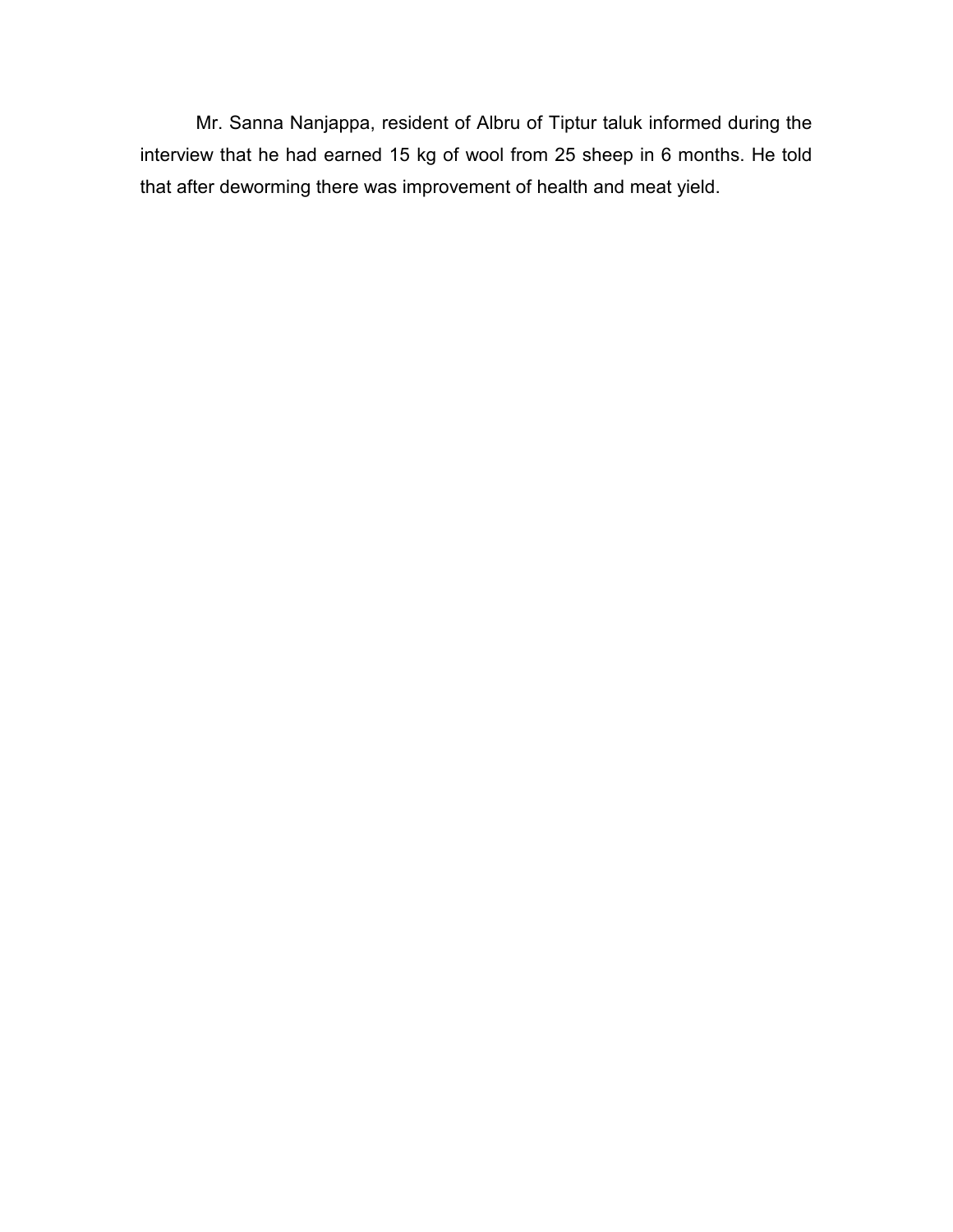Mr. Sanna Nanjappa, resident of Albru of Tiptur taluk informed during the interview that he had earned 15 kg of wool from 25 sheep in 6 months. He told that after deworming there was improvement of health and meat yield.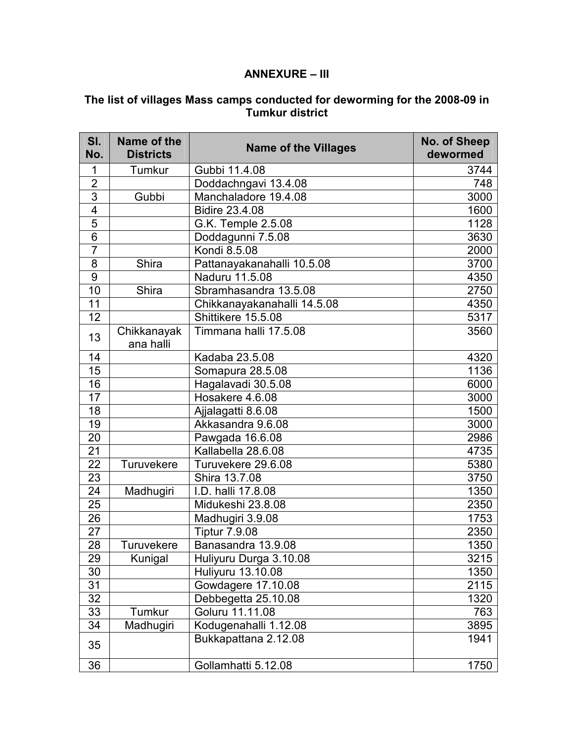**ANNEXURE – III**

**The list of villages Mass camps conducted for deworming for the 2008-09 in Tumkur district**

| Sl. No. | Name of the Districts | Name of the Villages | No. of Sheep dewormed |
|---|---|---|---|
| 1 | Tumkur | Gubbi 11.4.08 | 3744 |
| 2 | | Doddachngavi 13.4.08 | 748 |
| 3 | Gubbi | Manchaladore 19.4.08 | 3000 |
| 4 | | Bidire 23.4.08 | 1600 |
| 5 | | G.K. Temple 2.5.08 | 1128 |
| 6 | | Doddagunni 7.5.08 | 3630 |
| 7 | | Kondi 8.5.08 | 2000 |
| 8 | Shira | Pattanayakanahalli 10.5.08 | 3700 |
| 9 | | Naduru 11.5.08 | 4350 |
| 10 | Shira | Sbramhasandra 13.5.08 | 2750 |
| 11 | | Chikkanayakanahalli 14.5.08 | 4350 |
| 12 | | Shittikere 15.5.08 | 5317 |
| 13 | Chikkanayak ana halli | Timmana halli 17.5.08 | 3560 |
| 14 | | Kadaba 23.5.08 | 4320 |
| 15 | | Somapura 28.5.08 | 1136 |
| 16 | | Hagalavadi 30.5.08 | 6000 |
| 17 | | Hosakere 4.6.08 | 3000 |
| 18 | | Ajjalagatti 8.6.08 | 1500 |
| 19 | | Akkasandra 9.6.08 | 3000 |
| 20 | | Pawgada 16.6.08 | 2986 |
| 21 | | Kallabella 28.6.08 | 4735 |
| 22 | Turuvekere | Turuvekere 29.6.08 | 5380 |
| 23 | | Shira 13.7.08 | 3750 |
| 24 | Madhugiri | I.D. halli 17.8.08 | 1350 |
| 25 | | Midukeshi 23.8.08 | 2350 |
| 26 | | Madhugiri 3.9.08 | 1753 |
| 27 | | Tiptur 7.9.08 | 2350 |
| 28 | Turuvekere | Banasandra 13.9.08 | 1350 |
| 29 | Kunigal | Huliyuru Durga 3.10.08 | 3215 |
| 30 | | Huliyuru 13.10.08 | 1350 |
| 31 | | Gowdagere 17.10.08 | 2115 |
| 32 | | Debbegetta 25.10.08 | 1320 |
| 33 | Tumkur | Goluru 11.11.08 | 763 |
| 34 | Madhugiri | Kodugenahalli 1.12.08 | 3895 |
| 35 | | Bukkapattana 2.12.08 | 1941 |
| 36 | | Gollamhatti 5.12.08 | 1750 |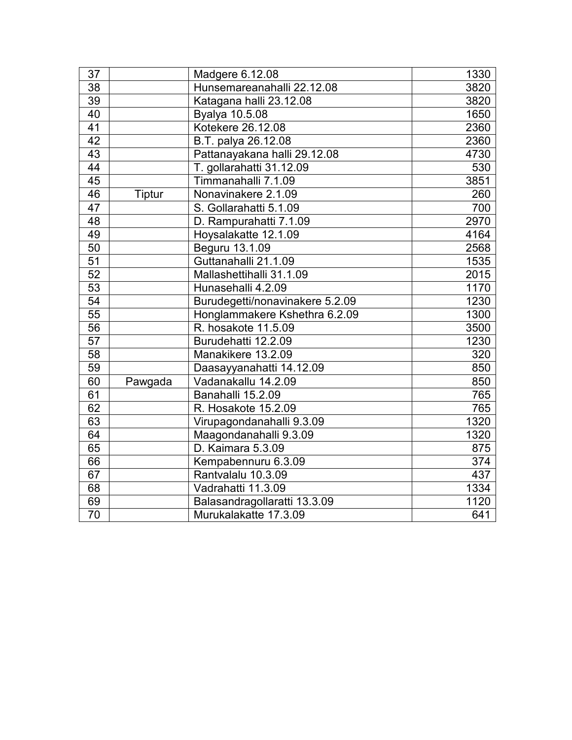| | | | |
|---|---|---|---|
| 37 | | Madgere 6.12.08 | 1330 |
| 38 | | Hunsemareanahalli 22.12.08 | 3820 |
| 39 | | Katagana halli 23.12.08 | 3820 |
| 40 | | Byalya 10.5.08 | 1650 |
| 41 | | Kotekere 26.12.08 | 2360 |
| 42 | | B.T. palya 26.12.08 | 2360 |
| 43 | | Pattanayakana halli 29.12.08 | 4730 |
| 44 | | T. gollarahatti 31.12.09 | 530 |
| 45 | | Timmanahalli 7.1.09 | 3851 |
| 46 | Tiptur | Nonavinakere 2.1.09 | 260 |
| 47 | | S. Gollarahatti 5.1.09 | 700 |
| 48 | | D. Rampurahatti 7.1.09 | 2970 |
| 49 | | Hoysalakatte 12.1.09 | 4164 |
| 50 | | Beguru 13.1.09 | 2568 |
| 51 | | Guttanahalli 21.1.09 | 1535 |
| 52 | | Mallashettihalli 31.1.09 | 2015 |
| 53 | | Hunasehalli 4.2.09 | 1170 |
| 54 | | Burudegetti/nonavinakere 5.2.09 | 1230 |
| 55 | | Honglammakere Kshethra 6.2.09 | 1300 |
| 56 | | R. hosakote 11.5.09 | 3500 |
| 57 | | Burudehatti 12.2.09 | 1230 |
| 58 | | Manakikere 13.2.09 | 320 |
| 59 | | Daasayyanahatti 14.12.09 | 850 |
| 60 | Pawgada | Vadanakallu 14.2.09 | 850 |
| 61 | | Banahalli 15.2.09 | 765 |
| 62 | | R. Hosakote 15.2.09 | 765 |
| 63 | | Virupagondanahalli 9.3.09 | 1320 |
| 64 | | Maagondanahalli 9.3.09 | 1320 |
| 65 | | D. Kaimara 5.3.09 | 875 |
| 66 | | Kempabennuru 6.3.09 | 374 |
| 67 | | Rantvalalu 10.3.09 | 437 |
| 68 | | Vadrahatti 11.3.09 | 1334 |
| 69 | | Balasandragollaratti 13.3.09 | 1120 |
| 70 | | Murukalakatte 17.3.09 | 641 |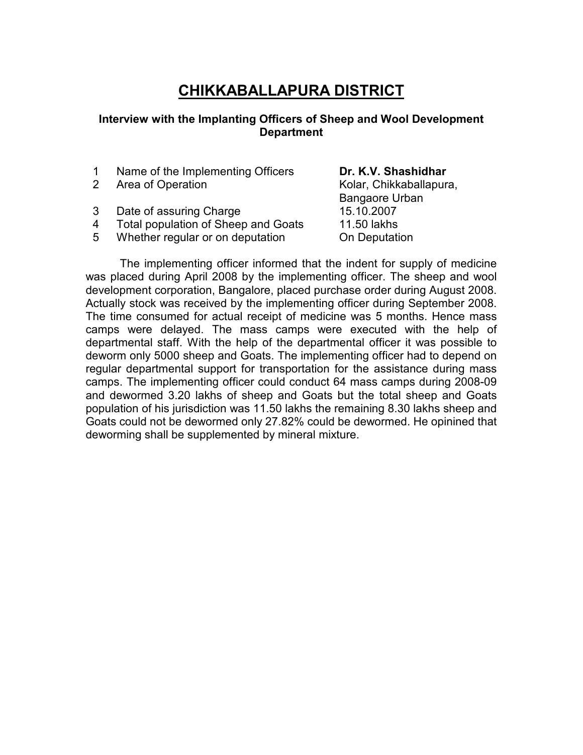# CHIKKABALLAPURA DISTRICT

### Interview with the Implanting Officers of Sheep and Wool Development Department

| | | |
|---|---|---|
| 1 | Name of the Implementing Officers | **Dr. K.V. Shashidhar** |
| 2 | Area of Operation | Kolar, Chikkaballapura, Bangaore Urban |
| 3 | Date of assuring Charge | 15.10.2007 |
| 4 | Total population of Sheep and Goats | 11.50 lakhs |
| 5 | Whether regular or on deputation | On Deputation |

The implementing officer informed that the indent for supply of medicine was placed during April 2008 by the implementing officer. The sheep and wool development corporation, Bangalore, placed purchase order during August 2008. Actually stock was received by the implementing officer during September 2008. The time consumed for actual receipt of medicine was 5 months. Hence mass camps were delayed. The mass camps were executed with the help of departmental staff. With the help of the departmental officer it was possible to deworm only 5000 sheep and Goats. The implementing officer had to depend on regular departmental support for transportation for the assistance during mass camps. The implementing officer could conduct 64 mass camps during 2008-09 and dewormed 3.20 lakhs of sheep and Goats but the total sheep and Goats population of his jurisdiction was 11.50 lakhs the remaining 8.30 lakhs sheep and Goats could not be dewormed only 27.82% could be dewormed. He opinined that deworming shall be supplemented by mineral mixture.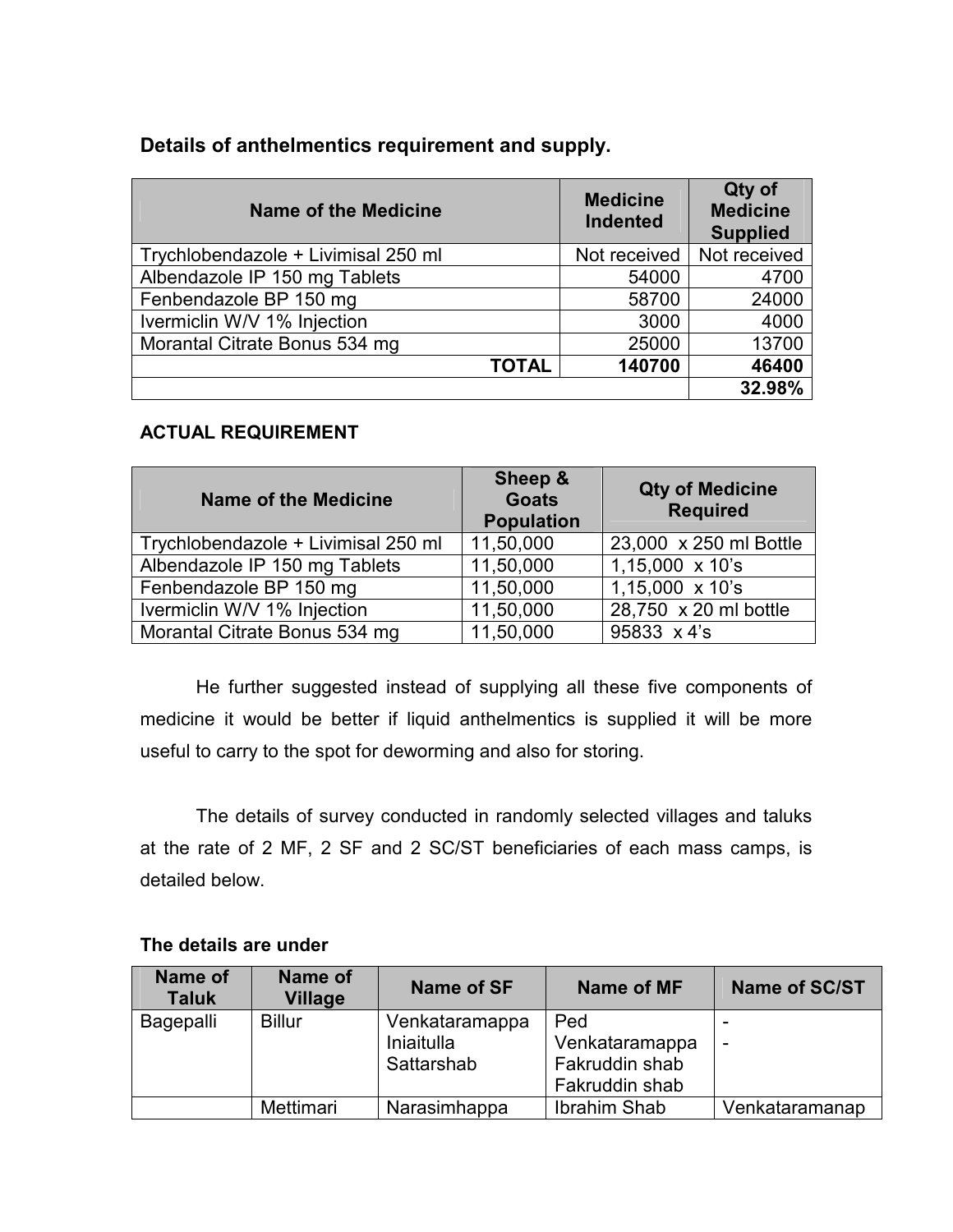### Details of anthelmentics requirement and supply.

| Name of the Medicine | Medicine Indented | Qty of Medicine Supplied |
|---|---|---|
| Trychlobendazole + Livimisal 250 ml | Not received | Not received |
| Albendazole IP 150 mg Tablets | 54000 | 4700 |
| Fenbendazole BP 150 mg | 58700 | 24000 |
| Ivermiclin W/V 1% Injection | 3000 | 4000 |
| Morantal Citrate Bonus 534 mg | 25000 | 13700 |
| **TOTAL** | **140700** | **46400** |
| | | **32.98%** |

**ACTUAL REQUIREMENT**

| Name of the Medicine | Sheep & Goats Population | Qty of Medicine Required |
|---|---|---|
| Trychlobendazole + Livimisal 250 ml | 11,50,000 | 23,000 x 250 ml Bottle |
| Albendazole IP 150 mg Tablets | 11,50,000 | 1,15,000 x 10's |
| Fenbendazole BP 150 mg | 11,50,000 | 1,15,000 x 10's |
| Ivermiclin W/V 1% Injection | 11,50,000 | 28,750 x 20 ml bottle |
| Morantal Citrate Bonus 534 mg | 11,50,000 | 95833 x 4's |

He further suggested instead of supplying all these five components of medicine it would be better if liquid anthelmentics is supplied it will be more useful to carry to the spot for deworming and also for storing.

The details of survey conducted in randomly selected villages and taluks at the rate of 2 MF, 2 SF and 2 SC/ST beneficiaries of each mass camps, is detailed below.

**The details are under**

| Name of Taluk | Name of Village | Name of SF | Name of MF | Name of SC/ST |
|---|---|---|---|---|
| Bagepalli | Billur | Venkataramappa<br>Iniaitulla<br>Sattarshab | Ped<br>Venkataramappa<br>Fakruddin shab<br>Fakruddin shab | -<br>- |
| | Mettimari | Narasimhappa | Ibrahim Shab | Venkataramanap |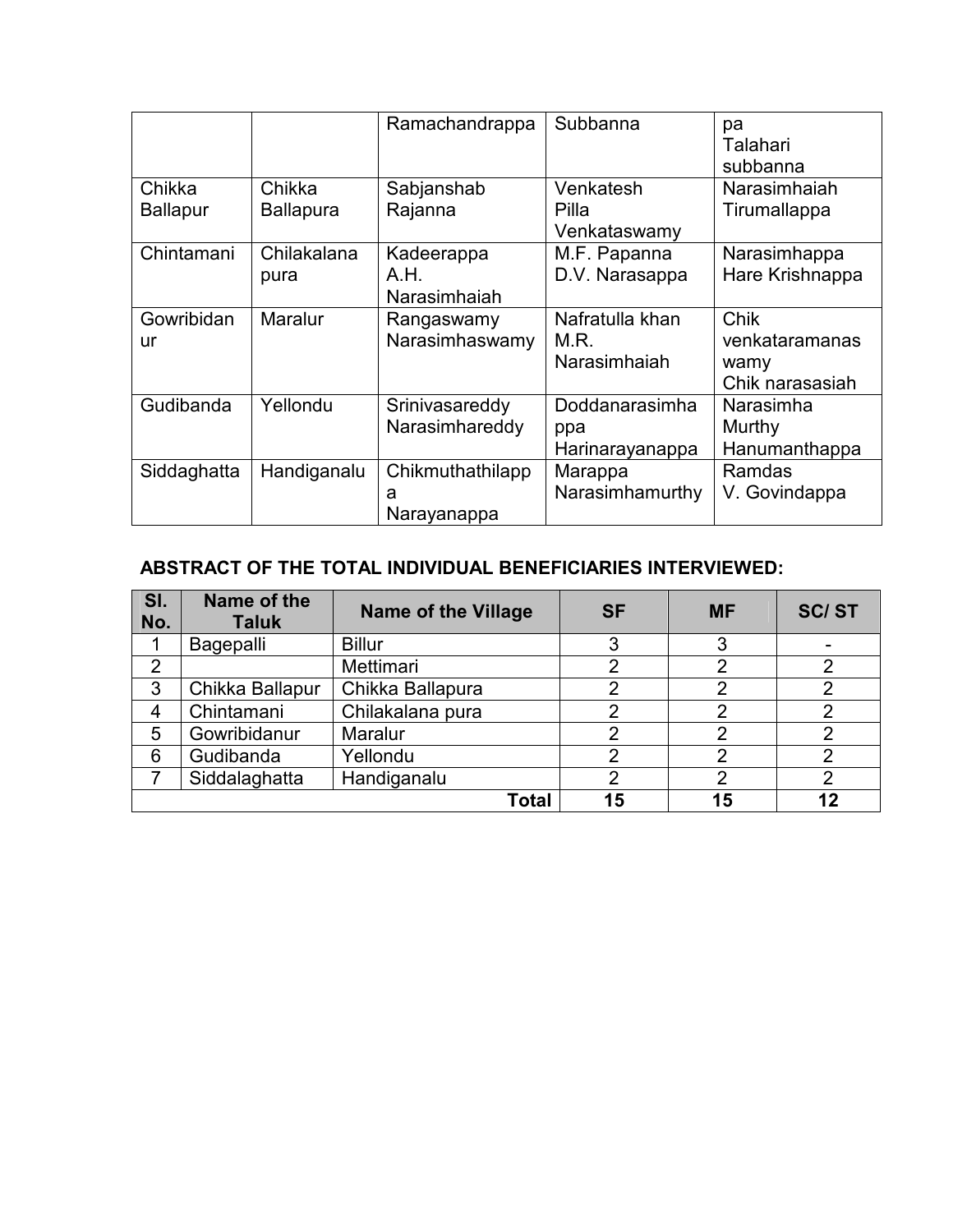|  |  | Ramachandrappa | Subbanna | pa Talahari subbanna |
|---|---|---|---|---|
| Chikka Ballapur | Chikka Ballapura | Sabjanshab Rajanna | Venkatesh Pilla Venkataswamy | Narasimhaiah Tirumallappa |
| Chintamani | Chilakalana pura | Kadeerappa A.H. Narasimhaiah | M.F. Papanna D.V. Narasappa | Narasimhappa Hare Krishnappa |
| Gowribidan ur | Maralur | Rangaswamy Narasimhaswamy | Nafratulla khan M.R. Narasimhaiah | Chik venkataramanas wamy Chik narasasiah |
| Gudibanda | Yellondu | Srinivasareddy Narasimhareddy | Doddanarasimha ppa Harinarayanappa | Narasimha Murthy Hanumanthappa |
| Siddaghatta | Handiganalu | Chikmuthathilapp a Narayanappa | Marappa Narasimhamurthy | Ramdas V. Govindappa |

**ABSTRACT OF THE TOTAL INDIVIDUAL BENEFICIARIES INTERVIEWED:**

| Sl. No. | Name of the Taluk | Name of the Village | SF | MF | SC/ ST |
|---|---|---|---|---|---|
| 1 | Bagepalli | Billur | 3 | 3 | - |
| 2 |  | Mettimari | 2 | 2 | 2 |
| 3 | Chikka Ballapur | Chikka Ballapura | 2 | 2 | 2 |
| 4 | Chintamani | Chilakalana pura | 2 | 2 | 2 |
| 5 | Gowribidanur | Maralur | 2 | 2 | 2 |
| 6 | Gudibanda | Yellondu | 2 | 2 | 2 |
| 7 | Siddalaghatta | Handiganalu | 2 | 2 | 2 |
|  |  | **Total** | **15** | **15** | **12** |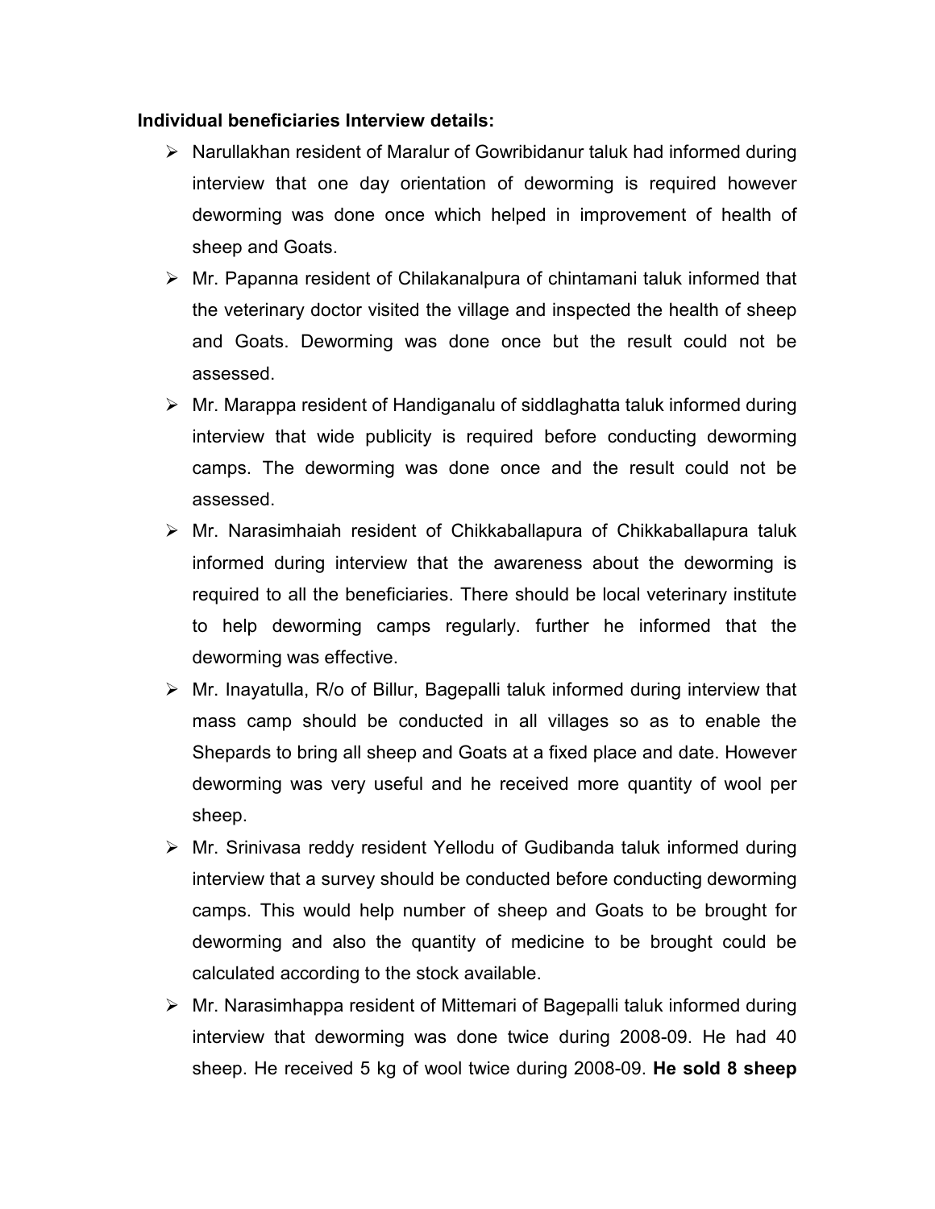**Individual beneficiaries Interview details:**

- Narullakhan resident of Maralur of Gowribidanur taluk had informed during interview that one day orientation of deworming is required however deworming was done once which helped in improvement of health of sheep and Goats.
- Mr. Papanna resident of Chilakanalpura of chintamani taluk informed that the veterinary doctor visited the village and inspected the health of sheep and Goats. Deworming was done once but the result could not be assessed.
- Mr. Marappa resident of Handiganalu of siddlaghatta taluk informed during interview that wide publicity is required before conducting deworming camps. The deworming was done once and the result could not be assessed.
- Mr. Narasimhaiah resident of Chikkaballapura of Chikkaballapura taluk informed during interview that the awareness about the deworming is required to all the beneficiaries. There should be local veterinary institute to help deworming camps regularly. further he informed that the deworming was effective.
- Mr. Inayatulla, R/o of Billur, Bagepalli taluk informed during interview that mass camp should be conducted in all villages so as to enable the Shepards to bring all sheep and Goats at a fixed place and date. However deworming was very useful and he received more quantity of wool per sheep.
- Mr. Srinivasa reddy resident Yellodu of Gudibanda taluk informed during interview that a survey should be conducted before conducting deworming camps. This would help number of sheep and Goats to be brought for deworming and also the quantity of medicine to be brought could be calculated according to the stock available.
- Mr. Narasimhappa resident of Mittemari of Bagepalli taluk informed during interview that deworming was done twice during 2008-09. He had 40 sheep. He received 5 kg of wool twice during 2008-09. **He sold 8 sheep**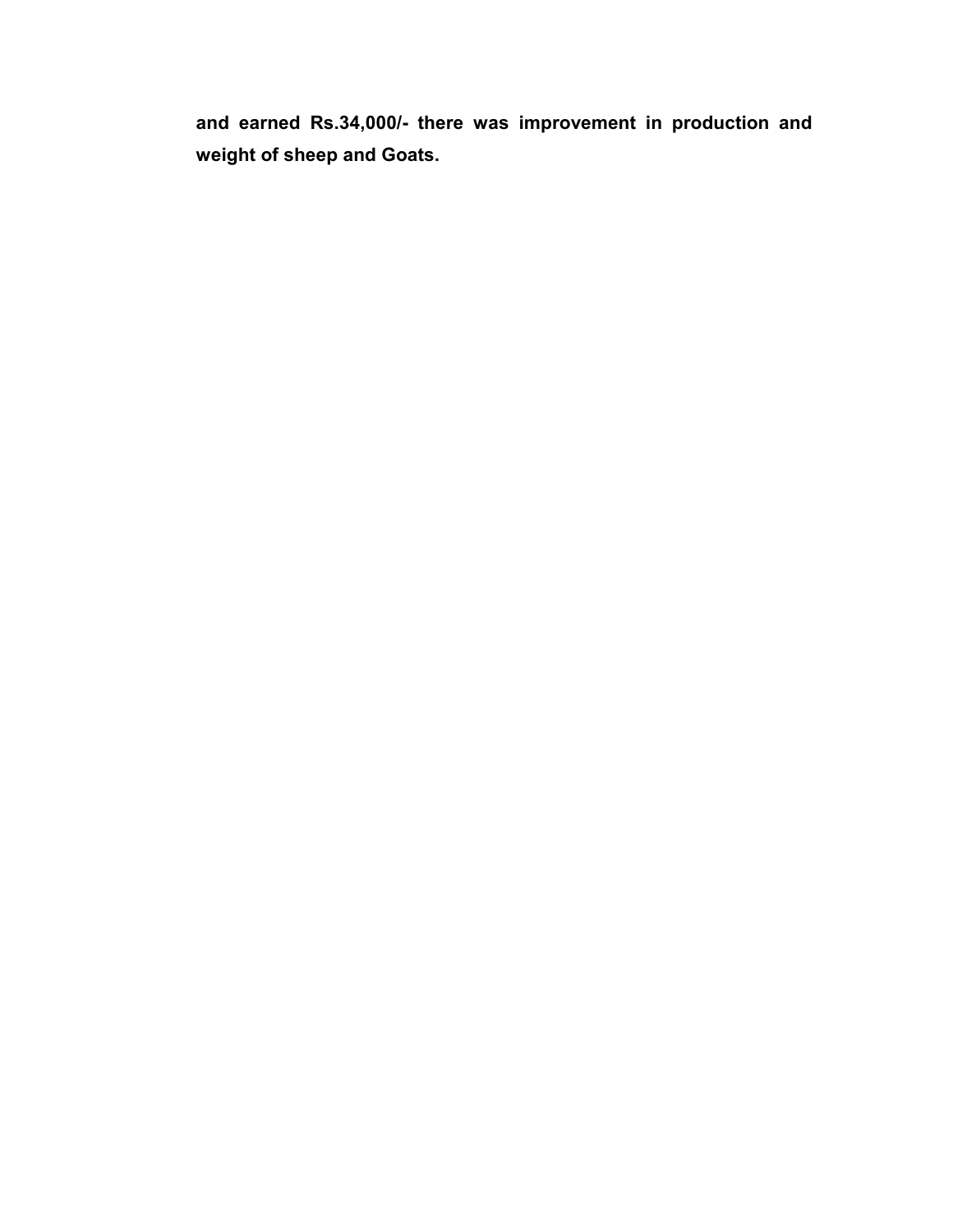**and earned Rs.34,000/- there was improvement in production and weight of sheep and Goats.**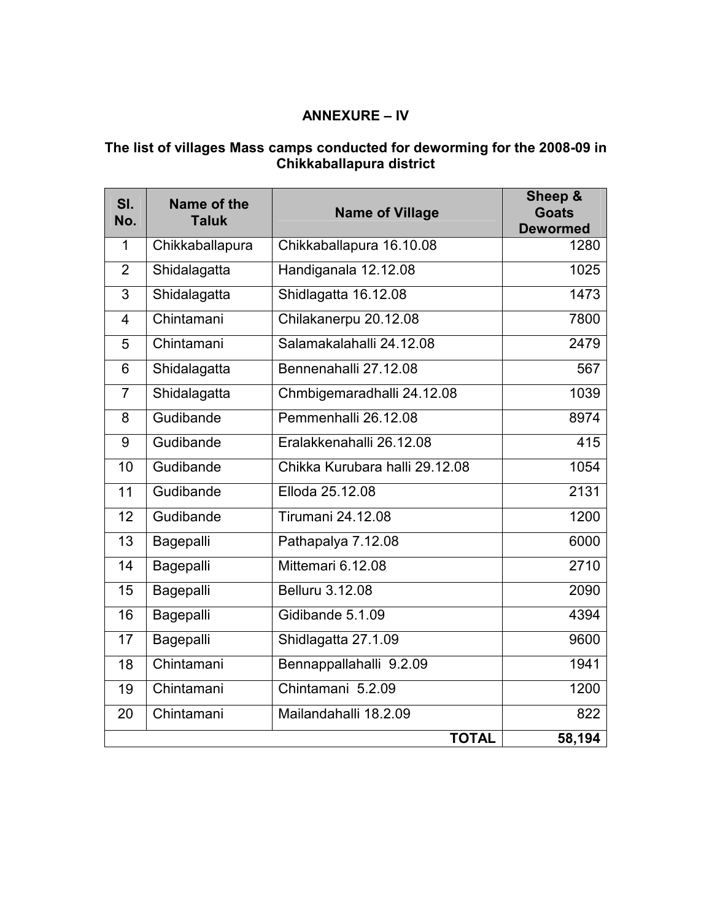**ANNEXURE – IV**

**The list of villages Mass camps conducted for deworming for the 2008-09 in Chikkaballapura district**

| Sl. No. | Name of the Taluk | Name of Village | Sheep & Goats Dewormed |
|---|---|---|---|
| 1 | Chikkaballapura | Chikkaballapura 16.10.08 | 1280 |
| 2 | Shidalagatta | Handiganala 12.12.08 | 1025 |
| 3 | Shidalagatta | Shidlagatta 16.12.08 | 1473 |
| 4 | Chintamani | Chilakanerpu 20.12.08 | 7800 |
| 5 | Chintamani | Salamakalahalli 24.12.08 | 2479 |
| 6 | Shidalagatta | Bennenahalli 27.12.08 | 567 |
| 7 | Shidalagatta | Chmbigemaradhalli 24.12.08 | 1039 |
| 8 | Gudibande | Pemmenhalli 26.12.08 | 8974 |
| 9 | Gudibande | Eralakkenahalli 26.12.08 | 415 |
| 10 | Gudibande | Chikka Kurubara halli 29.12.08 | 1054 |
| 11 | Gudibande | Elloda 25.12.08 | 2131 |
| 12 | Gudibande | Tirumani 24.12.08 | 1200 |
| 13 | Bagepalli | Pathapalya 7.12.08 | 6000 |
| 14 | Bagepalli | Mittemari 6.12.08 | 2710 |
| 15 | Bagepalli | Belluru 3.12.08 | 2090 |
| 16 | Bagepalli | Gidibande 5.1.09 | 4394 |
| 17 | Bagepalli | Shidlagatta 27.1.09 | 9600 |
| 18 | Chintamani | Bennappallahalli 9.2.09 | 1941 |
| 19 | Chintamani | Chintamani 5.2.09 | 1200 |
| 20 | Chintamani | Mailandahalli 18.2.09 | 822 |
| | | **TOTAL** | **58,194** |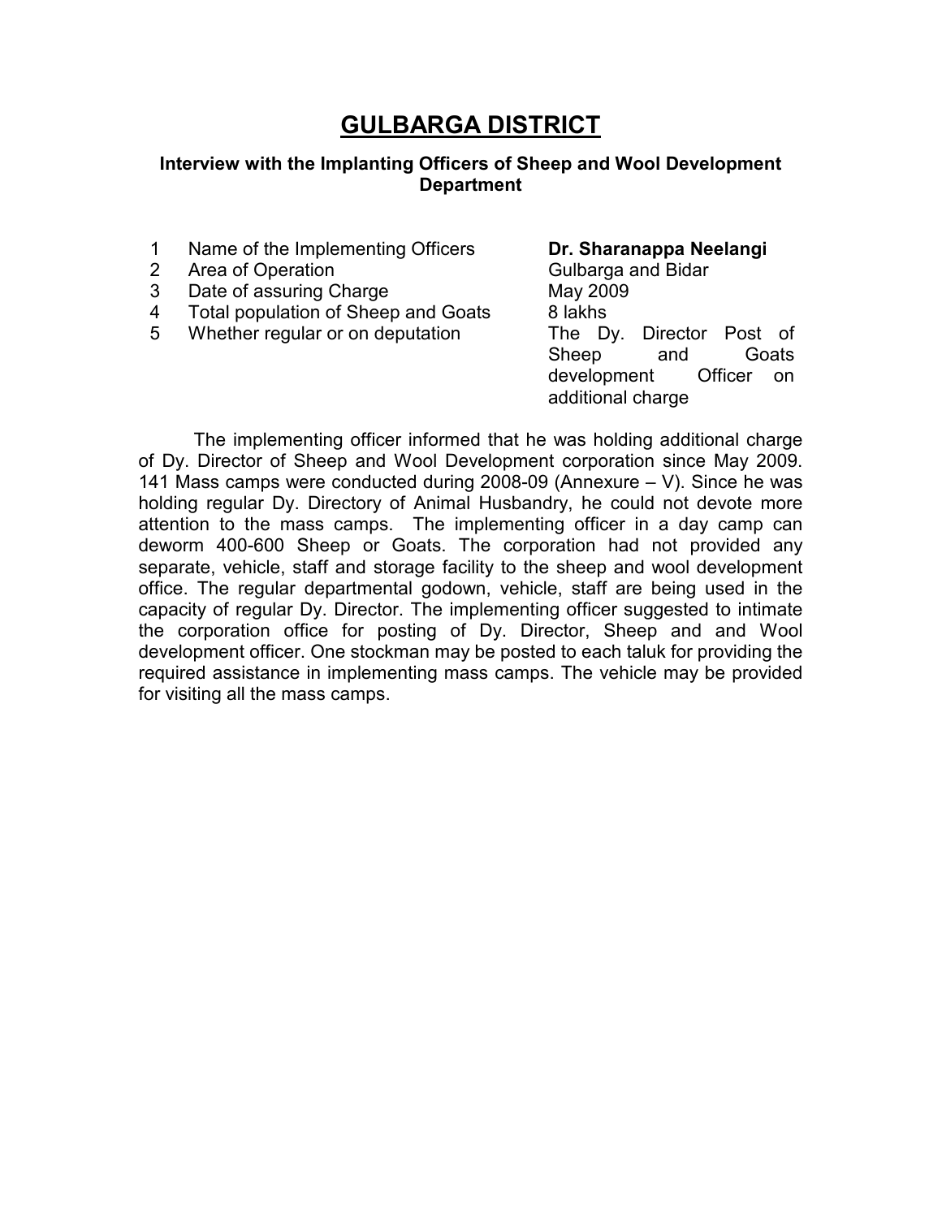# GULBARGA DISTRICT

**Interview with the Implanting Officers of Sheep and Wool Development Department**

| | | |
|---|---|---|
| 1 | Name of the Implementing Officers | **Dr. Sharanappa Neelangi** |
| 2 | Area of Operation | Gulbarga and Bidar |
| 3 | Date of assuring Charge | May 2009 |
| 4 | Total population of Sheep and Goats | 8 lakhs |
| 5 | Whether regular or on deputation | The Dy. Director Post of Sheep and Goats development Officer on additional charge |

The implementing officer informed that he was holding additional charge of Dy. Director of Sheep and Wool Development corporation since May 2009. 141 Mass camps were conducted during 2008-09 (Annexure – V). Since he was holding regular Dy. Directory of Animal Husbandry, he could not devote more attention to the mass camps. The implementing officer in a day camp can deworm 400-600 Sheep or Goats. The corporation had not provided any separate, vehicle, staff and storage facility to the sheep and wool development office. The regular departmental godown, vehicle, staff are being used in the capacity of regular Dy. Director. The implementing officer suggested to intimate the corporation office for posting of Dy. Director, Sheep and and Wool development officer. One stockman may be posted to each taluk for providing the required assistance in implementing mass camps. The vehicle may be provided for visiting all the mass camps.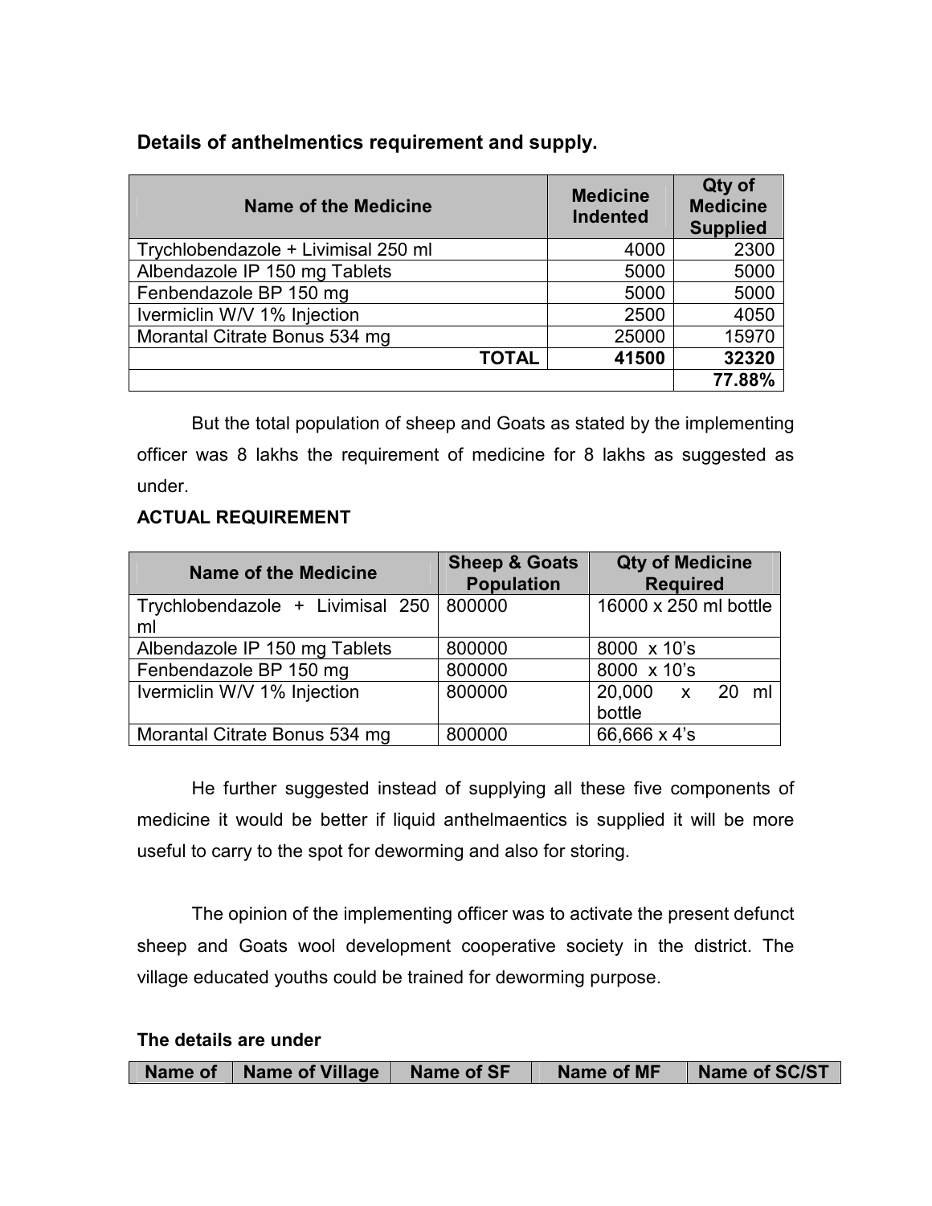**Details of anthelmentics requirement and supply.**

| Name of the Medicine | Medicine Indented | Qty of Medicine Supplied |
|---|---|---|
| Trychlobendazole + Livimisal 250 ml | 4000 | 2300 |
| Albendazole IP 150 mg Tablets | 5000 | 5000 |
| Fenbendazole BP 150 mg | 5000 | 5000 |
| Ivermiclin W/V 1% Injection | 2500 | 4050 |
| Morantal Citrate Bonus 534 mg | 25000 | 15970 |
| **TOTAL** | **41500** | **32320** |
| | | **77.88%** |

But the total population of sheep and Goats as stated by the implementing officer was 8 lakhs the requirement of medicine for 8 lakhs as suggested as under.

**ACTUAL REQUIREMENT**

| Name of the Medicine | Sheep & Goats Population | Qty of Medicine Required |
|---|---|---|
| Trychlobendazole + Livimisal 250 ml | 800000 | 16000 x 250 ml bottle |
| Albendazole IP 150 mg Tablets | 800000 | 8000 x 10's |
| Fenbendazole BP 150 mg | 800000 | 8000 x 10's |
| Ivermiclin W/V 1% Injection | 800000 | 20,000 x 20 ml bottle |
| Morantal Citrate Bonus 534 mg | 800000 | 66,666 x 4's |

He further suggested instead of supplying all these five components of medicine it would be better if liquid anthelmaentics is supplied it will be more useful to carry to the spot for deworming and also for storing.

The opinion of the implementing officer was to activate the present defunct sheep and Goats wool development cooperative society in the district. The village educated youths could be trained for deworming purpose.

**The details are under**

| Name of | Name of Village | Name of SF | Name of MF | Name of SC/ST |
|---|---|---|---|---|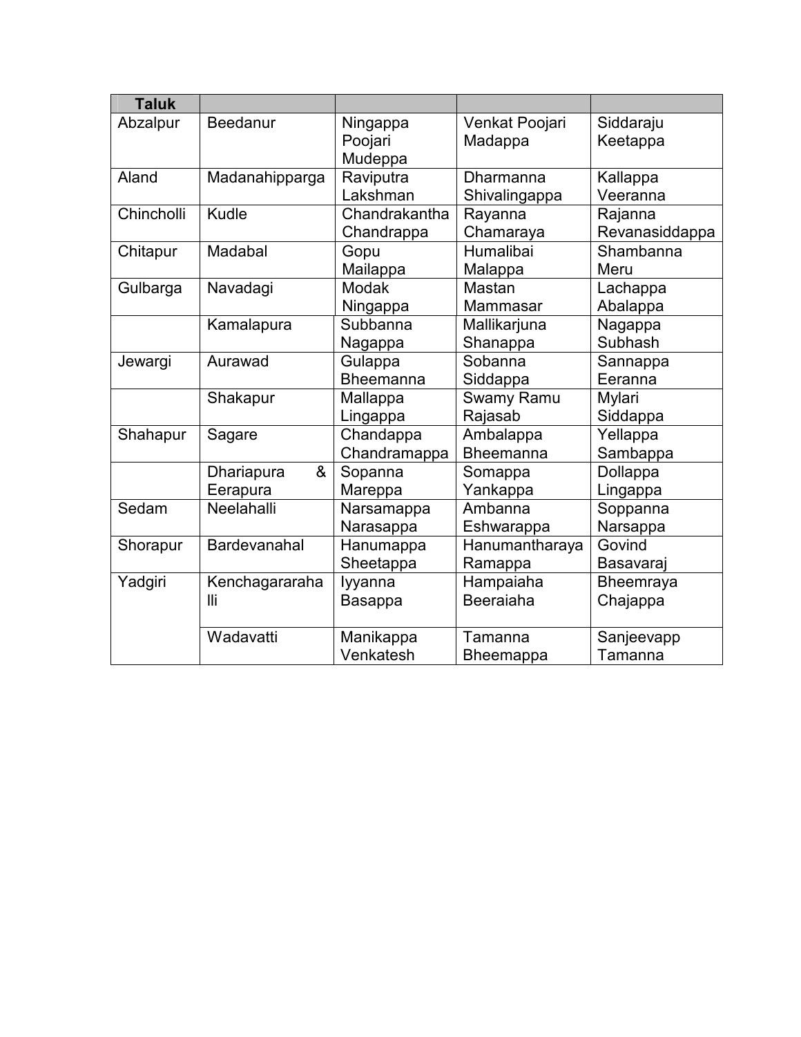| Taluk | | | | |
|---|---|---|---|---|
| Abzalpur | Beedanur | Ningappa Poojari Mudeppa | Venkat Poojari Madappa | Siddaraju Keetappa |
| Aland | Madanahipparga | Raviputra Lakshman | Dharmanna Shivalingappa | Kallappa Veeranna |
| Chincholli | Kudle | Chandrakantha Chandrappa | Rayanna Chamaraya | Rajanna Revanasiddappa |
| Chitapur | Madabal | Gopu Mailappa | Humalibai Malappa | Shambanna Meru |
| Gulbarga | Navadagi | Modak Ningappa | Mastan Mammasar | Lachappa Abalappa |
| | Kamalapura | Subbanna Nagappa | Mallikarjuna Shanappa | Nagappa Subhash |
| Jewargi | Aurawad | Gulappa Bheemanna | Sobanna Siddappa | Sannappa Eeranna |
| | Shakapur | Mallappa Lingappa | Swamy Ramu Rajasab | Mylari Siddappa |
| Shahapur | Sagare | Chandappa Chandramappa | Ambalappa Bheemanna | Yellappa Sambappa |
| | Dhariapura & Eerapura | Sopanna Mareppa | Somappa Yankappa | Dollappa Lingappa |
| Sedam | Neelahalli | Narsamappa Narasappa | Ambanna Eshwarappa | Soppanna Narsappa |
| Shorapur | Bardevanahal | Hanumappa Sheetappa | Hanumantharaya Ramappa | Govind Basavaraj |
| Yadgiri | Kenchagararahalli | Iyyanna Basappa | Hampaiaha Beeraiaha | Bheemraya Chajappa |
| | Wadavatti | Manikappa Venkatesh | Tamanna Bheemappa | Sanjeevapp Tamanna |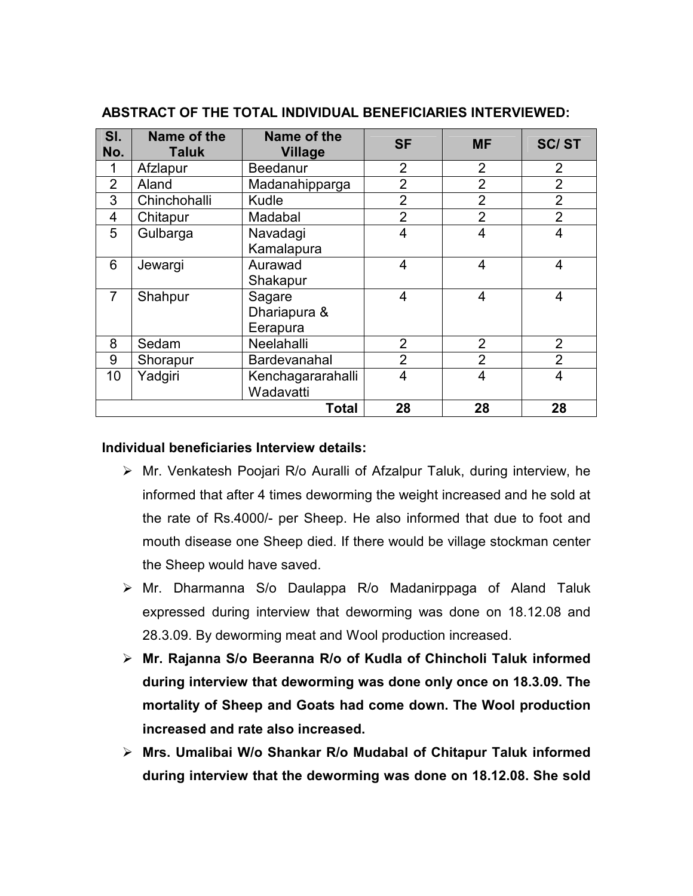**ABSTRACT OF THE TOTAL INDIVIDUAL BENEFICIARIES INTERVIEWED:**

| Sl. No. | Name of the Taluk | Name of the Village | SF | MF | SC/ ST |
|---|---|---|---|---|---|
| 1 | Afzlapur | Beedanur | 2 | 2 | 2 |
| 2 | Aland | Madanahipparga | 2 | 2 | 2 |
| 3 | Chinchohalli | Kudle | 2 | 2 | 2 |
| 4 | Chitapur | Madabal | 2 | 2 | 2 |
| 5 | Gulbarga | Navadagi Kamalapura | 4 | 4 | 4 |
| 6 | Jewargi | Aurawad Shakapur | 4 | 4 | 4 |
| 7 | Shahpur | Sagare Dhariapura & Eerapura | 4 | 4 | 4 |
| 8 | Sedam | Neelahalli | 2 | 2 | 2 |
| 9 | Shorapur | Bardevanahal | 2 | 2 | 2 |
| 10 | Yadgiri | Kenchagararahalli Wadavatti | 4 | 4 | 4 |
| | | **Total** | **28** | **28** | **28** |

**Individual beneficiaries Interview details:**

- Mr. Venkatesh Poojari R/o Auralli of Afzalpur Taluk, during interview, he informed that after 4 times deworming the weight increased and he sold at the rate of Rs.4000/- per Sheep. He also informed that due to foot and mouth disease one Sheep died. If there would be village stockman center the Sheep would have saved.
- Mr. Dharmanna S/o Daulappa R/o Madanirppaga of Aland Taluk expressed during interview that deworming was done on 18.12.08 and 28.3.09. By deworming meat and Wool production increased.
- **Mr. Rajanna S/o Beeranna R/o of Kudla of Chincholi Taluk informed during interview that deworming was done only once on 18.3.09. The mortality of Sheep and Goats had come down. The Wool production increased and rate also increased.**
- **Mrs. Umalibai W/o Shankar R/o Mudabal of Chitapur Taluk informed during interview that the deworming was done on 18.12.08. She sold**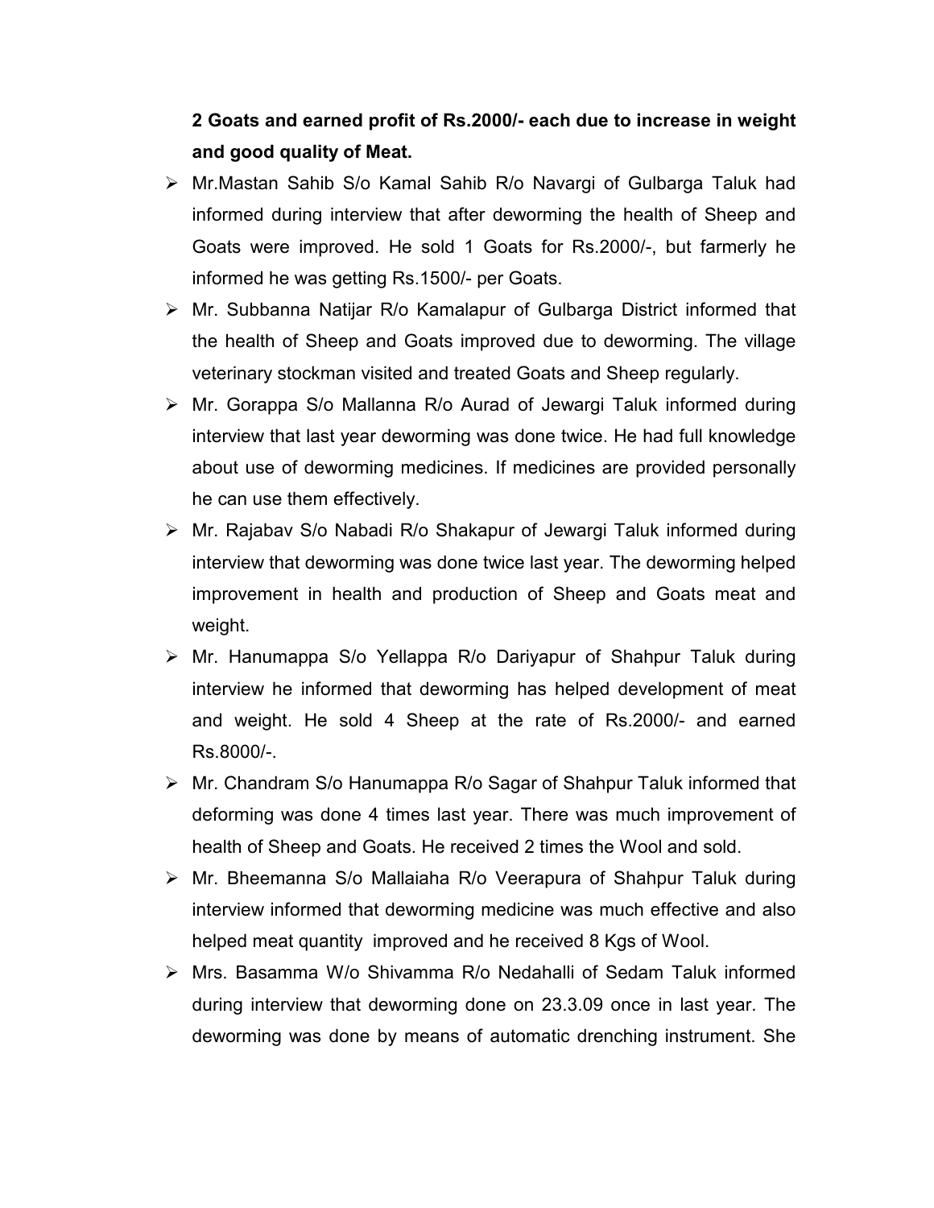**2 Goats and earned profit of Rs.2000/- each due to increase in weight and good quality of Meat.**

- Mr.Mastan Sahib S/o Kamal Sahib R/o Navargi of Gulbarga Taluk had informed during interview that after deworming the health of Sheep and Goats were improved. He sold 1 Goats for Rs.2000/-, but farmerly he informed he was getting Rs.1500/- per Goats.
- Mr. Subbanna Natijar R/o Kamalapur of Gulbarga District informed that the health of Sheep and Goats improved due to deworming. The village veterinary stockman visited and treated Goats and Sheep regularly.
- Mr. Gorappa S/o Mallanna R/o Aurad of Jewargi Taluk informed during interview that last year deworming was done twice. He had full knowledge about use of deworming medicines. If medicines are provided personally he can use them effectively.
- Mr. Rajabav S/o Nabadi R/o Shakapur of Jewargi Taluk informed during interview that deworming was done twice last year. The deworming helped improvement in health and production of Sheep and Goats meat and weight.
- Mr. Hanumappa S/o Yellappa R/o Dariyapur of Shahpur Taluk during interview he informed that deworming has helped development of meat and weight. He sold 4 Sheep at the rate of Rs.2000/- and earned Rs.8000/-.
- Mr. Chandram S/o Hanumappa R/o Sagar of Shahpur Taluk informed that deforming was done 4 times last year. There was much improvement of health of Sheep and Goats. He received 2 times the Wool and sold.
- Mr. Bheemanna S/o Mallaiaha R/o Veerapura of Shahpur Taluk during interview informed that deworming medicine was much effective and also helped meat quantity improved and he received 8 Kgs of Wool.
- Mrs. Basamma W/o Shivamma R/o Nedahalli of Sedam Taluk informed during interview that deworming done on 23.3.09 once in last year. The deworming was done by means of automatic drenching instrument. She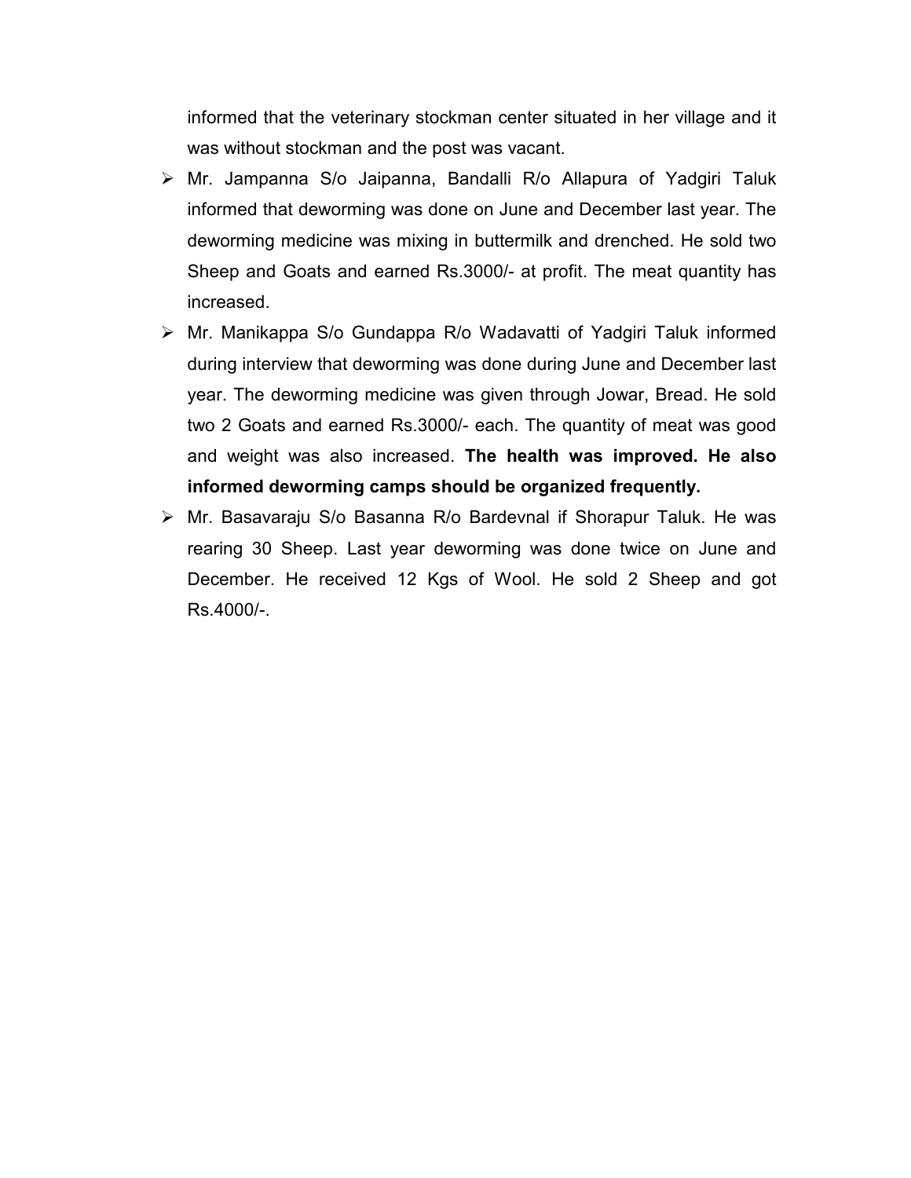informed that the veterinary stockman center situated in her village and it was without stockman and the post was vacant.

- Mr. Jampanna S/o Jaipanna, Bandalli R/o Allapura of Yadgiri Taluk informed that deworming was done on June and December last year. The deworming medicine was mixing in buttermilk and drenched. He sold two Sheep and Goats and earned Rs.3000/- at profit. The meat quantity has increased.
- Mr. Manikappa S/o Gundappa R/o Wadavatti of Yadgiri Taluk informed during interview that deworming was done during June and December last year. The deworming medicine was given through Jowar, Bread. He sold two 2 Goats and earned Rs.3000/- each. The quantity of meat was good and weight was also increased. **The health was improved. He also informed deworming camps should be organized frequently.**
- Mr. Basavaraju S/o Basanna R/o Bardevnal if Shorapur Taluk. He was rearing 30 Sheep. Last year deworming was done twice on June and December. He received 12 Kgs of Wool. He sold 2 Sheep and got Rs.4000/-.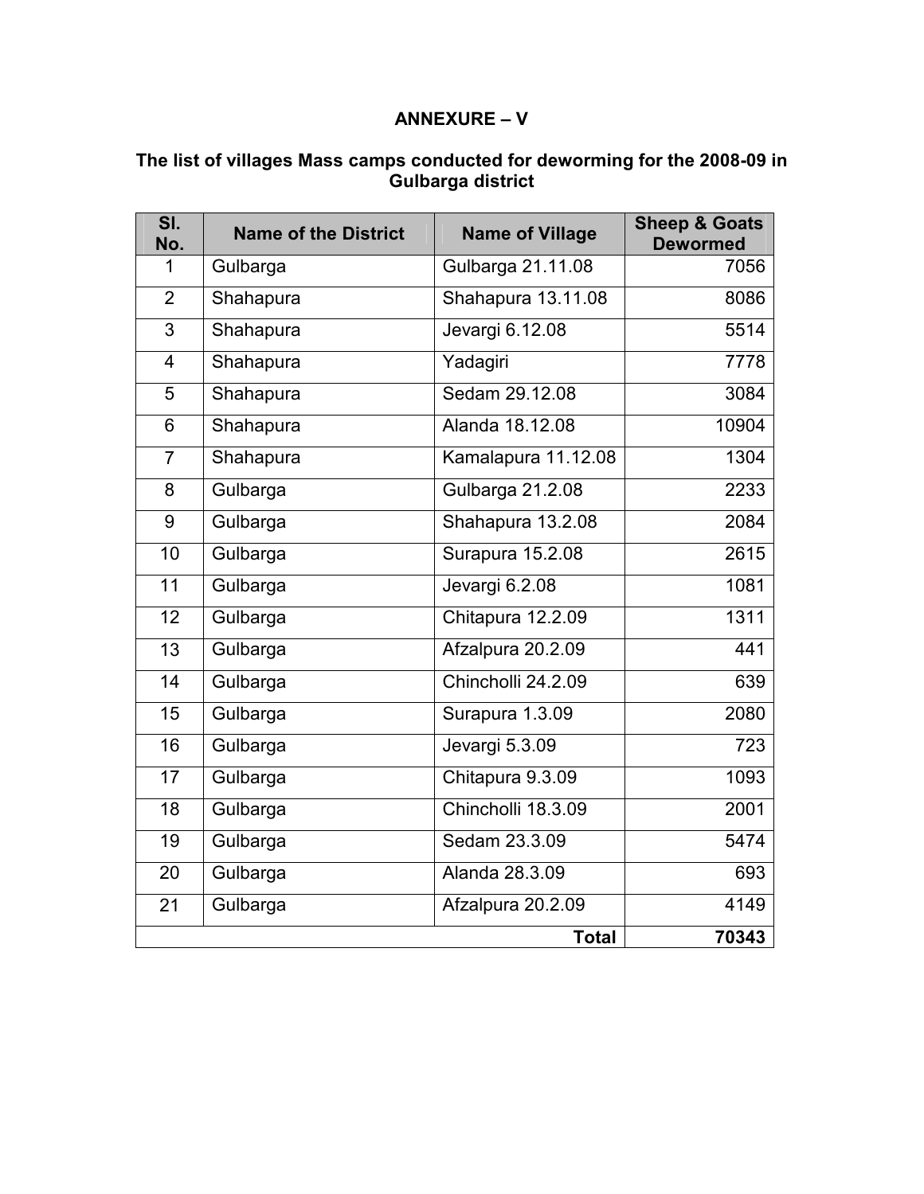## ANNEXURE – V

### The list of villages Mass camps conducted for deworming for the 2008-09 in Gulbarga district

| Sl. No. | Name of the District | Name of Village | Sheep & Goats Dewormed |
|---|---|---|---|
| 1 | Gulbarga | Gulbarga 21.11.08 | 7056 |
| 2 | Shahapura | Shahapura 13.11.08 | 8086 |
| 3 | Shahapura | Jevargi 6.12.08 | 5514 |
| 4 | Shahapura | Yadagiri | 7778 |
| 5 | Shahapura | Sedam 29.12.08 | 3084 |
| 6 | Shahapura | Alanda 18.12.08 | 10904 |
| 7 | Shahapura | Kamalapura 11.12.08 | 1304 |
| 8 | Gulbarga | Gulbarga 21.2.08 | 2233 |
| 9 | Gulbarga | Shahapura 13.2.08 | 2084 |
| 10 | Gulbarga | Surapura 15.2.08 | 2615 |
| 11 | Gulbarga | Jevargi 6.2.08 | 1081 |
| 12 | Gulbarga | Chitapura 12.2.09 | 1311 |
| 13 | Gulbarga | Afzalpura 20.2.09 | 441 |
| 14 | Gulbarga | Chincholli 24.2.09 | 639 |
| 15 | Gulbarga | Surapura 1.3.09 | 2080 |
| 16 | Gulbarga | Jevargi 5.3.09 | 723 |
| 17 | Gulbarga | Chitapura 9.3.09 | 1093 |
| 18 | Gulbarga | Chincholli 18.3.09 | 2001 |
| 19 | Gulbarga | Sedam 23.3.09 | 5474 |
| 20 | Gulbarga | Alanda 28.3.09 | 693 |
| 21 | Gulbarga | Afzalpura 20.2.09 | 4149 |
| | | **Total** | **70343** |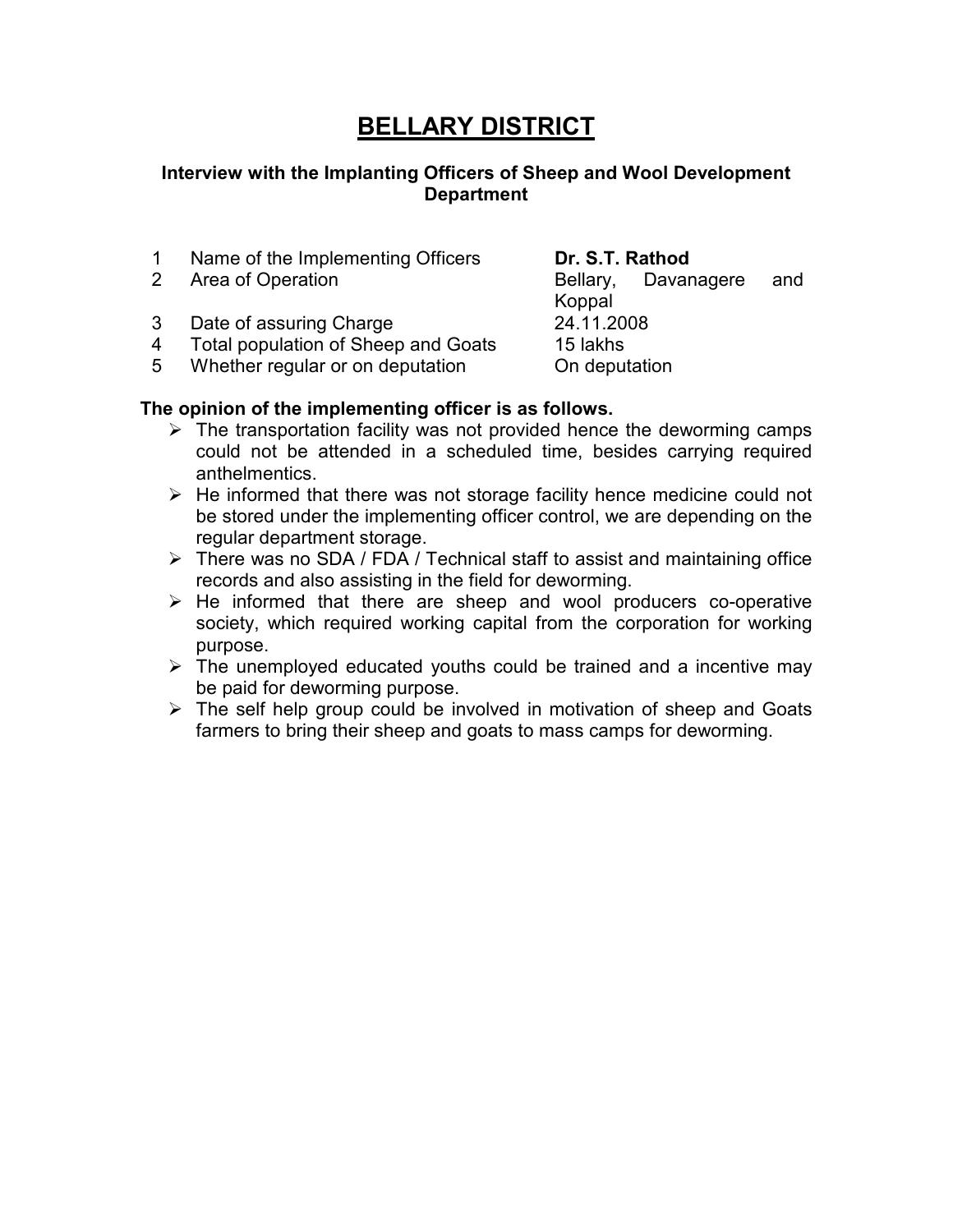# BELLARY DISTRICT

### Interview with the Implanting Officers of Sheep and Wool Development Department

| | | |
|---|---|---|
| 1 | Name of the Implementing Officers | **Dr. S.T. Rathod** |
| 2 | Area of Operation | Bellary, Davanagere and Koppal |
| 3 | Date of assuring Charge | 24.11.2008 |
| 4 | Total population of Sheep and Goats | 15 lakhs |
| 5 | Whether regular or on deputation | On deputation |

**The opinion of the implementing officer is as follows.**

- The transportation facility was not provided hence the deworming camps could not be attended in a scheduled time, besides carrying required anthelmentics.
- He informed that there was not storage facility hence medicine could not be stored under the implementing officer control, we are depending on the regular department storage.
- There was no SDA / FDA / Technical staff to assist and maintaining office records and also assisting in the field for deworming.
- He informed that there are sheep and wool producers co-operative society, which required working capital from the corporation for working purpose.
- The unemployed educated youths could be trained and a incentive may be paid for deworming purpose.
- The self help group could be involved in motivation of sheep and Goats farmers to bring their sheep and goats to mass camps for deworming.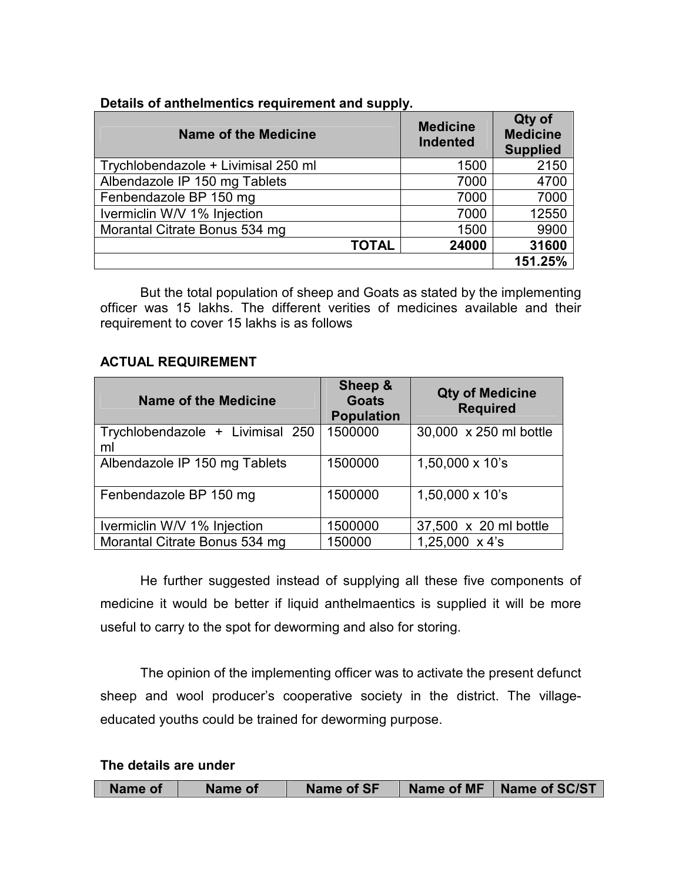**Details of anthelmentics requirement and supply.**

| Name of the Medicine | Medicine Indented | Qty of Medicine Supplied |
|---|---|---|
| Trychlobendazole + Livimisal 250 ml | 1500 | 2150 |
| Albendazole IP 150 mg Tablets | 7000 | 4700 |
| Fenbendazole BP 150 mg | 7000 | 7000 |
| Ivermiclin W/V 1% Injection | 7000 | 12550 |
| Morantal Citrate Bonus 534 mg | 1500 | 9900 |
| **TOTAL** | **24000** | **31600** |
| | | **151.25%** |

But the total population of sheep and Goats as stated by the implementing officer was 15 lakhs. The different verities of medicines available and their requirement to cover 15 lakhs is as follows

**ACTUAL REQUIREMENT**

| Name of the Medicine | Sheep & Goats Population | Qty of Medicine Required |
|---|---|---|
| Trychlobendazole + Livimisal 250 ml | 1500000 | 30,000 x 250 ml bottle |
| Albendazole IP 150 mg Tablets | 1500000 | 1,50,000 x 10's |
| Fenbendazole BP 150 mg | 1500000 | 1,50,000 x 10's |
| Ivermiclin W/V 1% Injection | 1500000 | 37,500 x 20 ml bottle |
| Morantal Citrate Bonus 534 mg | 150000 | 1,25,000 x 4's |

He further suggested instead of supplying all these five components of medicine it would be better if liquid anthelmaentics is supplied it will be more useful to carry to the spot for deworming and also for storing.

The opinion of the implementing officer was to activate the present defunct sheep and wool producer's cooperative society in the district. The village-educated youths could be trained for deworming purpose.

**The details are under**

| Name of | Name of | Name of SF | Name of MF | Name of SC/ST |
|---|---|---|---|---|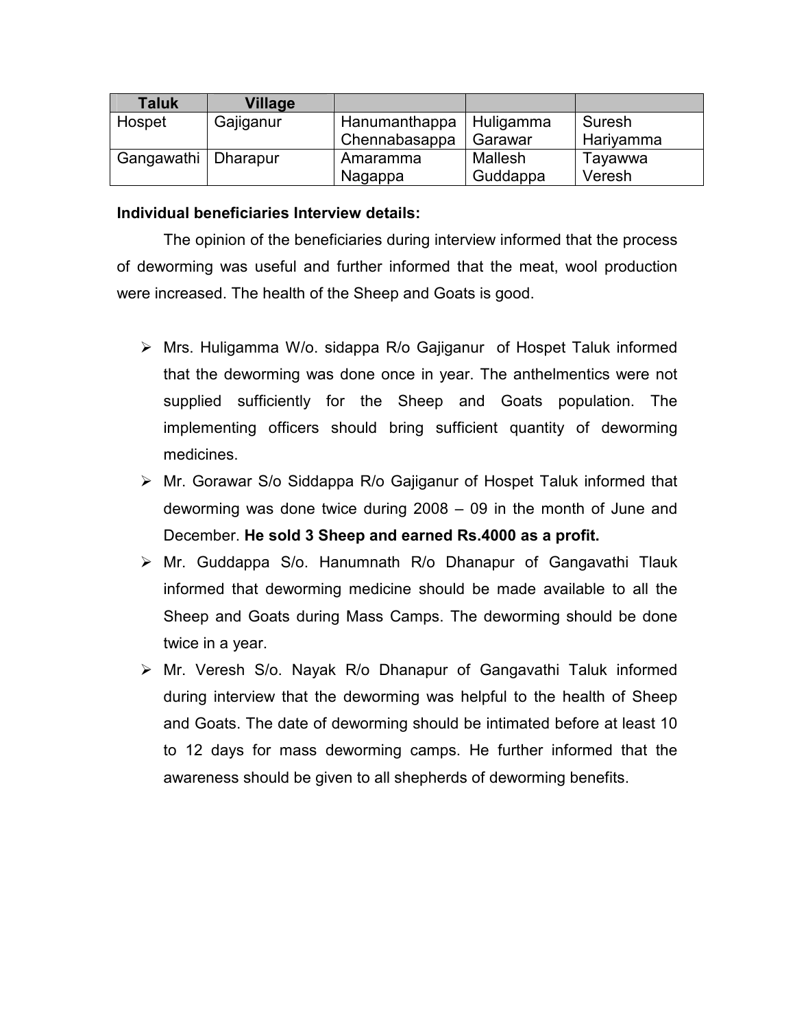| Taluk | Village | | | |
|---|---|---|---|---|
| Hospet | Gajiganur | Hanumanthappa Chennabasappa | Huligamma Garawar | Suresh Hariyamma |
| Gangawathi | Dharapur | Amaramma Nagappa | Mallesh Guddappa | Tayawwa Veresh |

**Individual beneficiaries Interview details:**

The opinion of the beneficiaries during interview informed that the process of deworming was useful and further informed that the meat, wool production were increased. The health of the Sheep and Goats is good.

- Mrs. Huligamma W/o. sidappa R/o Gajiganur of Hospet Taluk informed that the deworming was done once in year. The anthelmentics were not supplied sufficiently for the Sheep and Goats population. The implementing officers should bring sufficient quantity of deworming medicines.
- Mr. Gorawar S/o Siddappa R/o Gajiganur of Hospet Taluk informed that deworming was done twice during 2008 – 09 in the month of June and December. **He sold 3 Sheep and earned Rs.4000 as a profit.**
- Mr. Guddappa S/o. Hanumnath R/o Dhanapur of Gangavathi Tlauk informed that deworming medicine should be made available to all the Sheep and Goats during Mass Camps. The deworming should be done twice in a year.
- Mr. Veresh S/o. Nayak R/o Dhanapur of Gangavathi Taluk informed during interview that the deworming was helpful to the health of Sheep and Goats. The date of deworming should be intimated before at least 10 to 12 days for mass deworming camps. He further informed that the awareness should be given to all shepherds of deworming benefits.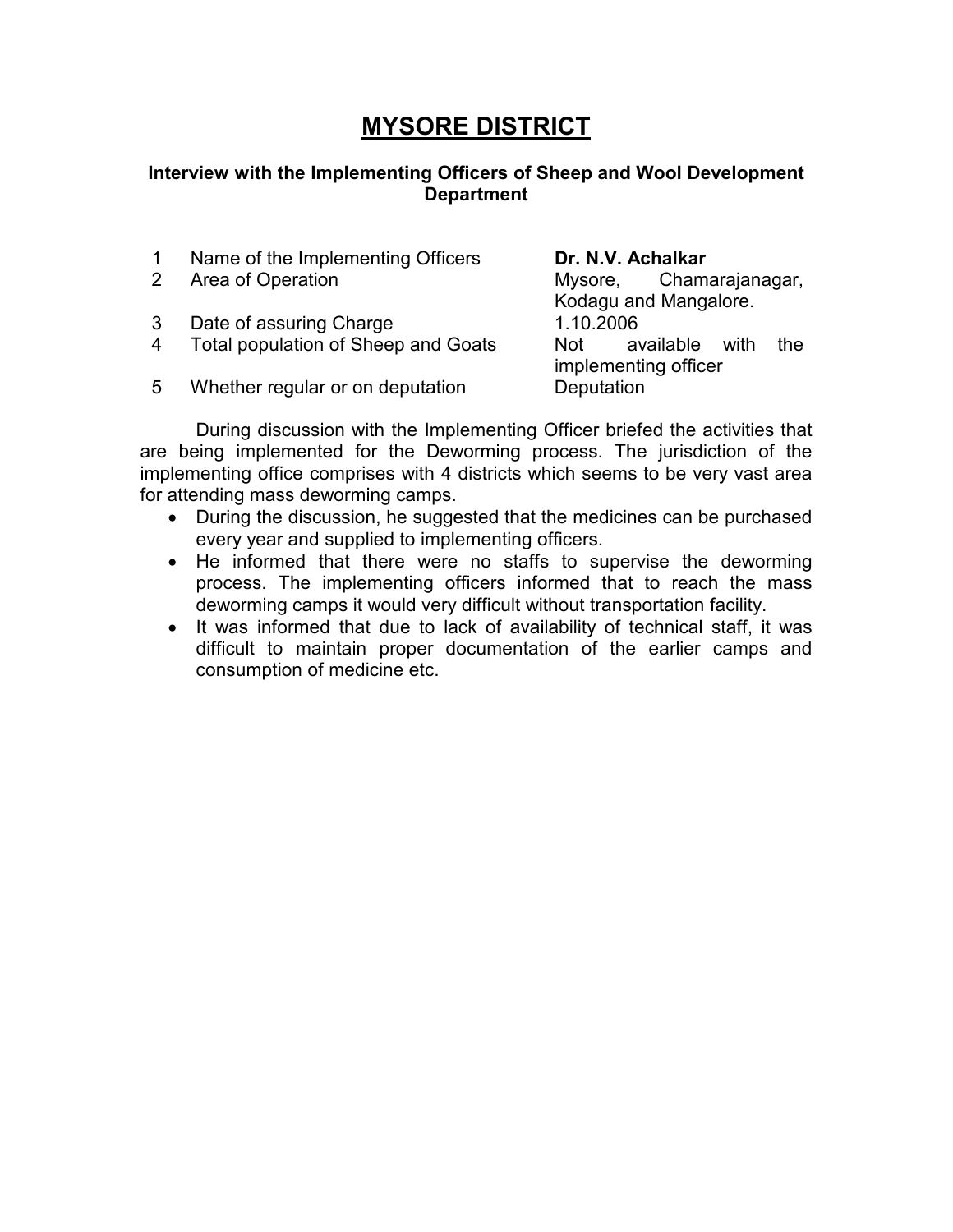# MYSORE DISTRICT

### Interview with the Implementing Officers of Sheep and Wool Development Department

| | | |
|---|---|---|
| 1 | Name of the Implementing Officers | **Dr. N.V. Achalkar** |
| 2 | Area of Operation | Mysore, Chamarajanagar, Kodagu and Mangalore. |
| 3 | Date of assuring Charge | 1.10.2006 |
| 4 | Total population of Sheep and Goats | Not available with the implementing officer |
| 5 | Whether regular or on deputation | Deputation |

During discussion with the Implementing Officer briefed the activities that are being implemented for the Deworming process. The jurisdiction of the implementing office comprises with 4 districts which seems to be very vast area for attending mass deworming camps.

- During the discussion, he suggested that the medicines can be purchased every year and supplied to implementing officers.
- He informed that there were no staffs to supervise the deworming process. The implementing officers informed that to reach the mass deworming camps it would very difficult without transportation facility.
- It was informed that due to lack of availability of technical staff, it was difficult to maintain proper documentation of the earlier camps and consumption of medicine etc.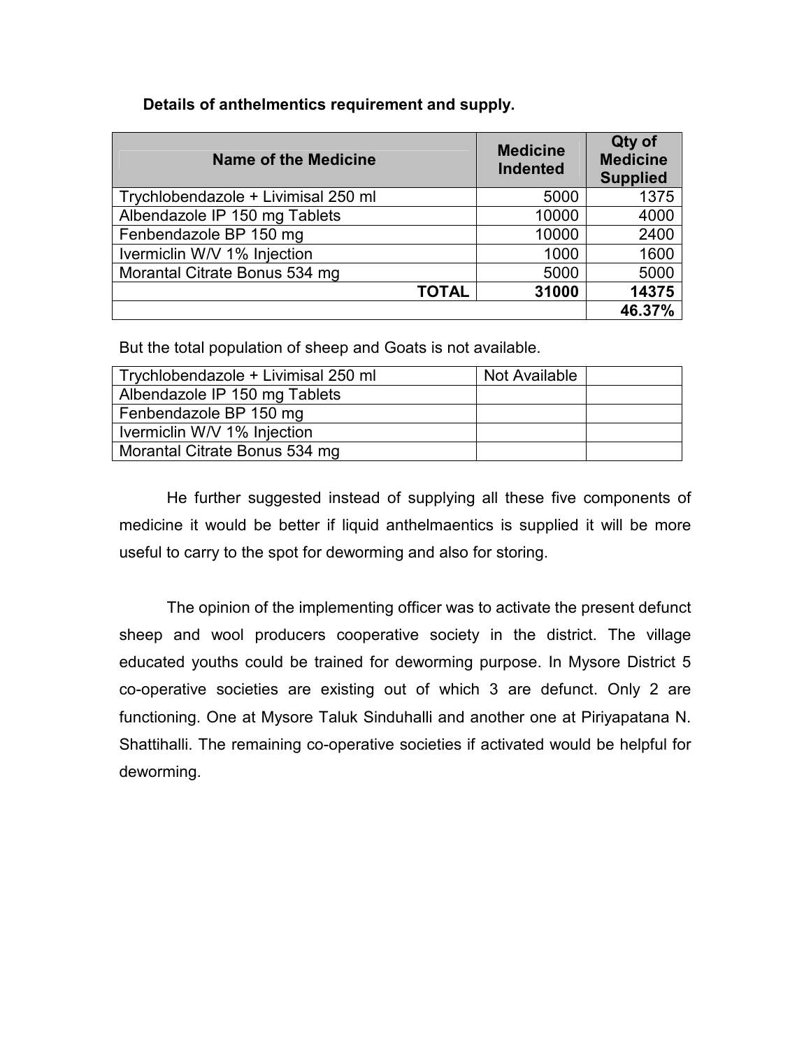**Details of anthelmentics requirement and supply.**

| Name of the Medicine | Medicine Indented | Qty of Medicine Supplied |
|---|---|---|
| Trychlobendazole + Livimisal 250 ml | 5000 | 1375 |
| Albendazole IP 150 mg Tablets | 10000 | 4000 |
| Fenbendazole BP 150 mg | 10000 | 2400 |
| Ivermiclin W/V 1% Injection | 1000 | 1600 |
| Morantal Citrate Bonus 534 mg | 5000 | 5000 |
| **TOTAL** | **31000** | **14375** |
| | | **46.37%** |

But the total population of sheep and Goats is not available.

| | | |
|---|---|---|
| Trychlobendazole + Livimisal 250 ml | Not Available | |
| Albendazole IP 150 mg Tablets | | |
| Fenbendazole BP 150 mg | | |
| Ivermiclin W/V 1% Injection | | |
| Morantal Citrate Bonus 534 mg | | |

He further suggested instead of supplying all these five components of medicine it would be better if liquid anthelmaentics is supplied it will be more useful to carry to the spot for deworming and also for storing.

The opinion of the implementing officer was to activate the present defunct sheep and wool producers cooperative society in the district. The village educated youths could be trained for deworming purpose. In Mysore District 5 co-operative societies are existing out of which 3 are defunct. Only 2 are functioning. One at Mysore Taluk Sinduhalli and another one at Piriyapatana N. Shattihalli. The remaining co-operative societies if activated would be helpful for deworming.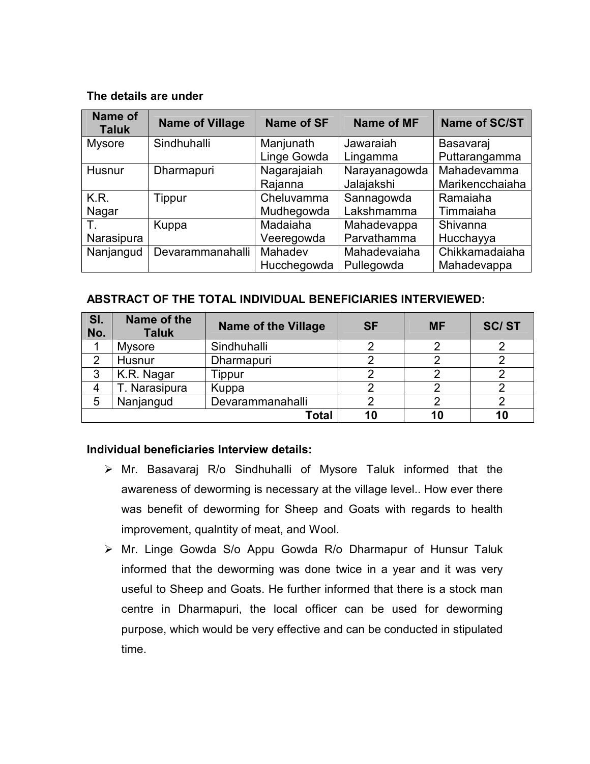**The details are under**

| Name of Taluk | Name of Village | Name of SF | Name of MF | Name of SC/ST |
|---|---|---|---|---|
| Mysore | Sindhuhalli | Manjunath Linge Gowda | Jawaraiah Lingamma | Basavaraj Puttarangamma |
| Husnur | Dharmapuri | Nagarajaiah Rajanna | Narayanagowda Jalajakshi | Mahadevamma Marikencchaiaha |
| K.R. Nagar | Tippur | Cheluvamma Mudhegowda | Sannagowda Lakshmamma | Ramaiaha Timmaiaha |
| T. Narasipura | Kuppa | Madaiaha Veeregowda | Mahadevappa Parvathamma | Shivanna Hucchayya |
| Nanjangud | Devarammanahalli | Mahadev Hucchegowda | Mahadevaiaha Pullegowda | Chikkamadaiaha Mahadevappa |

**ABSTRACT OF THE TOTAL INDIVIDUAL BENEFICIARIES INTERVIEWED:**

| Sl. No. | Name of the Taluk | Name of the Village | SF | MF | SC/ ST |
|---|---|---|---|---|---|
| 1 | Mysore | Sindhuhalli | 2 | 2 | 2 |
| 2 | Husnur | Dharmapuri | 2 | 2 | 2 |
| 3 | K.R. Nagar | Tippur | 2 | 2 | 2 |
| 4 | T. Narasipura | Kuppa | 2 | 2 | 2 |
| 5 | Nanjangud | Devarammanahalli | 2 | 2 | 2 |
| | | **Total** | **10** | **10** | **10** |

**Individual beneficiaries Interview details:**

- Mr. Basavaraj R/o Sindhuhalli of Mysore Taluk informed that the awareness of deworming is necessary at the village level.. How ever there was benefit of deworming for Sheep and Goats with regards to health improvement, qualntity of meat, and Wool.
- Mr. Linge Gowda S/o Appu Gowda R/o Dharmapur of Hunsur Taluk informed that the deworming was done twice in a year and it was very useful to Sheep and Goats. He further informed that there is a stock man centre in Dharmapuri, the local officer can be used for deworming purpose, which would be very effective and can be conducted in stipulated time.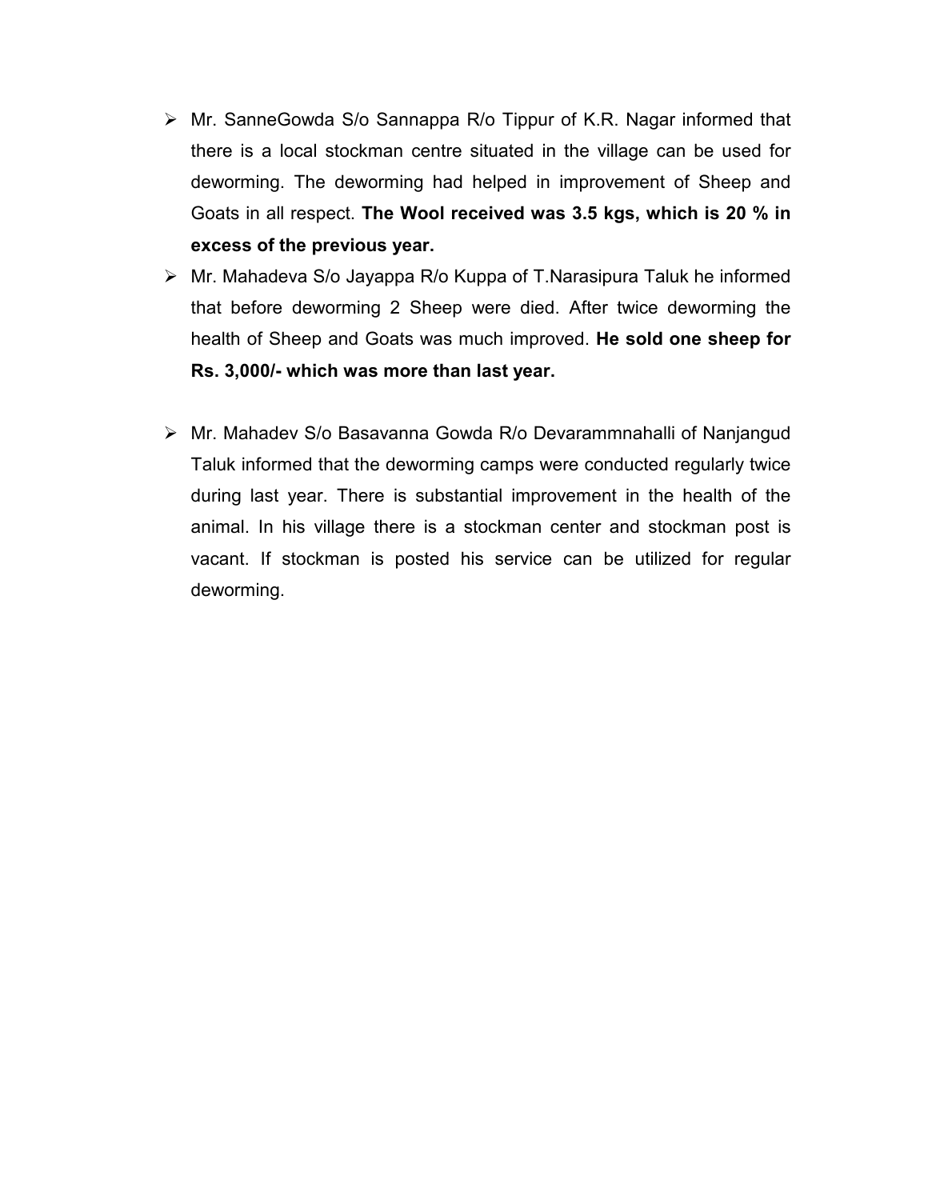- Mr. SanneGowda S/o Sannappa R/o Tippur of K.R. Nagar informed that there is a local stockman centre situated in the village can be used for deworming. The deworming had helped in improvement of Sheep and Goats in all respect. **The Wool received was 3.5 kgs, which is 20 % in excess of the previous year.**
- Mr. Mahadeva S/o Jayappa R/o Kuppa of T.Narasipura Taluk he informed that before deworming 2 Sheep were died. After twice deworming the health of Sheep and Goats was much improved. **He sold one sheep for Rs. 3,000/- which was more than last year.**
- Mr. Mahadev S/o Basavanna Gowda R/o Devarammnahalli of Nanjangud Taluk informed that the deworming camps were conducted regularly twice during last year. There is substantial improvement in the health of the animal. In his village there is a stockman center and stockman post is vacant. If stockman is posted his service can be utilized for regular deworming.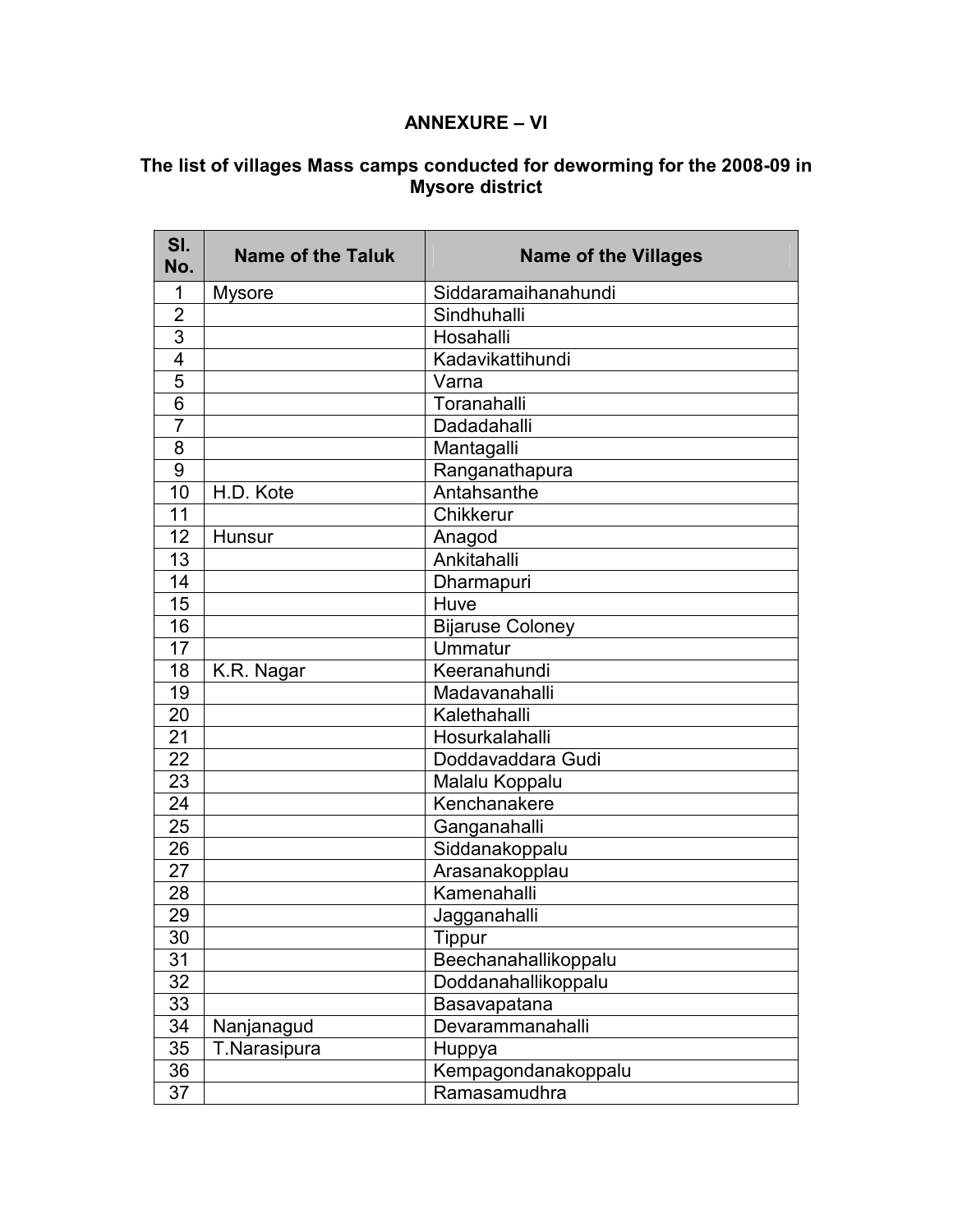# ANNEXURE – VI

## The list of villages Mass camps conducted for deworming for the 2008-09 in Mysore district

| Sl. No. | Name of the Taluk | Name of the Villages |
|---|---|---|
| 1 | Mysore | Siddaramaihanahundi |
| 2 | | Sindhuhalli |
| 3 | | Hosahalli |
| 4 | | Kadavikattihundi |
| 5 | | Varna |
| 6 | | Toranahalli |
| 7 | | Dadadahalli |
| 8 | | Mantagalli |
| 9 | | Ranganathapura |
| 10 | H.D. Kote | Antahsanthe |
| 11 | | Chikkerur |
| 12 | Hunsur | Anagod |
| 13 | | Ankitahalli |
| 14 | | Dharmapuri |
| 15 | | Huve |
| 16 | | Bijaruse Coloney |
| 17 | | Ummatur |
| 18 | K.R. Nagar | Keeranahundi |
| 19 | | Madavanahalli |
| 20 | | Kalethahalli |
| 21 | | Hosurkalahalli |
| 22 | | Doddavaddara Gudi |
| 23 | | Malalu Koppalu |
| 24 | | Kenchanakere |
| 25 | | Ganganahalli |
| 26 | | Siddanakoppalu |
| 27 | | Arasanakopplau |
| 28 | | Kamenahalli |
| 29 | | Jagganahalli |
| 30 | | Tippur |
| 31 | | Beechanahallikoppalu |
| 32 | | Doddanahallikoppalu |
| 33 | | Basavapatana |
| 34 | Nanjanagud | Devarammanahalli |
| 35 | T.Narasipura | Huppya |
| 36 | | Kempagondanakoppalu |
| 37 | | Ramasamudhra |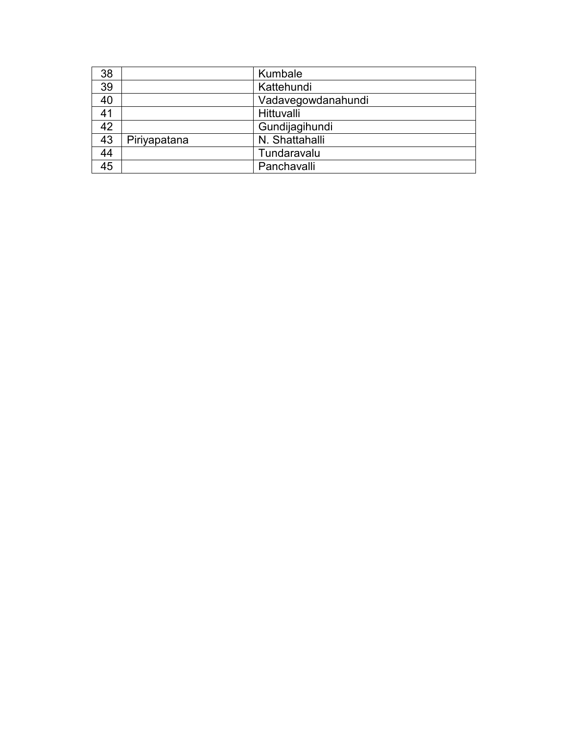| | | |
|---|---|---|
| 38 | | Kumbale |
| 39 | | Kattehundi |
| 40 | | Vadavegowdanahundi |
| 41 | | Hittuvalli |
| 42 | | Gundijagihundi |
| 43 | Piriyapatana | N. Shattahalli |
| 44 | | Tundaravalu |
| 45 | | Panchavalli |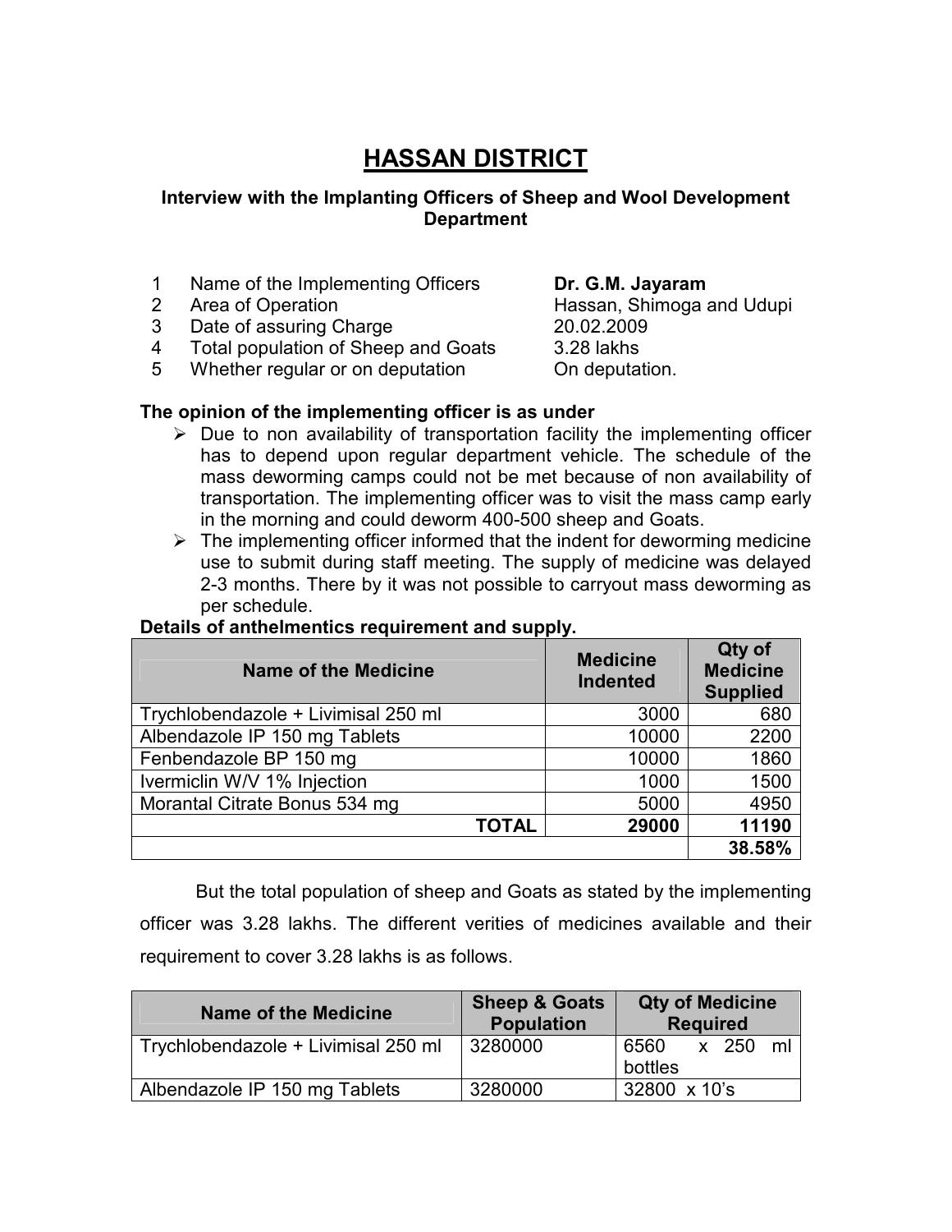# HASSAN DISTRICT

**Interview with the Implanting Officers of Sheep and Wool Development Department**

| | | |
|---|---|---|
| 1 | Name of the Implementing Officers | **Dr. G.M. Jayaram** |
| 2 | Area of Operation | Hassan, Shimoga and Udupi |
| 3 | Date of assuring Charge | 20.02.2009 |
| 4 | Total population of Sheep and Goats | 3.28 lakhs |
| 5 | Whether regular or on deputation | On deputation. |

**The opinion of the implementing officer is as under**

- Due to non availability of transportation facility the implementing officer has to depend upon regular department vehicle. The schedule of the mass deworming camps could not be met because of non availability of transportation. The implementing officer was to visit the mass camp early in the morning and could deworm 400-500 sheep and Goats.
- The implementing officer informed that the indent for deworming medicine use to submit during staff meeting. The supply of medicine was delayed 2-3 months. There by it was not possible to carryout mass deworming as per schedule.

**Details of anthelmentics requirement and supply.**

| Name of the Medicine | Medicine Indented | Qty of Medicine Supplied |
|---|---|---|
| Trychlobendazole + Livimisal 250 ml | 3000 | 680 |
| Albendazole IP 150 mg Tablets | 10000 | 2200 |
| Fenbendazole BP 150 mg | 10000 | 1860 |
| Ivermiclin W/V 1% Injection | 1000 | 1500 |
| Morantal Citrate Bonus 534 mg | 5000 | 4950 |
| **TOTAL** | **29000** | **11190** |
| | | **38.58%** |

But the total population of sheep and Goats as stated by the implementing officer was 3.28 lakhs. The different verities of medicines available and their requirement to cover 3.28 lakhs is as follows.

| Name of the Medicine | Sheep & Goats Population | Qty of Medicine Required |
|---|---|---|
| Trychlobendazole + Livimisal 250 ml | 3280000 | 6560 x 250 ml bottles |
| Albendazole IP 150 mg Tablets | 3280000 | 32800 x 10's |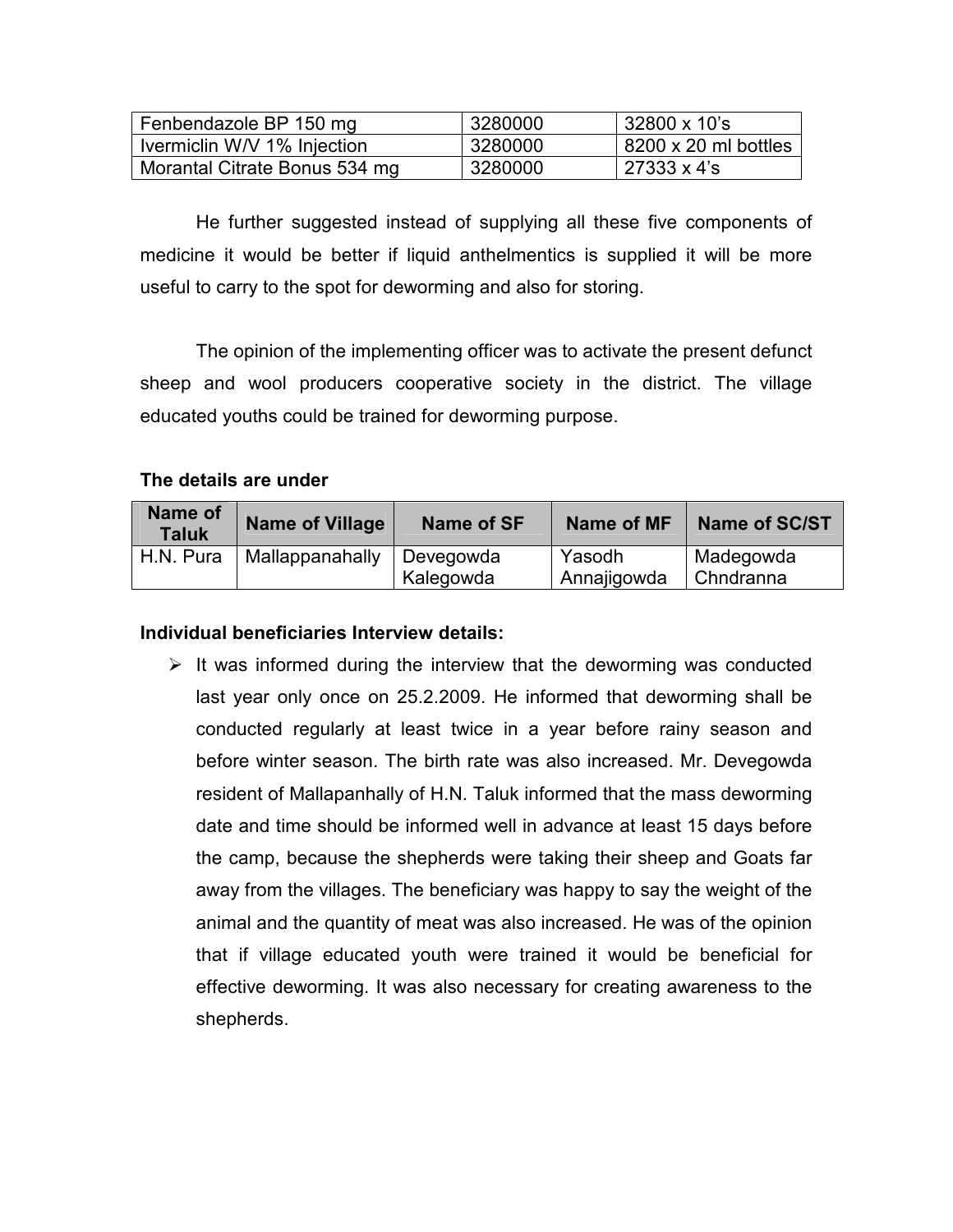| Fenbendazole BP 150 mg | 3280000 | 32800 x 10's |
| --- | --- | --- |
| Ivermiclin W/V 1% Injection | 3280000 | 8200 x 20 ml bottles |
| Morantal Citrate Bonus 534 mg | 3280000 | 27333 x 4's |

He further suggested instead of supplying all these five components of medicine it would be better if liquid anthelmentics is supplied it will be more useful to carry to the spot for deworming and also for storing.

The opinion of the implementing officer was to activate the present defunct sheep and wool producers cooperative society in the district. The village educated youths could be trained for deworming purpose.

**The details are under**

| Name of Taluk | Name of Village | Name of SF | Name of MF | Name of SC/ST |
| --- | --- | --- | --- | --- |
| H.N. Pura | Mallappanahally | Devegowda<br>Kalegowda | Yasodh<br>Annajigowda | Madegowda<br>Chndranna |

**Individual beneficiaries Interview details:**

- It was informed during the interview that the deworming was conducted last year only once on 25.2.2009. He informed that deworming shall be conducted regularly at least twice in a year before rainy season and before winter season. The birth rate was also increased. Mr. Devegowda resident of Mallapanhally of H.N. Taluk informed that the mass deworming date and time should be informed well in advance at least 15 days before the camp, because the shepherds were taking their sheep and Goats far away from the villages. The beneficiary was happy to say the weight of the animal and the quantity of meat was also increased. He was of the opinion that if village educated youth were trained it would be beneficial for effective deworming. It was also necessary for creating awareness to the shepherds.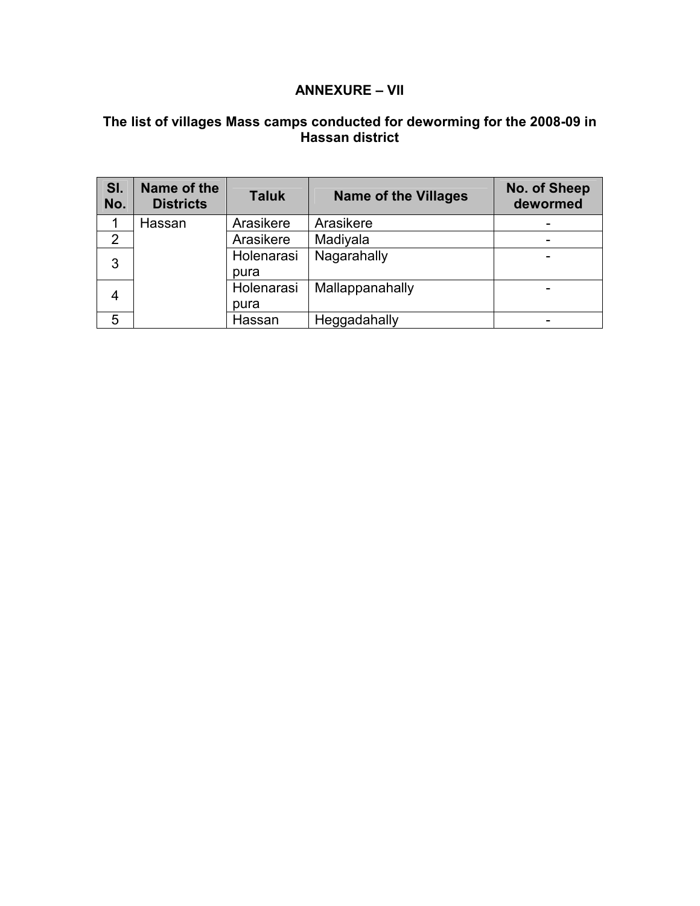## ANNEXURE – VII

### The list of villages Mass camps conducted for deworming for the 2008-09 in Hassan district

| Sl. No. | Name of the Districts | Taluk | Name of the Villages | No. of Sheep dewormed |
|---|---|---|---|---|
| 1 | Hassan | Arasikere | Arasikere | - |
| 2 | | Arasikere | Madiyala | - |
| 3 | | Holenarasipura | Nagarahally | - |
| 4 | | Holenarasipura | Mallappanahally | - |
| 5 | | Hassan | Heggadahally | - |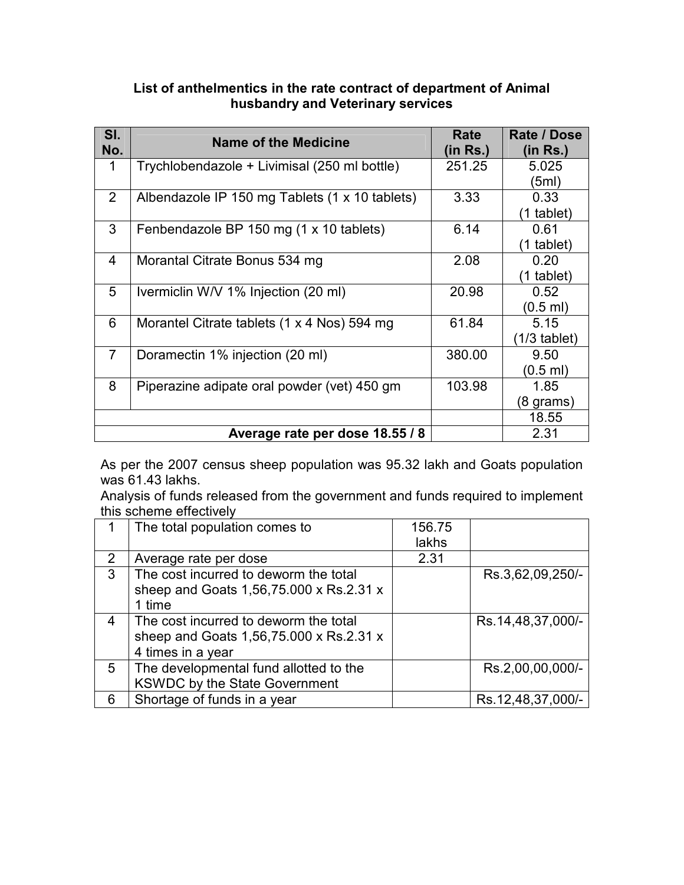### List of anthelmentics in the rate contract of department of Animal husbandry and Veterinary services

| Sl. No. | Name of the Medicine | Rate (in Rs.) | Rate / Dose (in Rs.) |
|---|---|---|---|
| 1 | Trychlobendazole + Livimisal (250 ml bottle) | 251.25 | 5.025 (5ml) |
| 2 | Albendazole IP 150 mg Tablets (1 x 10 tablets) | 3.33 | 0.33 (1 tablet) |
| 3 | Fenbendazole BP 150 mg (1 x 10 tablets) | 6.14 | 0.61 (1 tablet) |
| 4 | Morantal Citrate Bonus 534 mg | 2.08 | 0.20 (1 tablet) |
| 5 | Ivermiclin W/V 1% Injection (20 ml) | 20.98 | 0.52 (0.5 ml) |
| 6 | Morantel Citrate tablets (1 x 4 Nos) 594 mg | 61.84 | 5.15 (1/3 tablet) |
| 7 | Doramectin 1% injection (20 ml) | 380.00 | 9.50 (0.5 ml) |
| 8 | Piperazine adipate oral powder (vet) 450 gm | 103.98 | 1.85 (8 grams) |
| | | | 18.55 |
| | **Average rate per dose 18.55 / 8** | | 2.31 |

As per the 2007 census sheep population was 95.32 lakh and Goats population was 61.43 lakhs.

Analysis of funds released from the government and funds required to implement this scheme effectively

| | | | |
|---|---|---|---|
| 1 | The total population comes to | 156.75 lakhs | |
| 2 | Average rate per dose | 2.31 | |
| 3 | The cost incurred to deworm the total sheep and Goats 1,56,75.000 x Rs.2.31 x 1 time | | Rs.3,62,09,250/- |
| 4 | The cost incurred to deworm the total sheep and Goats 1,56,75.000 x Rs.2.31 x 4 times in a year | | Rs.14,48,37,000/- |
| 5 | The developmental fund allotted to the KSWDC by the State Government | | Rs.2,00,00,000/- |
| 6 | Shortage of funds in a year | | Rs.12,48,37,000/- |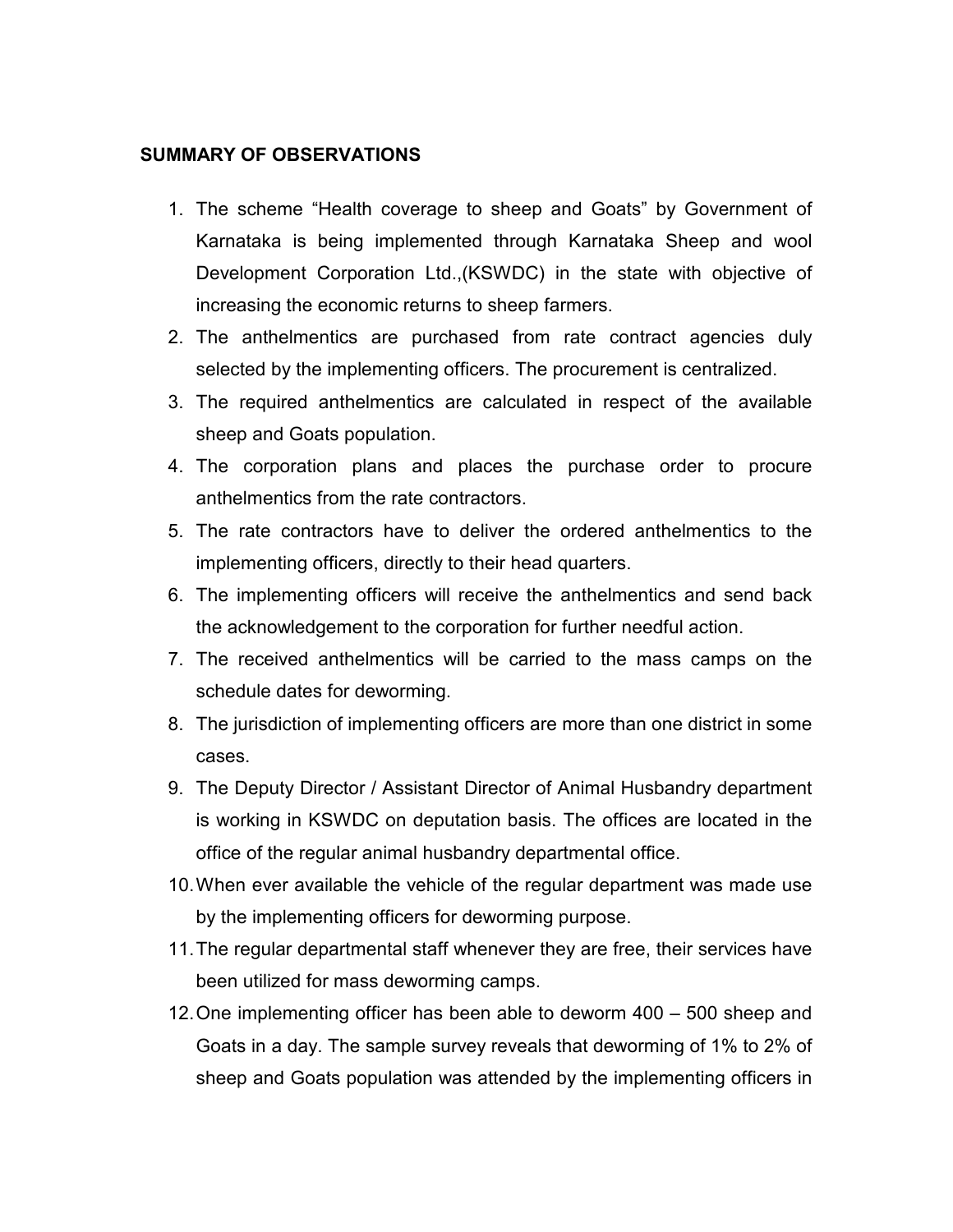## SUMMARY OF OBSERVATIONS

1. The scheme "Health coverage to sheep and Goats" by Government of Karnataka is being implemented through Karnataka Sheep and wool Development Corporation Ltd.,(KSWDC) in the state with objective of increasing the economic returns to sheep farmers.
2. The anthelmentics are purchased from rate contract agencies duly selected by the implementing officers. The procurement is centralized.
3. The required anthelmentics are calculated in respect of the available sheep and Goats population.
4. The corporation plans and places the purchase order to procure anthelmentics from the rate contractors.
5. The rate contractors have to deliver the ordered anthelmentics to the implementing officers, directly to their head quarters.
6. The implementing officers will receive the anthelmentics and send back the acknowledgement to the corporation for further needful action.
7. The received anthelmentics will be carried to the mass camps on the schedule dates for deworming.
8. The jurisdiction of implementing officers are more than one district in some cases.
9. The Deputy Director / Assistant Director of Animal Husbandry department is working in KSWDC on deputation basis. The offices are located in the office of the regular animal husbandry departmental office.
10. When ever available the vehicle of the regular department was made use by the implementing officers for deworming purpose.
11. The regular departmental staff whenever they are free, their services have been utilized for mass deworming camps.
12. One implementing officer has been able to deworm 400 – 500 sheep and Goats in a day. The sample survey reveals that deworming of 1% to 2% of sheep and Goats population was attended by the implementing officers in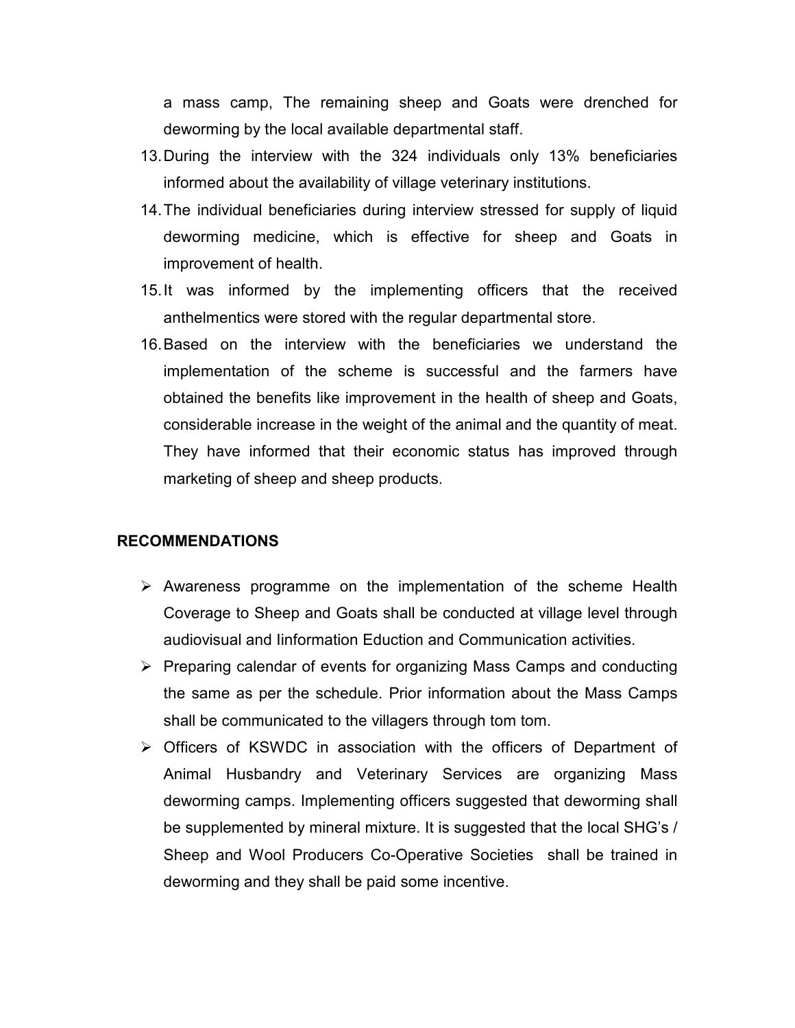a mass camp, The remaining sheep and Goats were drenched for deworming by the local available departmental staff.

13. During the interview with the 324 individuals only 13% beneficiaries informed about the availability of village veterinary institutions.
14. The individual beneficiaries during interview stressed for supply of liquid deworming medicine, which is effective for sheep and Goats in improvement of health.
15. It was informed by the implementing officers that the received anthelmentics were stored with the regular departmental store.
16. Based on the interview with the beneficiaries we understand the implementation of the scheme is successful and the farmers have obtained the benefits like improvement in the health of sheep and Goats, considerable increase in the weight of the animal and the quantity of meat. They have informed that their economic status has improved through marketing of sheep and sheep products.

**RECOMMENDATIONS**

- Awareness programme on the implementation of the scheme Health Coverage to Sheep and Goats shall be conducted at village level through audiovisual and Iinformation Eduction and Communication activities.
- Preparing calendar of events for organizing Mass Camps and conducting the same as per the schedule. Prior information about the Mass Camps shall be communicated to the villagers through tom tom.
- Officers of KSWDC in association with the officers of Department of Animal Husbandry and Veterinary Services are organizing Mass deworming camps. Implementing officers suggested that deworming shall be supplemented by mineral mixture. It is suggested that the local SHG's / Sheep and Wool Producers Co-Operative Societies shall be trained in deworming and they shall be paid some incentive.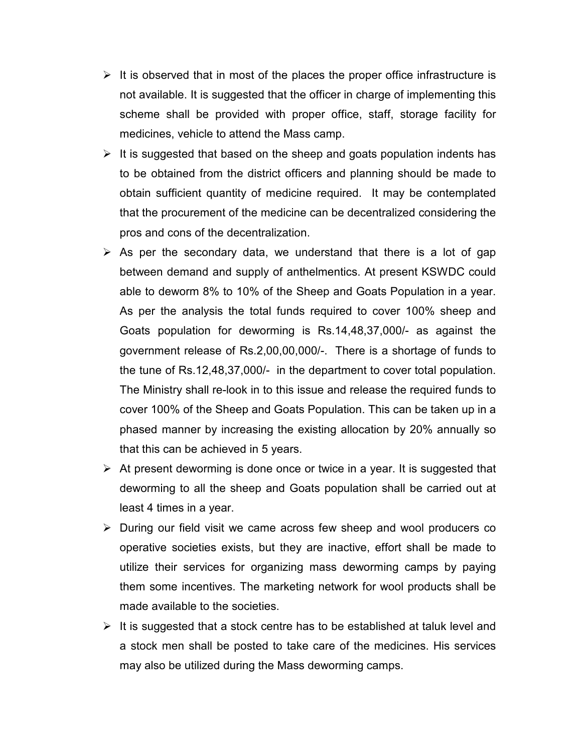- It is observed that in most of the places the proper office infrastructure is not available. It is suggested that the officer in charge of implementing this scheme shall be provided with proper office, staff, storage facility for medicines, vehicle to attend the Mass camp.
- It is suggested that based on the sheep and goats population indents has to be obtained from the district officers and planning should be made to obtain sufficient quantity of medicine required. It may be contemplated that the procurement of the medicine can be decentralized considering the pros and cons of the decentralization.
- As per the secondary data, we understand that there is a lot of gap between demand and supply of anthelmentics. At present KSWDC could able to deworm 8% to 10% of the Sheep and Goats Population in a year. As per the analysis the total funds required to cover 100% sheep and Goats population for deworming is Rs.14,48,37,000/- as against the government release of Rs.2,00,00,000/-. There is a shortage of funds to the tune of Rs.12,48,37,000/- in the department to cover total population. The Ministry shall re-look in to this issue and release the required funds to cover 100% of the Sheep and Goats Population. This can be taken up in a phased manner by increasing the existing allocation by 20% annually so that this can be achieved in 5 years.
- At present deworming is done once or twice in a year. It is suggested that deworming to all the sheep and Goats population shall be carried out at least 4 times in a year.
- During our field visit we came across few sheep and wool producers co operative societies exists, but they are inactive, effort shall be made to utilize their services for organizing mass deworming camps by paying them some incentives. The marketing network for wool products shall be made available to the societies.
- It is suggested that a stock centre has to be established at taluk level and a stock men shall be posted to take care of the medicines. His services may also be utilized during the Mass deworming camps.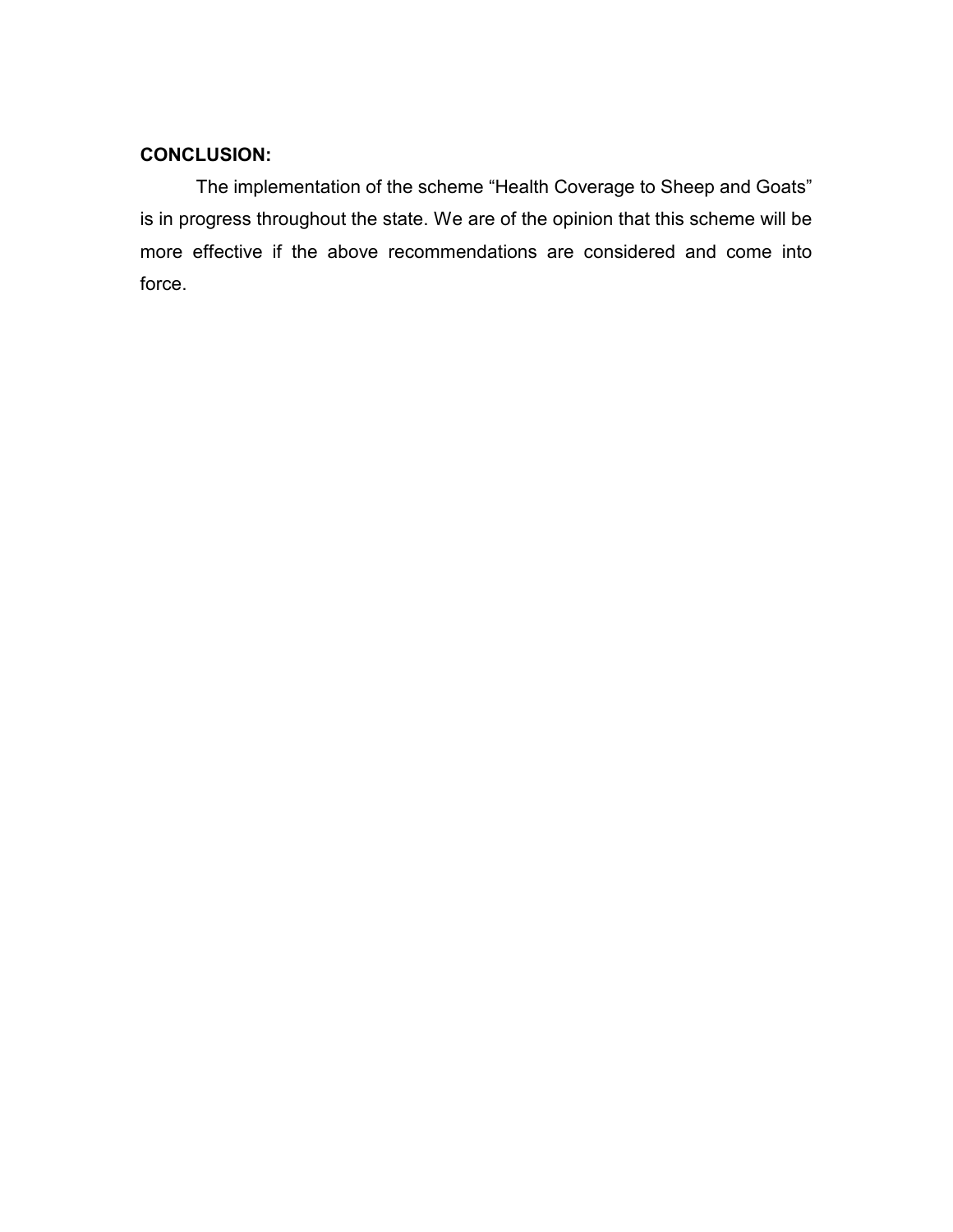**CONCLUSION:**

The implementation of the scheme “Health Coverage to Sheep and Goats” is in progress throughout the state. We are of the opinion that this scheme will be more effective if the above recommendations are considered and come into force.